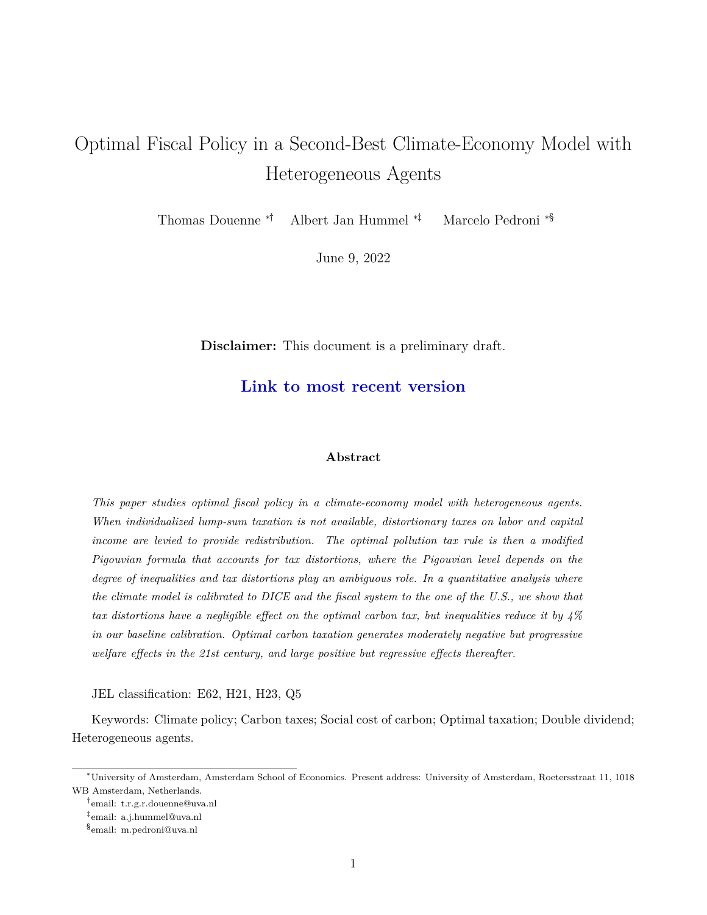# Optimal Fiscal Policy in a Second-Best Climate-Economy Model with Heterogeneous Agents

Thomas Douenne [\*†] Albert Jan Hummel [\*‡] Marcelo Pedroni [\*§]

June 9, 2022

**Disclaimer:** This document is a preliminary draft.

**Link to most recent version**

### Abstract

*This paper studies optimal fiscal policy in a climate-economy model with heterogeneous agents. When individualized lump-sum taxation is not available, distortionary taxes on labor and capital income are levied to provide redistribution. The optimal pollution tax rule is then a modified Pigouvian formula that accounts for tax distortions, where the Pigouvian level depends on the degree of inequalities and tax distortions play an ambiguous role. In a quantitative analysis where the climate model is calibrated to DICE and the fiscal system to the one of the U.S., we show that tax distortions have a negligible effect on the optimal carbon tax, but inequalities reduce it by 4% in our baseline calibration. Optimal carbon taxation generates moderately negative but progressive welfare effects in the 21st century, and large positive but regressive effects thereafter.*

JEL classification: E62, H21, H23, Q5

Keywords: Climate policy; Carbon taxes; Social cost of carbon; Optimal taxation; Double dividend; Heterogeneous agents.

---

[\*] University of Amsterdam, Amsterdam School of Economics. Present address: University of Amsterdam, Roetersstraat 11, 1018 WB Amsterdam, Netherlands.

[†] email: t.r.g.r.douenne@uva.nl

[‡] email: a.j.hummel@uva.nl

[§] email: m.pedroni@uva.nl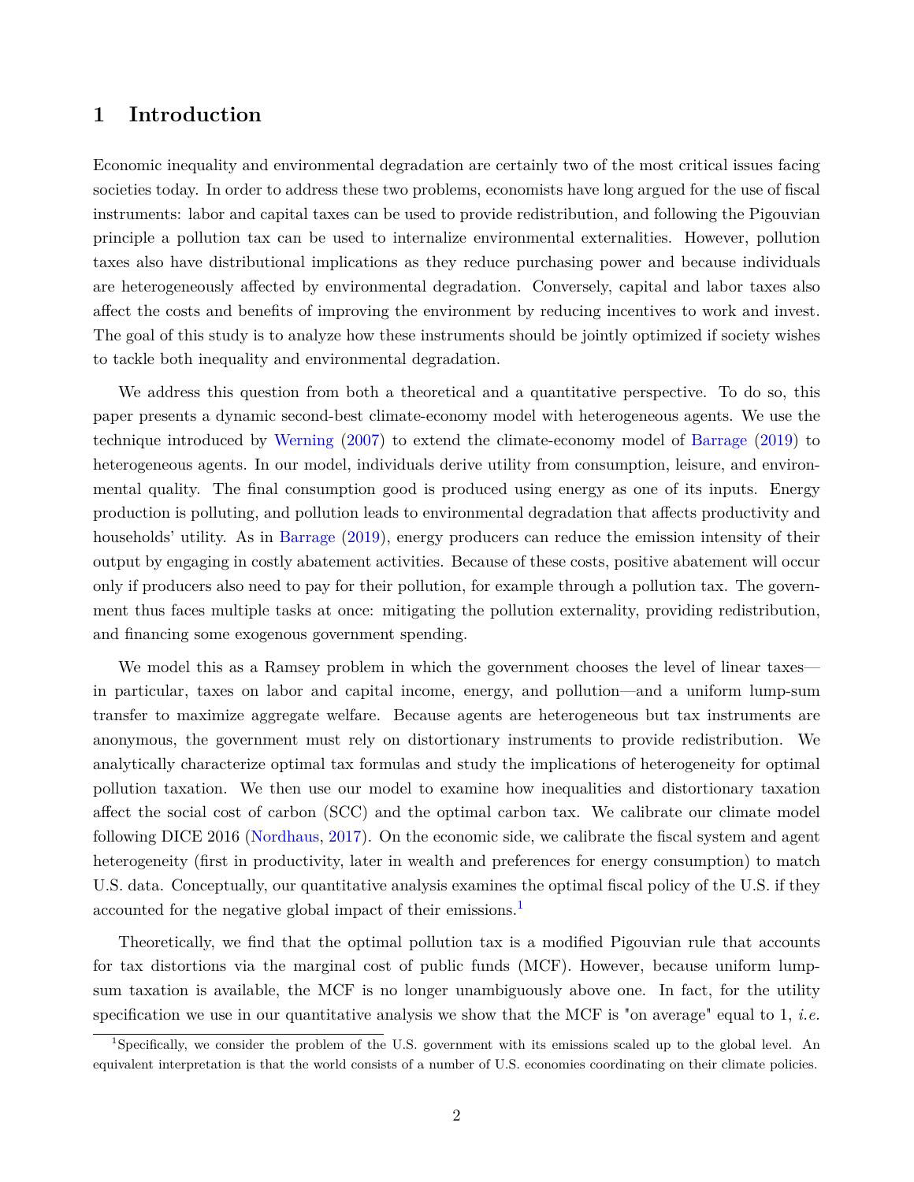# 1 Introduction

Economic inequality and environmental degradation are certainly two of the most critical issues facing societies today. In order to address these two problems, economists have long argued for the use of fiscal instruments: labor and capital taxes can be used to provide redistribution, and following the Pigouvian principle a pollution tax can be used to internalize environmental externalities. However, pollution taxes also have distributional implications as they reduce purchasing power and because individuals are heterogeneously affected by environmental degradation. Conversely, capital and labor taxes also affect the costs and benefits of improving the environment by reducing incentives to work and invest. The goal of this study is to analyze how these instruments should be jointly optimized if society wishes to tackle both inequality and environmental degradation.

We address this question from both a theoretical and a quantitative perspective. To do so, this paper presents a dynamic second-best climate-economy model with heterogeneous agents. We use the technique introduced by Werning (2007) to extend the climate-economy model of Barrage (2019) to heterogeneous agents. In our model, individuals derive utility from consumption, leisure, and environmental quality. The final consumption good is produced using energy as one of its inputs. Energy production is polluting, and pollution leads to environmental degradation that affects productivity and households' utility. As in Barrage (2019), energy producers can reduce the emission intensity of their output by engaging in costly abatement activities. Because of these costs, positive abatement will occur only if producers also need to pay for their pollution, for example through a pollution tax. The government thus faces multiple tasks at once: mitigating the pollution externality, providing redistribution, and financing some exogenous government spending.

We model this as a Ramsey problem in which the government chooses the level of linear taxes—in particular, taxes on labor and capital income, energy, and pollution—and a uniform lump-sum transfer to maximize aggregate welfare. Because agents are heterogeneous but tax instruments are anonymous, the government must rely on distortionary instruments to provide redistribution. We analytically characterize optimal tax formulas and study the implications of heterogeneity for optimal pollution taxation. We then use our model to examine how inequalities and distortionary taxation affect the social cost of carbon (SCC) and the optimal carbon tax. We calibrate our climate model following DICE 2016 (Nordhaus, 2017). On the economic side, we calibrate the fiscal system and agent heterogeneity (first in productivity, later in wealth and preferences for energy consumption) to match U.S. data. Conceptually, our quantitative analysis examines the optimal fiscal policy of the U.S. if they accounted for the negative global impact of their emissions.[1]

Theoretically, we find that the optimal pollution tax is a modified Pigouvian rule that accounts for tax distortions via the marginal cost of public funds (MCF). However, because uniform lump-sum taxation is available, the MCF is no longer unambiguously above one. In fact, for the utility specification we use in our quantitative analysis we show that the MCF is "on average" equal to 1, *i.e.*

[1] Specifically, we consider the problem of the U.S. government with its emissions scaled up to the global level. An equivalent interpretation is that the world consists of a number of U.S. economies coordinating on their climate policies.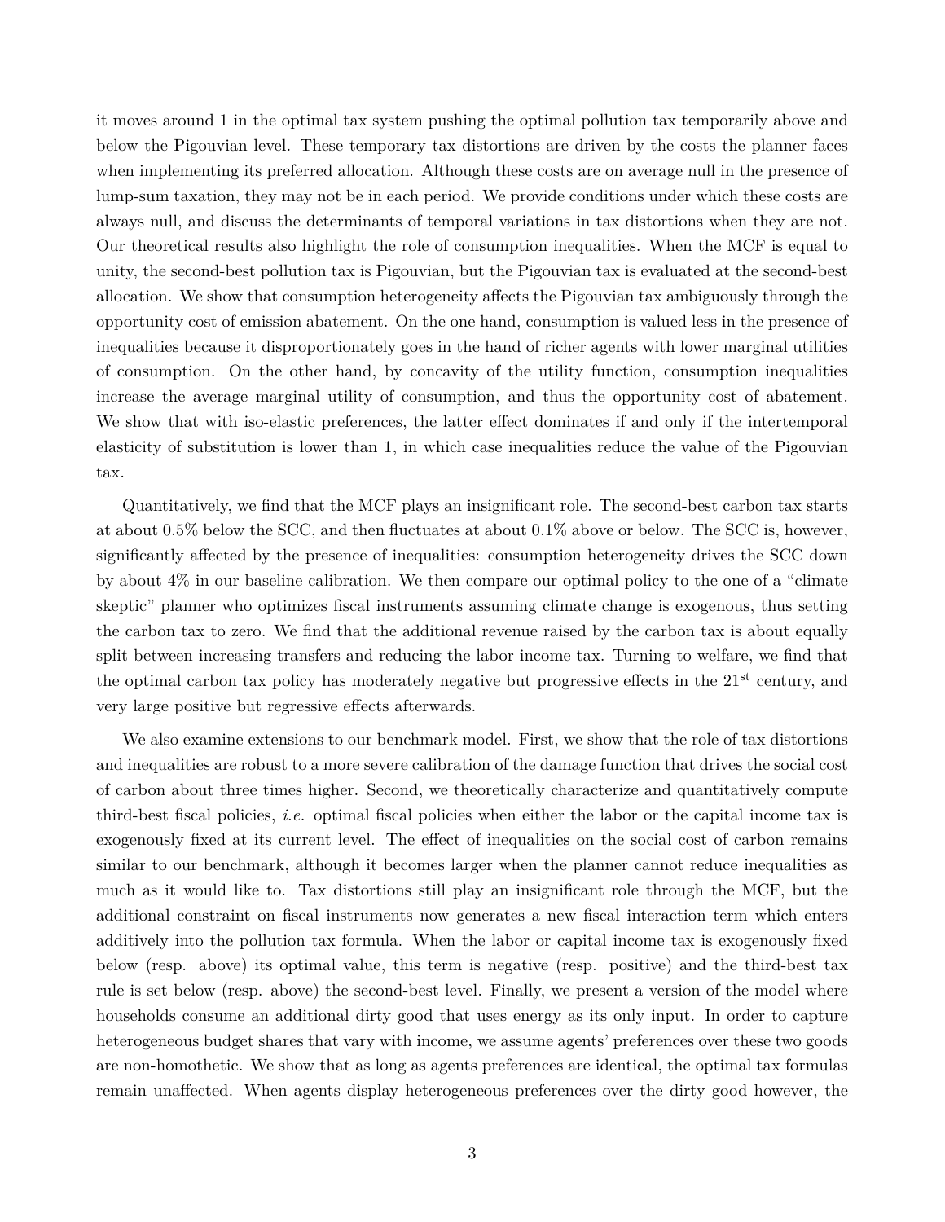it moves around 1 in the optimal tax system pushing the optimal pollution tax temporarily above and below the Pigouvian level. These temporary tax distortions are driven by the costs the planner faces when implementing its preferred allocation. Although these costs are on average null in the presence of lump-sum taxation, they may not be in each period. We provide conditions under which these costs are always null, and discuss the determinants of temporal variations in tax distortions when they are not. Our theoretical results also highlight the role of consumption inequalities. When the MCF is equal to unity, the second-best pollution tax is Pigouvian, but the Pigouvian tax is evaluated at the second-best allocation. We show that consumption heterogeneity affects the Pigouvian tax ambiguously through the opportunity cost of emission abatement. On the one hand, consumption is valued less in the presence of inequalities because it disproportionately goes in the hand of richer agents with lower marginal utilities of consumption. On the other hand, by concavity of the utility function, consumption inequalities increase the average marginal utility of consumption, and thus the opportunity cost of abatement. We show that with iso-elastic preferences, the latter effect dominates if and only if the intertemporal elasticity of substitution is lower than 1, in which case inequalities reduce the value of the Pigouvian tax.

Quantitatively, we find that the MCF plays an insignificant role. The second-best carbon tax starts at about 0.5% below the SCC, and then fluctuates at about 0.1% above or below. The SCC is, however, significantly affected by the presence of inequalities: consumption heterogeneity drives the SCC down by about 4% in our baseline calibration. We then compare our optimal policy to the one of a "climate skeptic" planner who optimizes fiscal instruments assuming climate change is exogenous, thus setting the carbon tax to zero. We find that the additional revenue raised by the carbon tax is about equally split between increasing transfers and reducing the labor income tax. Turning to welfare, we find that the optimal carbon tax policy has moderately negative but progressive effects in the 21st century, and very large positive but regressive effects afterwards.

We also examine extensions to our benchmark model. First, we show that the role of tax distortions and inequalities are robust to a more severe calibration of the damage function that drives the social cost of carbon about three times higher. Second, we theoretically characterize and quantitatively compute third-best fiscal policies, *i.e.* optimal fiscal policies when either the labor or the capital income tax is exogenously fixed at its current level. The effect of inequalities on the social cost of carbon remains similar to our benchmark, although it becomes larger when the planner cannot reduce inequalities as much as it would like to. Tax distortions still play an insignificant role through the MCF, but the additional constraint on fiscal instruments now generates a new fiscal interaction term which enters additively into the pollution tax formula. When the labor or capital income tax is exogenously fixed below (resp. above) its optimal value, this term is negative (resp. positive) and the third-best tax rule is set below (resp. above) the second-best level. Finally, we present a version of the model where households consume an additional dirty good that uses energy as its only input. In order to capture heterogeneous budget shares that vary with income, we assume agents' preferences over these two goods are non-homothetic. We show that as long as agents preferences are identical, the optimal tax formulas remain unaffected. When agents display heterogeneous preferences over the dirty good however, the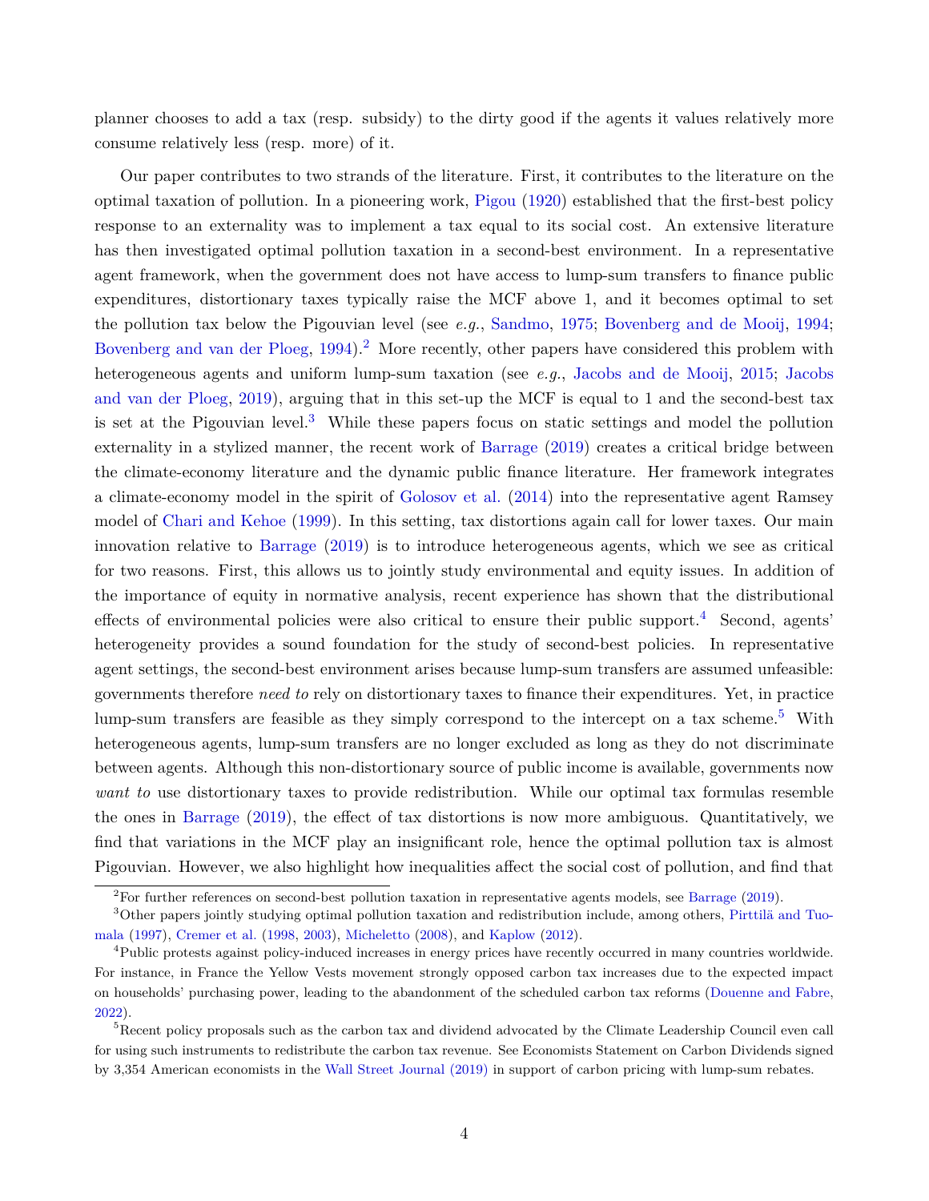planner chooses to add a tax (resp. subsidy) to the dirty good if the agents it values relatively more consume relatively less (resp. more) of it.

Our paper contributes to two strands of the literature. First, it contributes to the literature on the optimal taxation of pollution. In a pioneering work, Pigou (1920) established that the first-best policy response to an externality was to implement a tax equal to its social cost. An extensive literature has then investigated optimal pollution taxation in a second-best environment. In a representative agent framework, when the government does not have access to lump-sum transfers to finance public expenditures, distortionary taxes typically raise the MCF above 1, and it becomes optimal to set the pollution tax below the Pigouvian level (see *e.g.*, Sandmo, 1975; Bovenberg and de Mooij, 1994; Bovenberg and van der Ploeg, 1994).[2] More recently, other papers have considered this problem with heterogeneous agents and uniform lump-sum taxation (see *e.g.*, Jacobs and de Mooij, 2015; Jacobs and van der Ploeg, 2019), arguing that in this set-up the MCF is equal to 1 and the second-best tax is set at the Pigouvian level.[3] While these papers focus on static settings and model the pollution externality in a stylized manner, the recent work of Barrage (2019) creates a critical bridge between the climate-economy literature and the dynamic public finance literature. Her framework integrates a climate-economy model in the spirit of Golosov et al. (2014) into the representative agent Ramsey model of Chari and Kehoe (1999). In this setting, tax distortions again call for lower taxes. Our main innovation relative to Barrage (2019) is to introduce heterogeneous agents, which we see as critical for two reasons. First, this allows us to jointly study environmental and equity issues. In addition of the importance of equity in normative analysis, recent experience has shown that the distributional effects of environmental policies were also critical to ensure their public support.[4] Second, agents' heterogeneity provides a sound foundation for the study of second-best policies. In representative agent settings, the second-best environment arises because lump-sum transfers are assumed unfeasible: governments therefore *need to* rely on distortionary taxes to finance their expenditures. Yet, in practice lump-sum transfers are feasible as they simply correspond to the intercept on a tax scheme.[5] With heterogeneous agents, lump-sum transfers are no longer excluded as long as they do not discriminate between agents. Although this non-distortionary source of public income is available, governments now *want to* use distortionary taxes to provide redistribution. While our optimal tax formulas resemble the ones in Barrage (2019), the effect of tax distortions is now more ambiguous. Quantitatively, we find that variations in the MCF play an insignificant role, hence the optimal pollution tax is almost Pigouvian. However, we also highlight how inequalities affect the social cost of pollution, and find that

[2] For further references on second-best pollution taxation in representative agents models, see Barrage (2019).

[3] Other papers jointly studying optimal pollution taxation and redistribution include, among others, Pirttilä and Tuomala (1997), Cremer et al. (1998, 2003), Micheletto (2008), and Kaplow (2012).

[4] Public protests against policy-induced increases in energy prices have recently occurred in many countries worldwide. For instance, in France the Yellow Vests movement strongly opposed carbon tax increases due to the expected impact on households' purchasing power, leading to the abandonment of the scheduled carbon tax reforms (Douenne and Fabre, 2022).

[5] Recent policy proposals such as the carbon tax and dividend advocated by the Climate Leadership Council even call for using such instruments to redistribute the carbon tax revenue. See Economists Statement on Carbon Dividends signed by 3,354 American economists in the Wall Street Journal (2019) in support of carbon pricing with lump-sum rebates.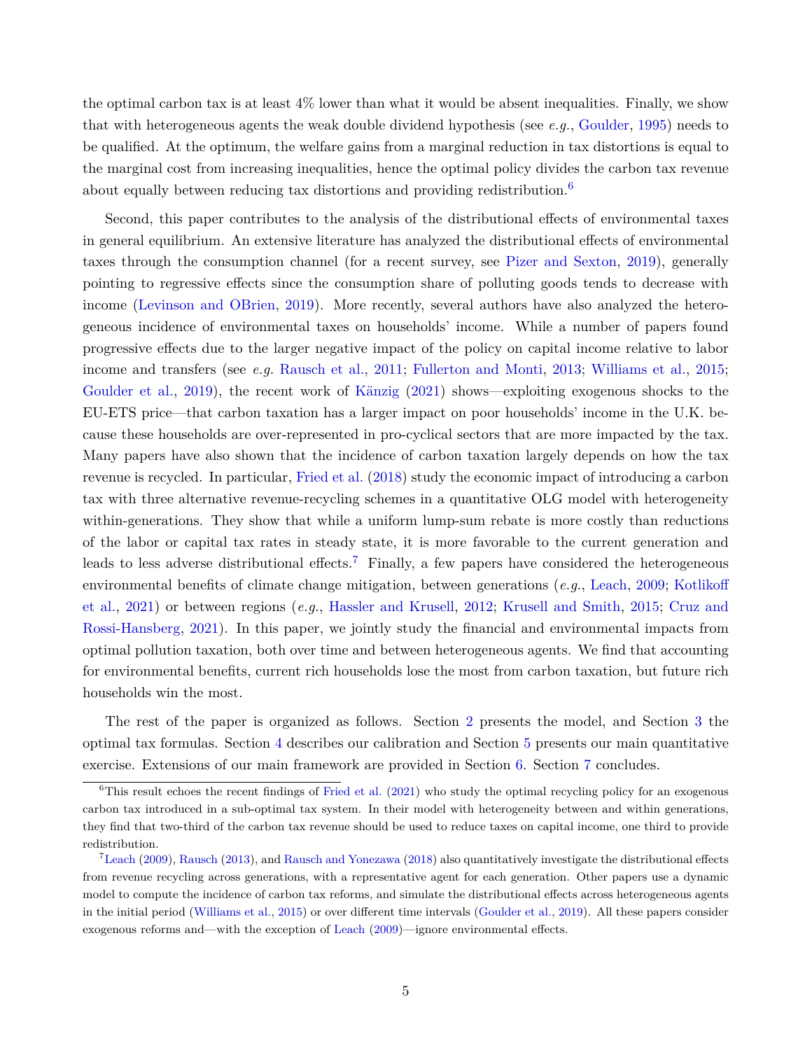the optimal carbon tax is at least 4% lower than what it would be absent inequalities. Finally, we show that with heterogeneous agents the weak double dividend hypothesis (see *e.g.*, Goulder, 1995) needs to be qualified. At the optimum, the welfare gains from a marginal reduction in tax distortions is equal to the marginal cost from increasing inequalities, hence the optimal policy divides the carbon tax revenue about equally between reducing tax distortions and providing redistribution.[6]

Second, this paper contributes to the analysis of the distributional effects of environmental taxes in general equilibrium. An extensive literature has analyzed the distributional effects of environmental taxes through the consumption channel (for a recent survey, see Pizer and Sexton, 2019), generally pointing to regressive effects since the consumption share of polluting goods tends to decrease with income (Levinson and OBrien, 2019). More recently, several authors have also analyzed the heterogeneous incidence of environmental taxes on households' income. While a number of papers found progressive effects due to the larger negative impact of the policy on capital income relative to labor income and transfers (see *e.g.* Rausch et al., 2011; Fullerton and Monti, 2013; Williams et al., 2015; Goulder et al., 2019), the recent work of Känzig (2021) shows—exploiting exogenous shocks to the EU-ETS price—that carbon taxation has a larger impact on poor households' income in the U.K. because these households are over-represented in pro-cyclical sectors that are more impacted by the tax. Many papers have also shown that the incidence of carbon taxation largely depends on how the tax revenue is recycled. In particular, Fried et al. (2018) study the economic impact of introducing a carbon tax with three alternative revenue-recycling schemes in a quantitative OLG model with heterogeneity within-generations. They show that while a uniform lump-sum rebate is more costly than reductions of the labor or capital tax rates in steady state, it is more favorable to the current generation and leads to less adverse distributional effects.[7] Finally, a few papers have considered the heterogeneous environmental benefits of climate change mitigation, between generations (*e.g.*, Leach, 2009; Kotlikoff et al., 2021) or between regions (*e.g.*, Hassler and Krusell, 2012; Krusell and Smith, 2015; Cruz and Rossi-Hansberg, 2021). In this paper, we jointly study the financial and environmental impacts from optimal pollution taxation, both over time and between heterogeneous agents. We find that accounting for environmental benefits, current rich households lose the most from carbon taxation, but future rich households win the most.

The rest of the paper is organized as follows. Section 2 presents the model, and Section 3 the optimal tax formulas. Section 4 describes our calibration and Section 5 presents our main quantitative exercise. Extensions of our main framework are provided in Section 6. Section 7 concludes.

[6] This result echoes the recent findings of Fried et al. (2021) who study the optimal recycling policy for an exogenous carbon tax introduced in a sub-optimal tax system. In their model with heterogeneity between and within generations, they find that two-third of the carbon tax revenue should be used to reduce taxes on capital income, one third to provide redistribution.

[7] Leach (2009), Rausch (2013), and Rausch and Yonezawa (2018) also quantitatively investigate the distributional effects from revenue recycling across generations, with a representative agent for each generation. Other papers use a dynamic model to compute the incidence of carbon tax reforms, and simulate the distributional effects across heterogeneous agents in the initial period (Williams et al., 2015) or over different time intervals (Goulder et al., 2019). All these papers consider exogenous reforms and—with the exception of Leach (2009)—ignore environmental effects.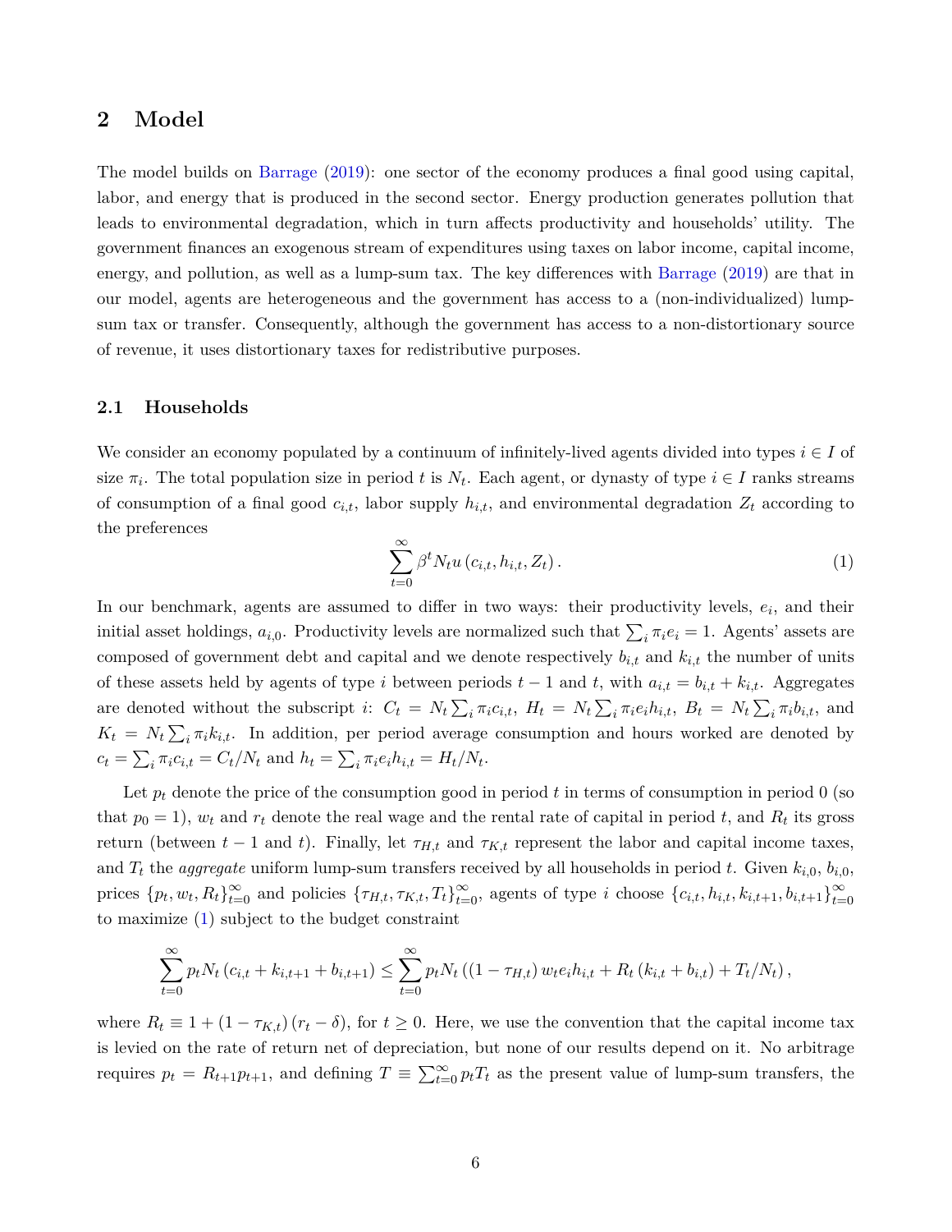## 2 Model

The model builds on Barrage (2019): one sector of the economy produces a final good using capital, labor, and energy that is produced in the second sector. Energy production generates pollution that leads to environmental degradation, which in turn affects productivity and households' utility. The government finances an exogenous stream of expenditures using taxes on labor income, capital income, energy, and pollution, as well as a lump-sum tax. The key differences with Barrage (2019) are that in our model, agents are heterogeneous and the government has access to a (non-individualized) lump-sum tax or transfer. Consequently, although the government has access to a non-distortionary source of revenue, it uses distortionary taxes for redistributive purposes.

### 2.1 Households

We consider an economy populated by a continuum of infinitely-lived agents divided into types $i \in I$ of size $\pi_i$. The total population size in period $t$ is $N_t$. Each agent, or dynasty of type $i \in I$ ranks streams of consumption of a final good $c_{i,t}$, labor supply $h_{i,t}$, and environmental degradation $Z_t$ according to the preferences

$$\sum_{t=0}^{\infty} \beta^t N_t u\left(c_{i,t}, h_{i,t}, Z_t\right). \tag{1}$$

In our benchmark, agents are assumed to differ in two ways: their productivity levels, $e_i$, and their initial asset holdings, $a_{i,0}$. Productivity levels are normalized such that $\sum_i \pi_i e_i = 1$. Agents' assets are composed of government debt and capital and we denote respectively $b_{i,t}$ and $k_{i,t}$ the number of units of these assets held by agents of type $i$ between periods $t-1$ and $t$, with $a_{i,t} = b_{i,t} + k_{i,t}$. Aggregates are denoted without the subscript $i$: $C_t = N_t \sum_i \pi_i c_{i,t}$, $H_t = N_t \sum_i \pi_i e_i h_{i,t}$, $B_t = N_t \sum_i \pi_i b_{i,t}$, and $K_t = N_t \sum_i \pi_i k_{i,t}$. In addition, per period average consumption and hours worked are denoted by $c_t = \sum_i \pi_i c_{i,t} = C_t/N_t$ and $h_t = \sum_i \pi_i e_i h_{i,t} = H_t/N_t$.

Let $p_t$ denote the price of the consumption good in period $t$ in terms of consumption in period 0 (so that $p_0 = 1$), $w_t$ and $r_t$ denote the real wage and the rental rate of capital in period $t$, and $R_t$ its gross return (between $t-1$ and $t$). Finally, let $\tau_{H,t}$ and $\tau_{K,t}$ represent the labor and capital income taxes, and $T_t$ the *aggregate* uniform lump-sum transfers received by all households in period $t$. Given $k_{i,0}$, $b_{i,0}$, prices $\{p_t, w_t, R_t\}_{t=0}^{\infty}$ and policies $\{\tau_{H,t}, \tau_{K,t}, T_t\}_{t=0}^{\infty}$, agents of type $i$ choose $\{c_{i,t}, h_{i,t}, k_{i,t+1}, b_{i,t+1}\}_{t=0}^{\infty}$ to maximize (1) subject to the budget constraint

$$\sum_{t=0}^{\infty} p_t N_t \left(c_{i,t} + k_{i,t+1} + b_{i,t+1}\right) \leq \sum_{t=0}^{\infty} p_t N_t \left(\left(1-\tau_{H,t}\right) w_t e_i h_{i,t} + R_t \left(k_{i,t} + b_{i,t}\right) + T_t/N_t\right),$$

where $R_t \equiv 1 + \left(1 - \tau_{K,t}\right)\left(r_t - \delta\right)$, for $t \geq 0$. Here, we use the convention that the capital income tax is levied on the rate of return net of depreciation, but none of our results depend on it. No arbitrage requires $p_t = R_{t+1} p_{t+1}$, and defining $T \equiv \sum_{t=0}^{\infty} p_t T_t$ as the present value of lump-sum transfers, the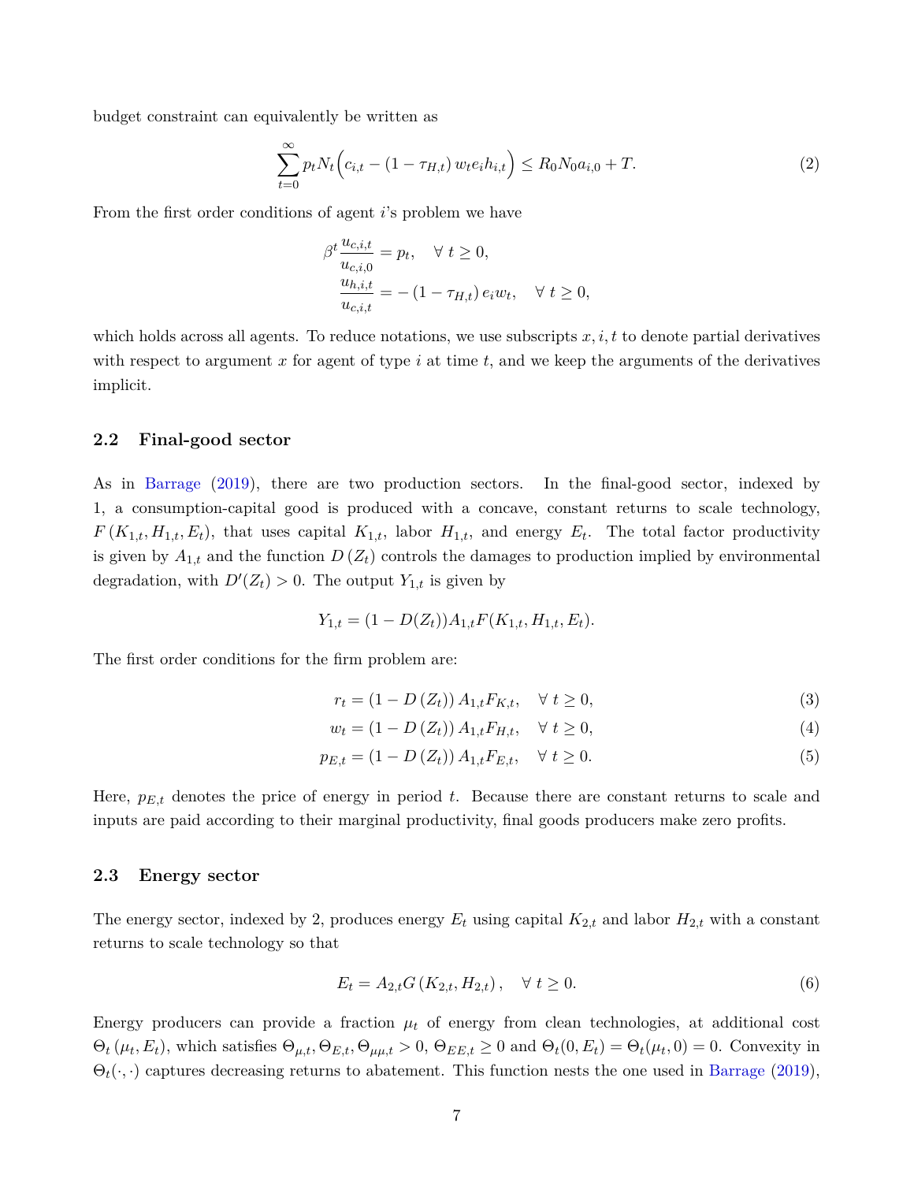budget constraint can equivalently be written as

$$\sum_{t=0}^{\infty} p_t N_t \Big( c_{i,t} - (1 - \tau_{H,t}) \, w_t e_i h_{i,t} \Big) \leq R_0 N_0 a_{i,0} + T. \tag{2}$$

From the first order conditions of agent $i$'s problem we have

$$\begin{aligned}
\beta^t \frac{u_{c,i,t}}{u_{c,i,0}} &= p_t, \quad \forall \ t \geq 0, \\
\frac{u_{h,i,t}}{u_{c,i,t}} &= -\left(1 - \tau_{H,t}\right) e_i w_t, \quad \forall \ t \geq 0,
\end{aligned}$$

which holds across all agents. To reduce notations, we use subscripts $x, i, t$ to denote partial derivatives with respect to argument $x$ for agent of type $i$ at time $t$, and we keep the arguments of the derivatives implicit.

## 2.2 Final-good sector

As in Barrage (2019), there are two production sectors. In the final-good sector, indexed by 1, a consumption-capital good is produced with a concave, constant returns to scale technology, $F\left(K_{1,t}, H_{1,t}, E_t\right)$, that uses capital $K_{1,t}$, labor $H_{1,t}$, and energy $E_t$. The total factor productivity is given by $A_{1,t}$ and the function $D\left(Z_t\right)$ controls the damages to production implied by environmental degradation, with $D'(Z_t) > 0$. The output $Y_{1,t}$ is given by

$$Y_{1,t} = (1 - D(Z_t)) A_{1,t} F(K_{1,t}, H_{1,t}, E_t).$$

The first order conditions for the firm problem are:

$$r_t = \left(1 - D\left(Z_t\right)\right) A_{1,t} F_{K,t}, \quad \forall \ t \geq 0, \tag{3}$$

$$w_t = \left(1 - D\left(Z_t\right)\right) A_{1,t} F_{H,t}, \quad \forall \ t \geq 0, \tag{4}$$

$$p_{E,t} = \left(1 - D\left(Z_t\right)\right) A_{1,t} F_{E,t}, \quad \forall \ t \geq 0. \tag{5}$$

Here, $p_{E,t}$ denotes the price of energy in period $t$. Because there are constant returns to scale and inputs are paid according to their marginal productivity, final goods producers make zero profits.

## 2.3 Energy sector

The energy sector, indexed by 2, produces energy $E_t$ using capital $K_{2,t}$ and labor $H_{2,t}$ with a constant returns to scale technology so that

$$E_t = A_{2,t} G\left(K_{2,t}, H_{2,t}\right), \quad \forall \ t \geq 0. \tag{6}$$

Energy producers can provide a fraction $\mu_t$ of energy from clean technologies, at additional cost $\Theta_t\left(\mu_t, E_t\right)$, which satisfies $\Theta_{\mu,t}, \Theta_{E,t}, \Theta_{\mu\mu,t} > 0$, $\Theta_{EE,t} \geq 0$ and $\Theta_t(0, E_t) = \Theta_t(\mu_t, 0) = 0$. Convexity in $\Theta_t(\cdot, \cdot)$ captures decreasing returns to abatement. This function nests the one used in Barrage (2019),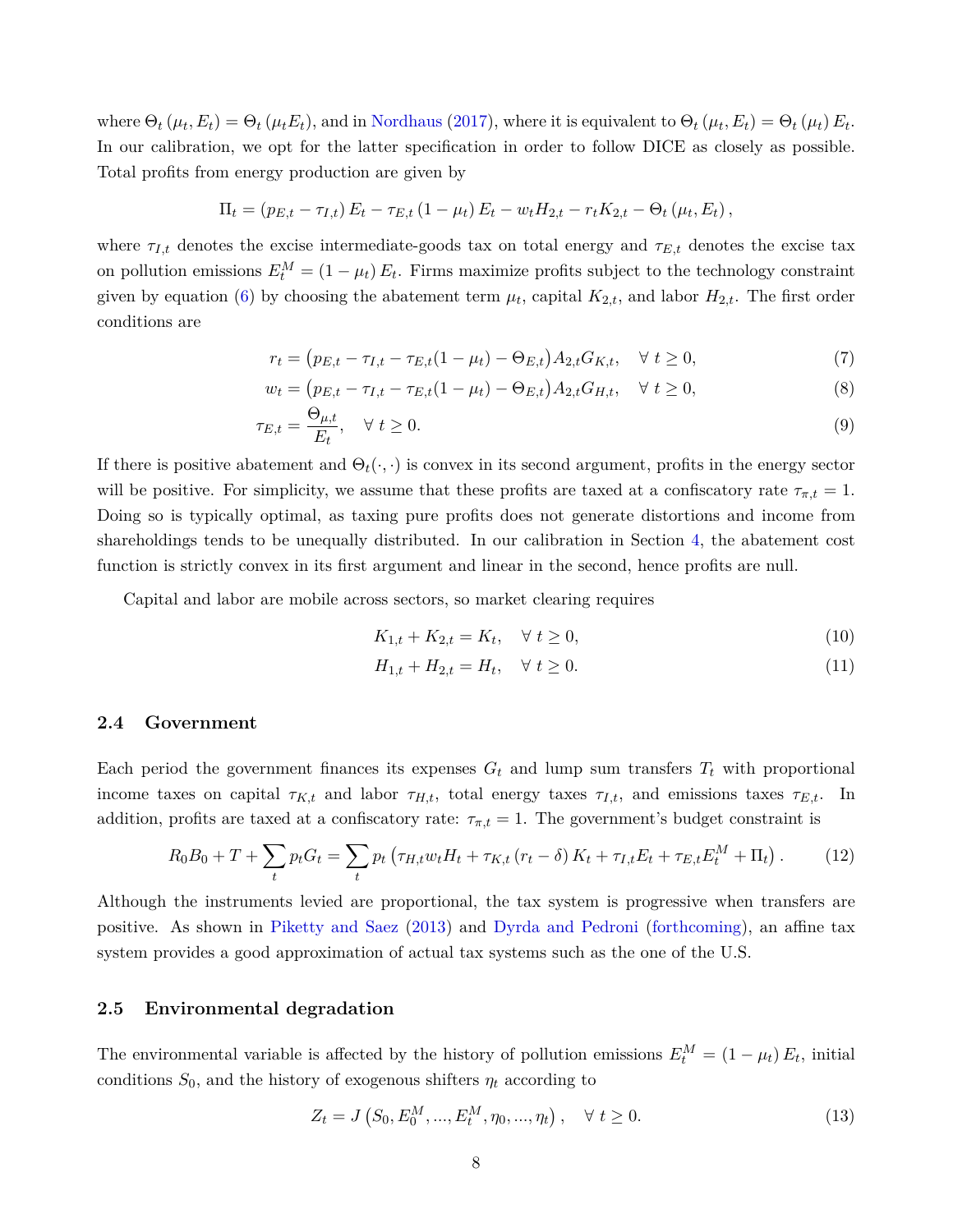where $\Theta_t(\mu_t, E_t) = \Theta_t(\mu_t E_t)$, and in Nordhaus (2017), where it is equivalent to $\Theta_t(\mu_t, E_t) = \Theta_t(\mu_t) E_t$. In our calibration, we opt for the latter specification in order to follow DICE as closely as possible. Total profits from energy production are given by

$$\Pi_t = (p_{E,t} - \tau_{I,t}) E_t - \tau_{E,t}(1 - \mu_t) E_t - w_t H_{2,t} - r_t K_{2,t} - \Theta_t(\mu_t, E_t),$$

where $\tau_{I,t}$ denotes the excise intermediate-goods tax on total energy and $\tau_{E,t}$ denotes the excise tax on pollution emissions $E_t^M = (1 - \mu_t) E_t$. Firms maximize profits subject to the technology constraint given by equation (6) by choosing the abatement term $\mu_t$, capital $K_{2,t}$, and labor $H_{2,t}$. The first order conditions are

$$r_t = \left(p_{E,t} - \tau_{I,t} - \tau_{E,t}(1 - \mu_t) - \Theta_{E,t}\right) A_{2,t} G_{K,t}, \quad \forall\ t \geq 0, \tag{7}$$

$$w_t = \left(p_{E,t} - \tau_{I,t} - \tau_{E,t}(1 - \mu_t) - \Theta_{E,t}\right) A_{2,t} G_{H,t}, \quad \forall\ t \geq 0, \tag{8}$$

$$\tau_{E,t} = \frac{\Theta_{\mu,t}}{E_t}, \quad \forall\ t \geq 0. \tag{9}$$

If there is positive abatement and $\Theta_t(\cdot, \cdot)$ is convex in its second argument, profits in the energy sector will be positive. For simplicity, we assume that these profits are taxed at a confiscatory rate $\tau_{\pi,t} = 1$. Doing so is typically optimal, as taxing pure profits does not generate distortions and income from shareholdings tends to be unequally distributed. In our calibration in Section 4, the abatement cost function is strictly convex in its first argument and linear in the second, hence profits are null.

Capital and labor are mobile across sectors, so market clearing requires

$$K_{1,t} + K_{2,t} = K_t, \quad \forall\ t \geq 0, \tag{10}$$

$$H_{1,t} + H_{2,t} = H_t, \quad \forall\ t \geq 0. \tag{11}$$

### 2.4 Government

Each period the government finances its expenses $G_t$ and lump sum transfers $T_t$ with proportional income taxes on capital $\tau_{K,t}$ and labor $\tau_{H,t}$, total energy taxes $\tau_{I,t}$, and emissions taxes $\tau_{E,t}$. In addition, profits are taxed at a confiscatory rate: $\tau_{\pi,t} = 1$. The government's budget constraint is

$$R_0 B_0 + T + \sum_t p_t G_t = \sum_t p_t \left(\tau_{H,t} w_t H_t + \tau_{K,t}(r_t - \delta) K_t + \tau_{I,t} E_t + \tau_{E,t} E_t^M + \Pi_t\right). \tag{12}$$

Although the instruments levied are proportional, the tax system is progressive when transfers are positive. As shown in Piketty and Saez (2013) and Dyrda and Pedroni (forthcoming), an affine tax system provides a good approximation of actual tax systems such as the one of the U.S.

### 2.5 Environmental degradation

The environmental variable is affected by the history of pollution emissions $E_t^M = (1 - \mu_t) E_t$, initial conditions $S_0$, and the history of exogenous shifters $\eta_t$ according to

$$Z_t = J\left(S_0, E_0^M, ..., E_t^M, \eta_0, ..., \eta_t\right), \quad \forall\ t \geq 0. \tag{13}$$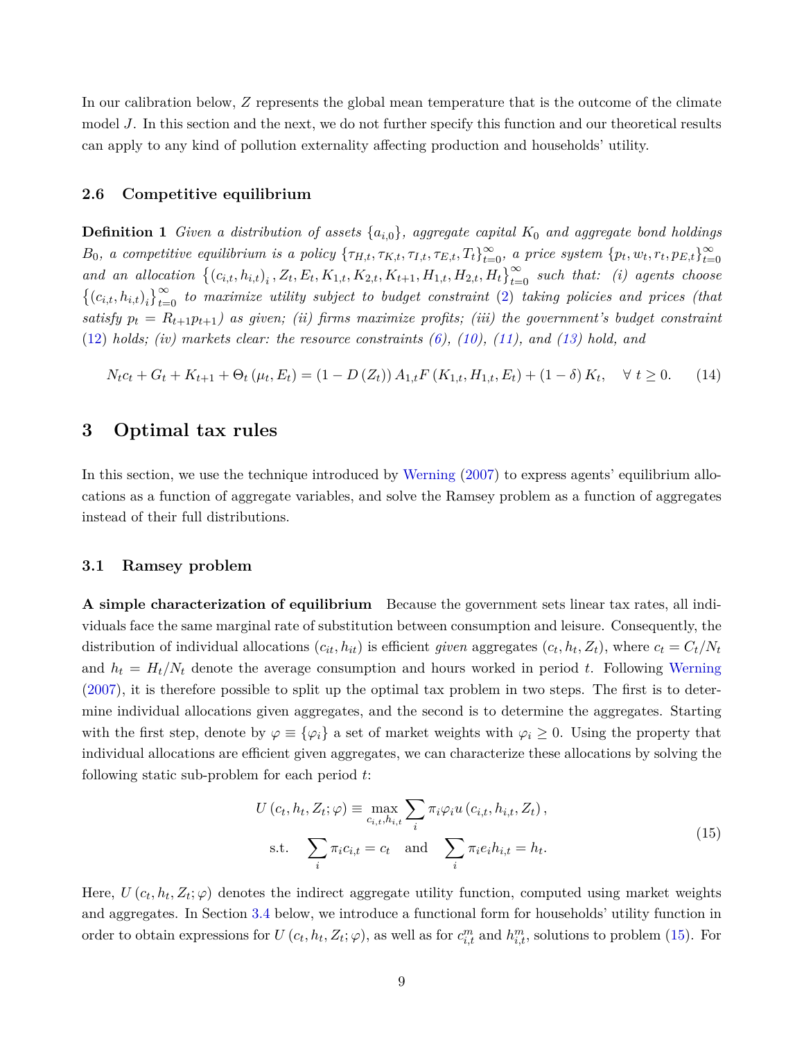In our calibration below, $Z$ represents the global mean temperature that is the outcome of the climate model $J$. In this section and the next, we do not further specify this function and our theoretical results can apply to any kind of pollution externality affecting production and households' utility.

### 2.6 Competitive equilibrium

**Definition 1** *Given a distribution of assets $\{a_{i,0}\}$, aggregate capital $K_0$ and aggregate bond holdings $B_0$, a competitive equilibrium is a policy $\{\tau_{H,t}, \tau_{K,t}, \tau_{I,t}, \tau_{E,t}, T_t\}_{t=0}^{\infty}$, a price system $\{p_t, w_t, r_t, p_{E,t}\}_{t=0}^{\infty}$ and an allocation $\left\{(c_{i,t}, h_{i,t})_i, Z_t, E_t, K_{1,t}, K_{2,t}, K_{t+1}, H_{1,t}, H_{2,t}, H_t\right\}_{t=0}^{\infty}$ such that: (i) agents choose $\left\{(c_{i,t}, h_{i,t})_i\right\}_{t=0}^{\infty}$ to maximize utility subject to budget constraint (2) taking policies and prices (that satisfy $p_t = R_{t+1}p_{t+1}$) as given; (ii) firms maximize profits; (iii) the government's budget constraint (12) holds; (iv) markets clear: the resource constraints (6), (10), (11), and (13) hold, and*

$$N_t c_t + G_t + K_{t+1} + \Theta_t(\mu_t, E_t) = (1 - D(Z_t)) A_{1,t} F(K_{1,t}, H_{1,t}, E_t) + (1 - \delta) K_t, \quad \forall\ t \geq 0. \tag{14}$$

## 3 Optimal tax rules

In this section, we use the technique introduced by Werning (2007) to express agents' equilibrium allocations as a function of aggregate variables, and solve the Ramsey problem as a function of aggregates instead of their full distributions.

### 3.1 Ramsey problem

**A simple characterization of equilibrium** Because the government sets linear tax rates, all individuals face the same marginal rate of substitution between consumption and leisure. Consequently, the distribution of individual allocations $(c_{it}, h_{it})$ is efficient *given* aggregates $(c_t, h_t, Z_t)$, where $c_t = C_t/N_t$ and $h_t = H_t/N_t$ denote the average consumption and hours worked in period $t$. Following Werning (2007), it is therefore possible to split up the optimal tax problem in two steps. The first is to determine individual allocations given aggregates, and the second is to determine the aggregates. Starting with the first step, denote by $\varphi \equiv \{\varphi_i\}$ a set of market weights with $\varphi_i \geq 0$. Using the property that individual allocations are efficient given aggregates, we can characterize these allocations by solving the following static sub-problem for each period $t$:

$$\begin{aligned} U(c_t, h_t, Z_t; \varphi) \equiv \max_{c_{i,t}, h_{i,t}} \sum_i \pi_i \varphi_i u(c_{i,t}, h_{i,t}, Z_t), \\ \text{s.t.} \quad \sum_i \pi_i c_{i,t} = c_t \quad \text{and} \quad \sum_i \pi_i e_i h_{i,t} = h_t. \end{aligned} \tag{15}$$

Here, $U(c_t, h_t, Z_t; \varphi)$ denotes the indirect aggregate utility function, computed using market weights and aggregates. In Section 3.4 below, we introduce a functional form for households' utility function in order to obtain expressions for $U(c_t, h_t, Z_t; \varphi)$, as well as for $c_{i,t}^m$ and $h_{i,t}^m$, solutions to problem (15). For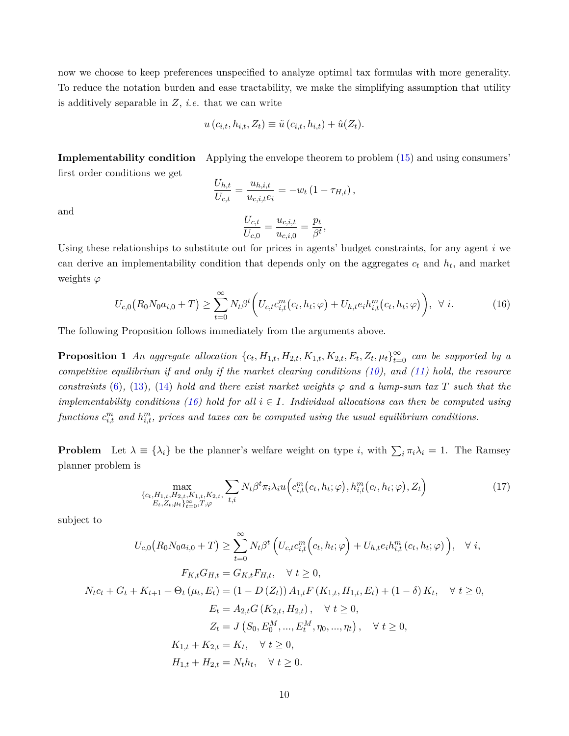now we choose to keep preferences unspecified to analyze optimal tax formulas with more generality. To reduce the notation burden and ease tractability, we make the simplifying assumption that utility is additively separable in $Z$, *i.e.* that we can write

$$u\left(c_{i,t}, h_{i,t}, Z_t\right) \equiv \tilde{u}\left(c_{i,t}, h_{i,t}\right) + \hat{u}(Z_t).$$

**Implementability condition** Applying the envelope theorem to problem (15) and using consumers' first order conditions we get

$$\frac{U_{h,t}}{U_{c,t}} = \frac{u_{h,i,t}}{u_{c,i,t} e_i} = -w_t\left(1 - \tau_{H,t}\right),$$

and

$$\frac{U_{c,t}}{U_{c,0}} = \frac{u_{c,i,t}}{u_{c,i,0}} = \frac{p_t}{\beta^t},$$

Using these relationships to substitute out for prices in agents' budget constraints, for any agent $i$ we can derive an implementability condition that depends only on the aggregates $c_t$ and $h_t$, and market weights $\varphi$

$$U_{c,0}\big(R_0 N_0 a_{i,0} + T\big) \geq \sum_{t=0}^{\infty} N_t \beta^t \Big(U_{c,t} c^m_{i,t}\big(c_t, h_t; \varphi\big) + U_{h,t} e_i h^m_{i,t}\big(c_t, h_t; \varphi\big)\Big), \;\; \forall \; i. \tag{16}$$

The following Proposition follows immediately from the arguments above.

**Proposition 1** *An aggregate allocation $\{c_t, H_{1,t}, H_{2,t}, K_{1,t}, K_{2,t}, E_t, Z_t, \mu_t\}_{t=0}^{\infty}$ can be supported by a competitive equilibrium if and only if the market clearing conditions (10), and (11) hold, the resource constraints (6), (13), (14) hold and there exist market weights $\varphi$ and a lump-sum tax $T$ such that the implementability conditions (16) hold for all $i \in I$. Individual allocations can then be computed using functions $c^m_{i,t}$ and $h^m_{i,t}$, prices and taxes can be computed using the usual equilibrium conditions.*

**Problem** Let $\lambda \equiv \{\lambda_i\}$ be the planner's welfare weight on type $i$, with $\sum_i \pi_i \lambda_i = 1$. The Ramsey planner problem is

$$\max_{\substack{\{c_t, H_{1,t}, H_{2,t}, K_{1,t}, K_{2,t},\\ E_t, Z_t, \mu_t\}_{t=0}^{\infty}, T, \varphi}} \sum_{t,i} N_t \beta^t \pi_i \lambda_i u\Big(c^m_{i,t}\big(c_t, h_t; \varphi\big), h^m_{i,t}\big(c_t, h_t; \varphi\big), Z_t\Big) \tag{17}$$

subject to

$$U_{c,0}\big(R_0 N_0 a_{i,0} + T\big) \geq \sum_{t=0}^{\infty} N_t \beta^t \left(U_{c,t} c^m_{i,t}\Big(c_t, h_t; \varphi\Big) + U_{h,t} e_i h^m_{i,t}\left(c_t, h_t; \varphi\right)\right), \quad \forall \; i,$$

$$F_{K,t} G_{H,t} = G_{K,t} F_{H,t}, \quad \forall \; t \geq 0,$$

$$N_t c_t + G_t + K_{t+1} + \Theta_t\left(\mu_t, E_t\right) = \left(1 - D\left(Z_t\right)\right) A_{1,t} F\left(K_{1,t}, H_{1,t}, E_t\right) + (1 - \delta) K_t, \quad \forall \; t \geq 0,$$

$$E_t = A_{2,t} G\left(K_{2,t}, H_{2,t}\right), \quad \forall \; t \geq 0,$$

$$Z_t = J\left(S_0, E_0^M, ..., E_t^M, \eta_0, ..., \eta_t\right), \quad \forall \; t \geq 0,$$

$$K_{1,t} + K_{2,t} = K_t, \quad \forall \; t \geq 0,$$

$$H_{1,t} + H_{2,t} = N_t h_t, \quad \forall \; t \geq 0.$$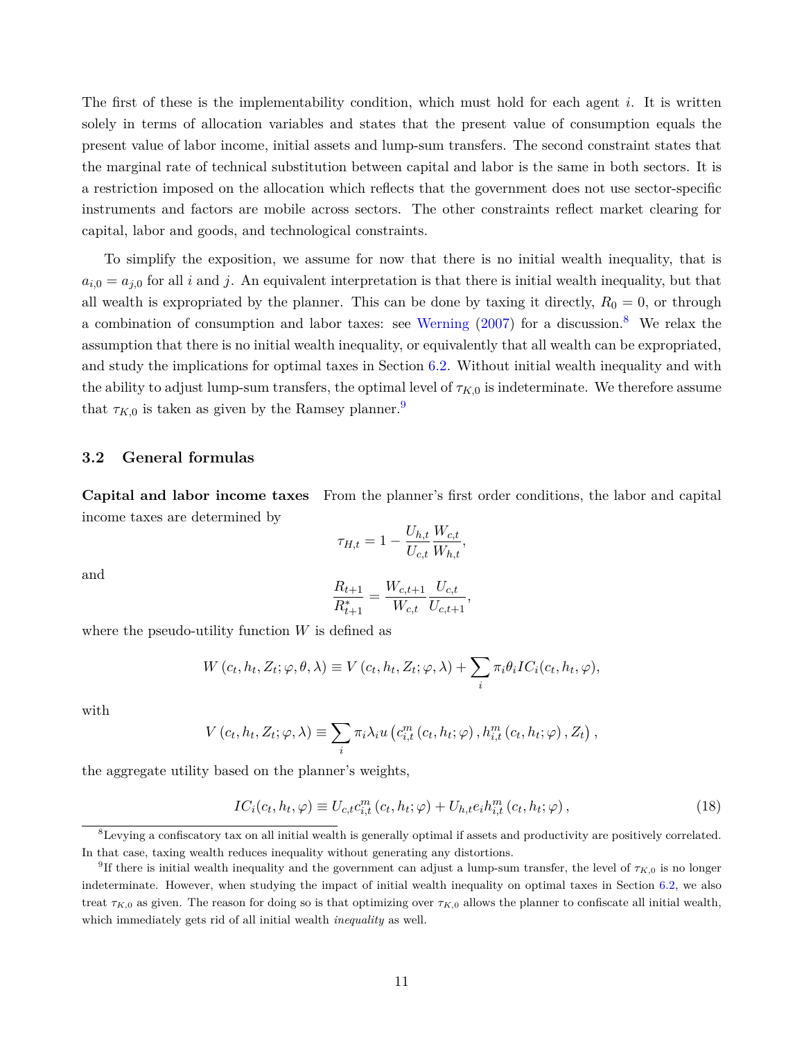The first of these is the implementability condition, which must hold for each agent $i$. It is written solely in terms of allocation variables and states that the present value of consumption equals the present value of labor income, initial assets and lump-sum transfers. The second constraint states that the marginal rate of technical substitution between capital and labor is the same in both sectors. It is a restriction imposed on the allocation which reflects that the government does not use sector-specific instruments and factors are mobile across sectors. The other constraints reflect market clearing for capital, labor and goods, and technological constraints.

To simplify the exposition, we assume for now that there is no initial wealth inequality, that is $a_{i,0} = a_{j,0}$ for all $i$ and $j$. An equivalent interpretation is that there is initial wealth inequality, but that all wealth is expropriated by the planner. This can be done by taxing it directly, $R_0 = 0$, or through a combination of consumption and labor taxes: see Werning (2007) for a discussion.[8] We relax the assumption that there is no initial wealth inequality, or equivalently that all wealth can be expropriated, and study the implications for optimal taxes in Section 6.2. Without initial wealth inequality and with the ability to adjust lump-sum transfers, the optimal level of $\tau_{K,0}$ is indeterminate. We therefore assume that $\tau_{K,0}$ is taken as given by the Ramsey planner.[9]

### 3.2 General formulas

**Capital and labor income taxes** From the planner's first order conditions, the labor and capital income taxes are determined by

$$\tau_{H,t} = 1 - \frac{U_{h,t}}{U_{c,t}} \frac{W_{c,t}}{W_{h,t}},$$

and

$$\frac{R_{t+1}}{R^*_{t+1}} = \frac{W_{c,t+1}}{W_{c,t}} \frac{U_{c,t}}{U_{c,t+1}},$$

where the pseudo-utility function $W$ is defined as

$$W\left(c_t, h_t, Z_t; \varphi, \theta, \lambda\right) \equiv V\left(c_t, h_t, Z_t; \varphi, \lambda\right) + \sum_i \pi_i \theta_i IC_i(c_t, h_t, \varphi),$$

with

$$V\left(c_t, h_t, Z_t; \varphi, \lambda\right) \equiv \sum_i \pi_i \lambda_i u\left(c^m_{i,t}\left(c_t, h_t; \varphi\right), h^m_{i,t}\left(c_t, h_t; \varphi\right), Z_t\right),$$

the aggregate utility based on the planner's weights,

$$IC_i(c_t, h_t, \varphi) \equiv U_{c,t} c^m_{i,t}\left(c_t, h_t; \varphi\right) + U_{h,t} e_i h^m_{i,t}\left(c_t, h_t; \varphi\right), \tag{18}$$

[8] Levying a confiscatory tax on all initial wealth is generally optimal if assets and productivity are positively correlated. In that case, taxing wealth reduces inequality without generating any distortions.

[9] If there is initial wealth inequality and the government can adjust a lump-sum transfer, the level of $\tau_{K,0}$ is no longer indeterminate. However, when studying the impact of initial wealth inequality on optimal taxes in Section 6.2, we also treat $\tau_{K,0}$ as given. The reason for doing so is that optimizing over $\tau_{K,0}$ allows the planner to confiscate all initial wealth, which immediately gets rid of all initial wealth *inequality* as well.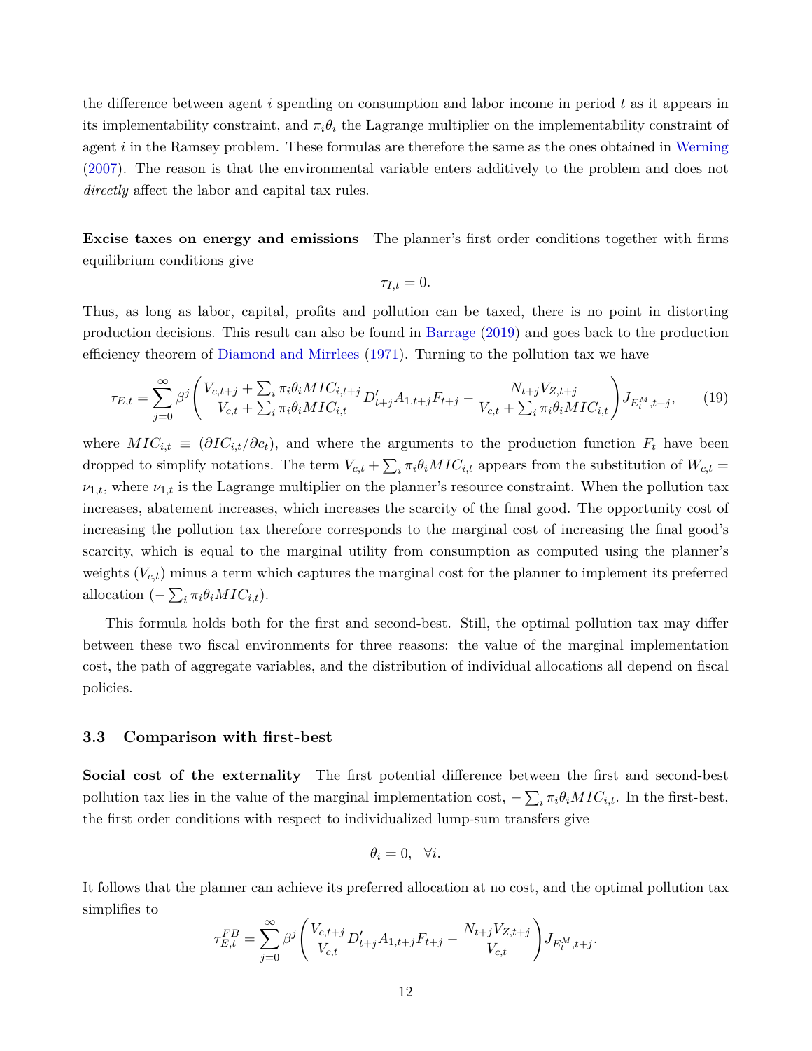the difference between agent $i$ spending on consumption and labor income in period $t$ as it appears in its implementability constraint, and $\pi_i\theta_i$ the Lagrange multiplier on the implementability constraint of agent $i$ in the Ramsey problem. These formulas are therefore the same as the ones obtained in Werning (2007). The reason is that the environmental variable enters additively to the problem and does not *directly* affect the labor and capital tax rules.

**Excise taxes on energy and emissions** The planner's first order conditions together with firms equilibrium conditions give

$$\tau_{I,t} = 0.$$

Thus, as long as labor, capital, profits and pollution can be taxed, there is no point in distorting production decisions. This result can also be found in Barrage (2019) and goes back to the production efficiency theorem of Diamond and Mirrlees (1971). Turning to the pollution tax we have

$$\tau_{E,t} = \sum_{j=0}^{\infty} \beta^j \left( \frac{V_{c,t+j} + \sum_i \pi_i \theta_i MIC_{i,t+j}}{V_{c,t} + \sum_i \pi_i \theta_i MIC_{i,t}} D'_{t+j} A_{1,t+j} F_{t+j} - \frac{N_{t+j} V_{Z,t+j}}{V_{c,t} + \sum_i \pi_i \theta_i MIC_{i,t}} \right) J_{E_t^M, t+j}, \tag{19}$$

where $MIC_{i,t} \equiv (\partial IC_{i,t}/\partial c_t)$, and where the arguments to the production function $F_t$ have been dropped to simplify notations. The term $V_{c,t} + \sum_i \pi_i \theta_i MIC_{i,t}$ appears from the substitution of $W_{c,t} = \nu_{1,t}$, where $\nu_{1,t}$ is the Lagrange multiplier on the planner's resource constraint. When the pollution tax increases, abatement increases, which increases the scarcity of the final good. The opportunity cost of increasing the pollution tax therefore corresponds to the marginal cost of increasing the final good's scarcity, which is equal to the marginal utility from consumption as computed using the planner's weights ($V_{c,t}$) minus a term which captures the marginal cost for the planner to implement its preferred allocation ($-\sum_i \pi_i \theta_i MIC_{i,t}$).

This formula holds both for the first and second-best. Still, the optimal pollution tax may differ between these two fiscal environments for three reasons: the value of the marginal implementation cost, the path of aggregate variables, and the distribution of individual allocations all depend on fiscal policies.

### 3.3 Comparison with first-best

**Social cost of the externality** The first potential difference between the first and second-best pollution tax lies in the value of the marginal implementation cost, $-\sum_i \pi_i \theta_i MIC_{i,t}$. In the first-best, the first order conditions with respect to individualized lump-sum transfers give

$$\theta_i = 0, \quad \forall i.$$

It follows that the planner can achieve its preferred allocation at no cost, and the optimal pollution tax simplifies to

$$\tau_{E,t}^{FB} = \sum_{j=0}^{\infty} \beta^j \left( \frac{V_{c,t+j}}{V_{c,t}} D'_{t+j} A_{1,t+j} F_{t+j} - \frac{N_{t+j} V_{Z,t+j}}{V_{c,t}} \right) J_{E_t^M, t+j}.$$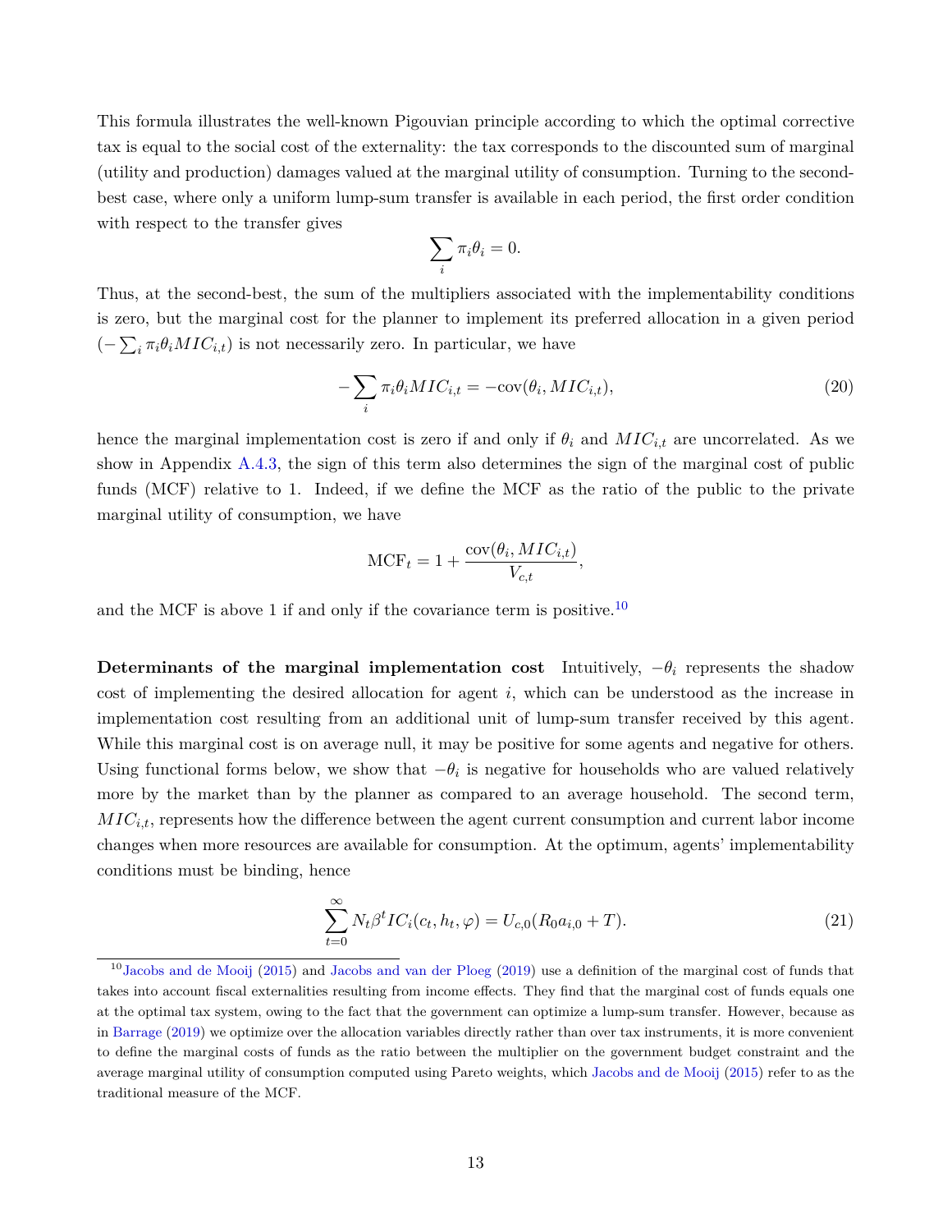This formula illustrates the well-known Pigouvian principle according to which the optimal corrective tax is equal to the social cost of the externality: the tax corresponds to the discounted sum of marginal (utility and production) damages valued at the marginal utility of consumption. Turning to the second-best case, where only a uniform lump-sum transfer is available in each period, the first order condition with respect to the transfer gives

$$\sum_i \pi_i \theta_i = 0.$$

Thus, at the second-best, the sum of the multipliers associated with the implementability conditions is zero, but the marginal cost for the planner to implement its preferred allocation in a given period ($-\sum_i \pi_i \theta_i MIC_{i,t}$) is not necessarily zero. In particular, we have

$$-\sum_i \pi_i \theta_i MIC_{i,t} = -\text{cov}(\theta_i, MIC_{i,t}), \tag{20}$$

hence the marginal implementation cost is zero if and only if $\theta_i$ and $MIC_{i,t}$ are uncorrelated. As we show in Appendix A.4.3, the sign of this term also determines the sign of the marginal cost of public funds (MCF) relative to 1. Indeed, if we define the MCF as the ratio of the public to the private marginal utility of consumption, we have

$$\text{MCF}_t = 1 + \frac{\text{cov}(\theta_i, MIC_{i,t})}{V_{c,t}},$$

and the MCF is above 1 if and only if the covariance term is positive.[10]

**Determinants of the marginal implementation cost** Intuitively, $-\theta_i$ represents the shadow cost of implementing the desired allocation for agent $i$, which can be understood as the increase in implementation cost resulting from an additional unit of lump-sum transfer received by this agent. While this marginal cost is on average null, it may be positive for some agents and negative for others. Using functional forms below, we show that $-\theta_i$ is negative for households who are valued relatively more by the market than by the planner as compared to an average household. The second term, $MIC_{i,t}$, represents how the difference between the agent current consumption and current labor income changes when more resources are available for consumption. At the optimum, agents' implementability conditions must be binding, hence

$$\sum_{t=0}^{\infty} N_t \beta^t IC_i(c_t, h_t, \varphi) = U_{c,0}(R_0 a_{i,0} + T). \tag{21}$$

[10] Jacobs and de Mooij (2015) and Jacobs and van der Ploeg (2019) use a definition of the marginal cost of funds that takes into account fiscal externalities resulting from income effects. They find that the marginal cost of funds equals one at the optimal tax system, owing to the fact that the government can optimize a lump-sum transfer. However, because as in Barrage (2019) we optimize over the allocation variables directly rather than over tax instruments, it is more convenient to define the marginal costs of funds as the ratio between the multiplier on the government budget constraint and the average marginal utility of consumption computed using Pareto weights, which Jacobs and de Mooij (2015) refer to as the traditional measure of the MCF.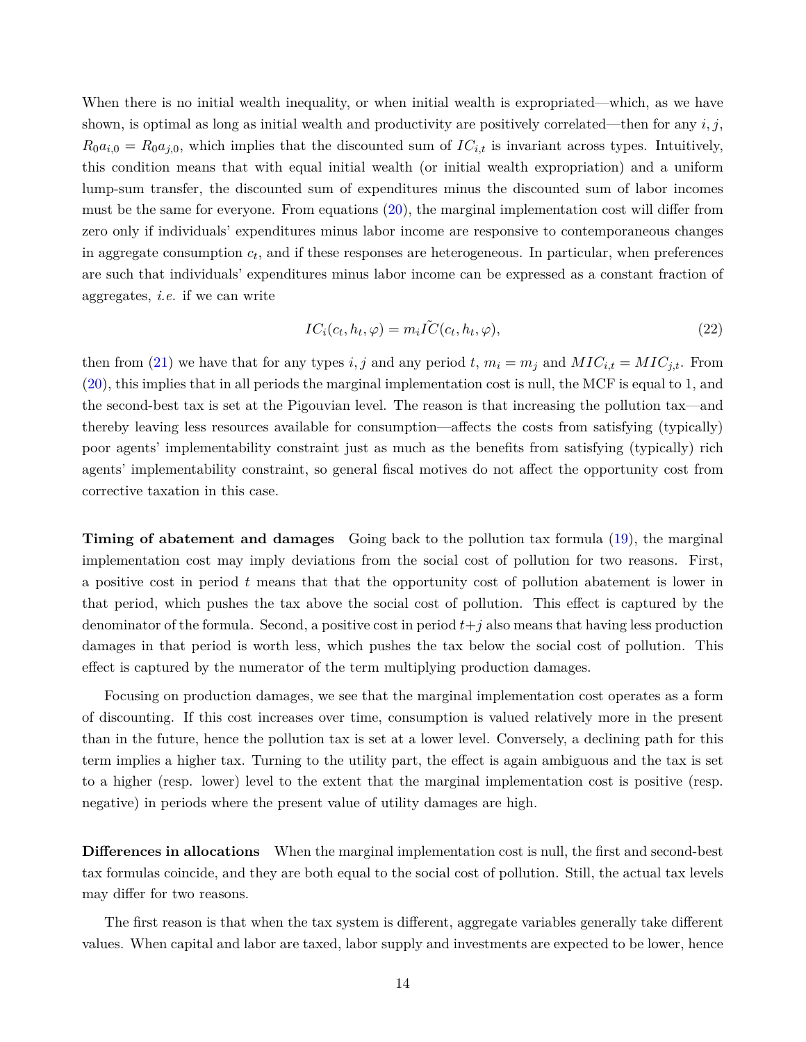When there is no initial wealth inequality, or when initial wealth is expropriated—which, as we have shown, is optimal as long as initial wealth and productivity are positively correlated—then for any $i, j$, $R_0 a_{i,0} = R_0 a_{j,0}$, which implies that the discounted sum of $IC_{i,t}$ is invariant across types. Intuitively, this condition means that with equal initial wealth (or initial wealth expropriation) and a uniform lump-sum transfer, the discounted sum of expenditures minus the discounted sum of labor incomes must be the same for everyone. From equations (20), the marginal implementation cost will differ from zero only if individuals' expenditures minus labor income are responsive to contemporaneous changes in aggregate consumption $c_t$, and if these responses are heterogeneous. In particular, when preferences are such that individuals' expenditures minus labor income can be expressed as a constant fraction of aggregates, *i.e.* if we can write

$$IC_i(c_t, h_t, \varphi) = m_i \tilde{IC}(c_t, h_t, \varphi), \tag{22}$$

then from (21) we have that for any types $i, j$ and any period $t$, $m_i = m_j$ and $MIC_{i,t} = MIC_{j,t}$. From (20), this implies that in all periods the marginal implementation cost is null, the MCF is equal to 1, and the second-best tax is set at the Pigouvian level. The reason is that increasing the pollution tax—and thereby leaving less resources available for consumption—affects the costs from satisfying (typically) poor agents' implementability constraint just as much as the benefits from satisfying (typically) rich agents' implementability constraint, so general fiscal motives do not affect the opportunity cost from corrective taxation in this case.

**Timing of abatement and damages** Going back to the pollution tax formula (19), the marginal implementation cost may imply deviations from the social cost of pollution for two reasons. First, a positive cost in period $t$ means that that the opportunity cost of pollution abatement is lower in that period, which pushes the tax above the social cost of pollution. This effect is captured by the denominator of the formula. Second, a positive cost in period $t+j$ also means that having less production damages in that period is worth less, which pushes the tax below the social cost of pollution. This effect is captured by the numerator of the term multiplying production damages.

Focusing on production damages, we see that the marginal implementation cost operates as a form of discounting. If this cost increases over time, consumption is valued relatively more in the present than in the future, hence the pollution tax is set at a lower level. Conversely, a declining path for this term implies a higher tax. Turning to the utility part, the effect is again ambiguous and the tax is set to a higher (resp. lower) level to the extent that the marginal implementation cost is positive (resp. negative) in periods where the present value of utility damages are high.

**Differences in allocations** When the marginal implementation cost is null, the first and second-best tax formulas coincide, and they are both equal to the social cost of pollution. Still, the actual tax levels may differ for two reasons.

The first reason is that when the tax system is different, aggregate variables generally take different values. When capital and labor are taxed, labor supply and investments are expected to be lower, hence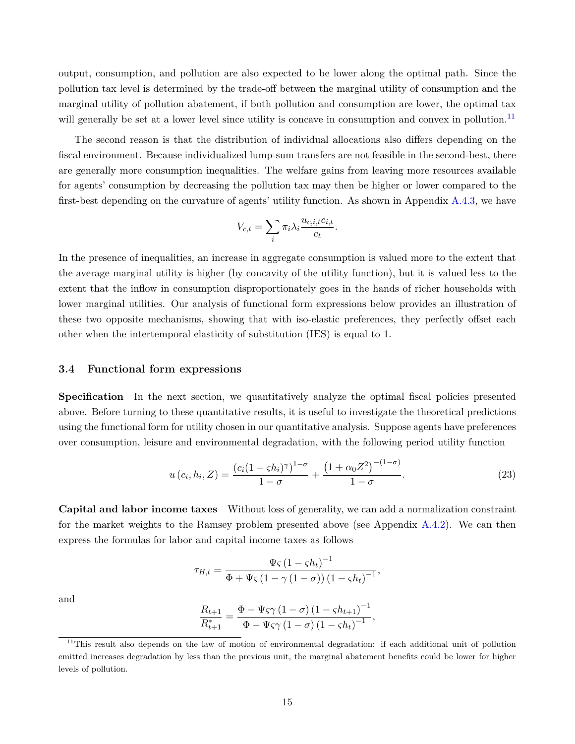output, consumption, and pollution are also expected to be lower along the optimal path. Since the pollution tax level is determined by the trade-off between the marginal utility of consumption and the marginal utility of pollution abatement, if both pollution and consumption are lower, the optimal tax will generally be set at a lower level since utility is concave in consumption and convex in pollution.[11]

The second reason is that the distribution of individual allocations also differs depending on the fiscal environment. Because individualized lump-sum transfers are not feasible in the second-best, there are generally more consumption inequalities. The welfare gains from leaving more resources available for agents' consumption by decreasing the pollution tax may then be higher or lower compared to the first-best depending on the curvature of agents' utility function. As shown in Appendix A.4.3, we have

$$V_{c,t} = \sum_i \pi_i \lambda_i \frac{u_{c,i,t} c_{i,t}}{c_t}.$$

In the presence of inequalities, an increase in aggregate consumption is valued more to the extent that the average marginal utility is higher (by concavity of the utility function), but it is valued less to the extent that the inflow in consumption disproportionately goes in the hands of richer households with lower marginal utilities. Our analysis of functional form expressions below provides an illustration of these two opposite mechanisms, showing that with iso-elastic preferences, they perfectly offset each other when the intertemporal elasticity of substitution (IES) is equal to 1.

### 3.4 Functional form expressions

**Specification** In the next section, we quantitatively analyze the optimal fiscal policies presented above. Before turning to these quantitative results, it is useful to investigate the theoretical predictions using the functional form for utility chosen in our quantitative analysis. Suppose agents have preferences over consumption, leisure and environmental degradation, with the following period utility function

$$u(c_i, h_i, Z) = \frac{(c_i(1-\varsigma h_i)^{\gamma})^{1-\sigma}}{1-\sigma} + \frac{\left(1+\alpha_0 Z^2\right)^{-(1-\sigma)}}{1-\sigma}. \tag{23}$$

**Capital and labor income taxes** Without loss of generality, we can add a normalization constraint for the market weights to the Ramsey problem presented above (see Appendix A.4.2). We can then express the formulas for labor and capital income taxes as follows

$$\tau_{H,t} = \frac{\Psi\varsigma\left(1-\varsigma h_t\right)^{-1}}{\Phi + \Psi\varsigma\left(1-\gamma\left(1-\sigma\right)\right)\left(1-\varsigma h_t\right)^{-1}},$$

and

$$\frac{R_{t+1}}{R^*_{t+1}} = \frac{\Phi - \Psi\varsigma\gamma\left(1-\sigma\right)\left(1-\varsigma h_{t+1}\right)^{-1}}{\Phi - \Psi\varsigma\gamma\left(1-\sigma\right)\left(1-\varsigma h_t\right)^{-1}},$$

[11] This result also depends on the law of motion of environmental degradation: if each additional unit of pollution emitted increases degradation by less than the previous unit, the marginal abatement benefits could be lower for higher levels of pollution.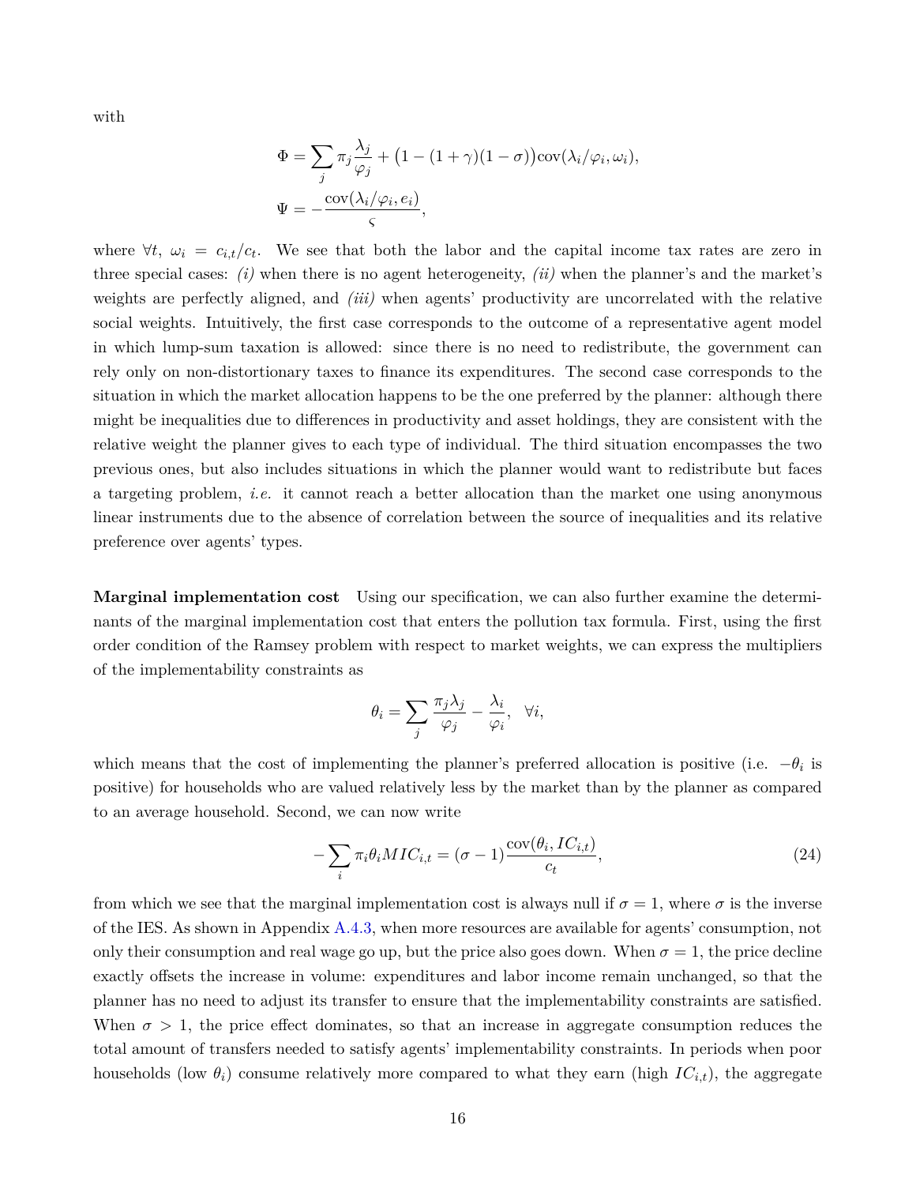with

$$
\Phi = \sum_j \pi_j \frac{\lambda_j}{\varphi_j} + \big(1 - (1+\gamma)(1-\sigma)\big)\mathrm{cov}(\lambda_i/\varphi_i, \omega_i),
$$

$$
\Psi = -\frac{\mathrm{cov}(\lambda_i/\varphi_i, e_i)}{\varsigma},
$$

where $\forall t$, $\omega_i = c_{i,t}/c_t$. We see that both the labor and the capital income tax rates are zero in three special cases: *(i)* when there is no agent heterogeneity, *(ii)* when the planner's and the market's weights are perfectly aligned, and *(iii)* when agents' productivity are uncorrelated with the relative social weights. Intuitively, the first case corresponds to the outcome of a representative agent model in which lump-sum taxation is allowed: since there is no need to redistribute, the government can rely only on non-distortionary taxes to finance its expenditures. The second case corresponds to the situation in which the market allocation happens to be the one preferred by the planner: although there might be inequalities due to differences in productivity and asset holdings, they are consistent with the relative weight the planner gives to each type of individual. The third situation encompasses the two previous ones, but also includes situations in which the planner would want to redistribute but faces a targeting problem, *i.e.* it cannot reach a better allocation than the market one using anonymous linear instruments due to the absence of correlation between the source of inequalities and its relative preference over agents' types.

**Marginal implementation cost** Using our specification, we can also further examine the determinants of the marginal implementation cost that enters the pollution tax formula. First, using the first order condition of the Ramsey problem with respect to market weights, we can express the multipliers of the implementability constraints as

$$
\theta_i = \sum_j \frac{\pi_j \lambda_j}{\varphi_j} - \frac{\lambda_i}{\varphi_i}, \quad \forall i,
$$

which means that the cost of implementing the planner's preferred allocation is positive (i.e. $-\theta_i$ is positive) for households who are valued relatively less by the market than by the planner as compared to an average household. Second, we can now write

$$
-\sum_i \pi_i \theta_i MIC_{i,t} = (\sigma - 1)\frac{\mathrm{cov}(\theta_i, IC_{i,t})}{c_t}, \tag{24}
$$

from which we see that the marginal implementation cost is always null if $\sigma = 1$, where $\sigma$ is the inverse of the IES. As shown in Appendix A.4.3, when more resources are available for agents' consumption, not only their consumption and real wage go up, but the price also goes down. When $\sigma = 1$, the price decline exactly offsets the increase in volume: expenditures and labor income remain unchanged, so that the planner has no need to adjust its transfer to ensure that the implementability constraints are satisfied. When $\sigma > 1$, the price effect dominates, so that an increase in aggregate consumption reduces the total amount of transfers needed to satisfy agents' implementability constraints. In periods when poor households (low $\theta_i$) consume relatively more compared to what they earn (high $IC_{i,t}$), the aggregate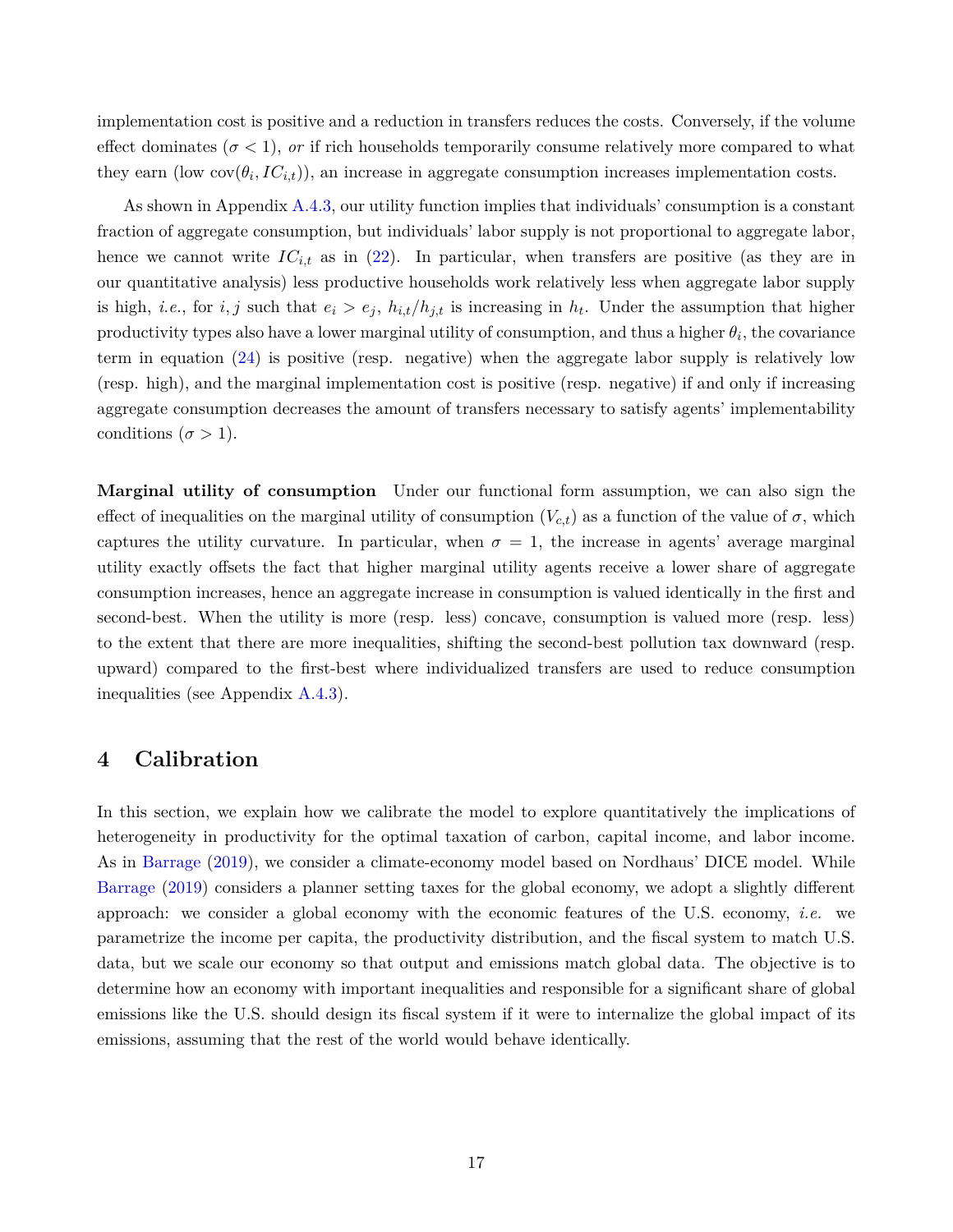implementation cost is positive and a reduction in transfers reduces the costs. Conversely, if the volume effect dominates ($\sigma < 1$), *or* if rich households temporarily consume relatively more compared to what they earn (low $\text{cov}(\theta_i, IC_{i,t})$), an increase in aggregate consumption increases implementation costs.

As shown in Appendix A.4.3, our utility function implies that individuals' consumption is a constant fraction of aggregate consumption, but individuals' labor supply is not proportional to aggregate labor, hence we cannot write $IC_{i,t}$ as in (22). In particular, when transfers are positive (as they are in our quantitative analysis) less productive households work relatively less when aggregate labor supply is high, *i.e.*, for $i, j$ such that $e_i > e_j$, $h_{i,t}/h_{j,t}$ is increasing in $h_t$. Under the assumption that higher productivity types also have a lower marginal utility of consumption, and thus a higher $\theta_i$, the covariance term in equation (24) is positive (resp. negative) when the aggregate labor supply is relatively low (resp. high), and the marginal implementation cost is positive (resp. negative) if and only if increasing aggregate consumption decreases the amount of transfers necessary to satisfy agents' implementability conditions ($\sigma > 1$).

**Marginal utility of consumption** Under our functional form assumption, we can also sign the effect of inequalities on the marginal utility of consumption ($V_{c,t}$) as a function of the value of $\sigma$, which captures the utility curvature. In particular, when $\sigma = 1$, the increase in agents' average marginal utility exactly offsets the fact that higher marginal utility agents receive a lower share of aggregate consumption increases, hence an aggregate increase in consumption is valued identically in the first and second-best. When the utility is more (resp. less) concave, consumption is valued more (resp. less) to the extent that there are more inequalities, shifting the second-best pollution tax downward (resp. upward) compared to the first-best where individualized transfers are used to reduce consumption inequalities (see Appendix A.4.3).

## 4 Calibration

In this section, we explain how we calibrate the model to explore quantitatively the implications of heterogeneity in productivity for the optimal taxation of carbon, capital income, and labor income. As in Barrage (2019), we consider a climate-economy model based on Nordhaus' DICE model. While Barrage (2019) considers a planner setting taxes for the global economy, we adopt a slightly different approach: we consider a global economy with the economic features of the U.S. economy, *i.e.* we parametrize the income per capita, the productivity distribution, and the fiscal system to match U.S. data, but we scale our economy so that output and emissions match global data. The objective is to determine how an economy with important inequalities and responsible for a significant share of global emissions like the U.S. should design its fiscal system if it were to internalize the global impact of its emissions, assuming that the rest of the world would behave identically.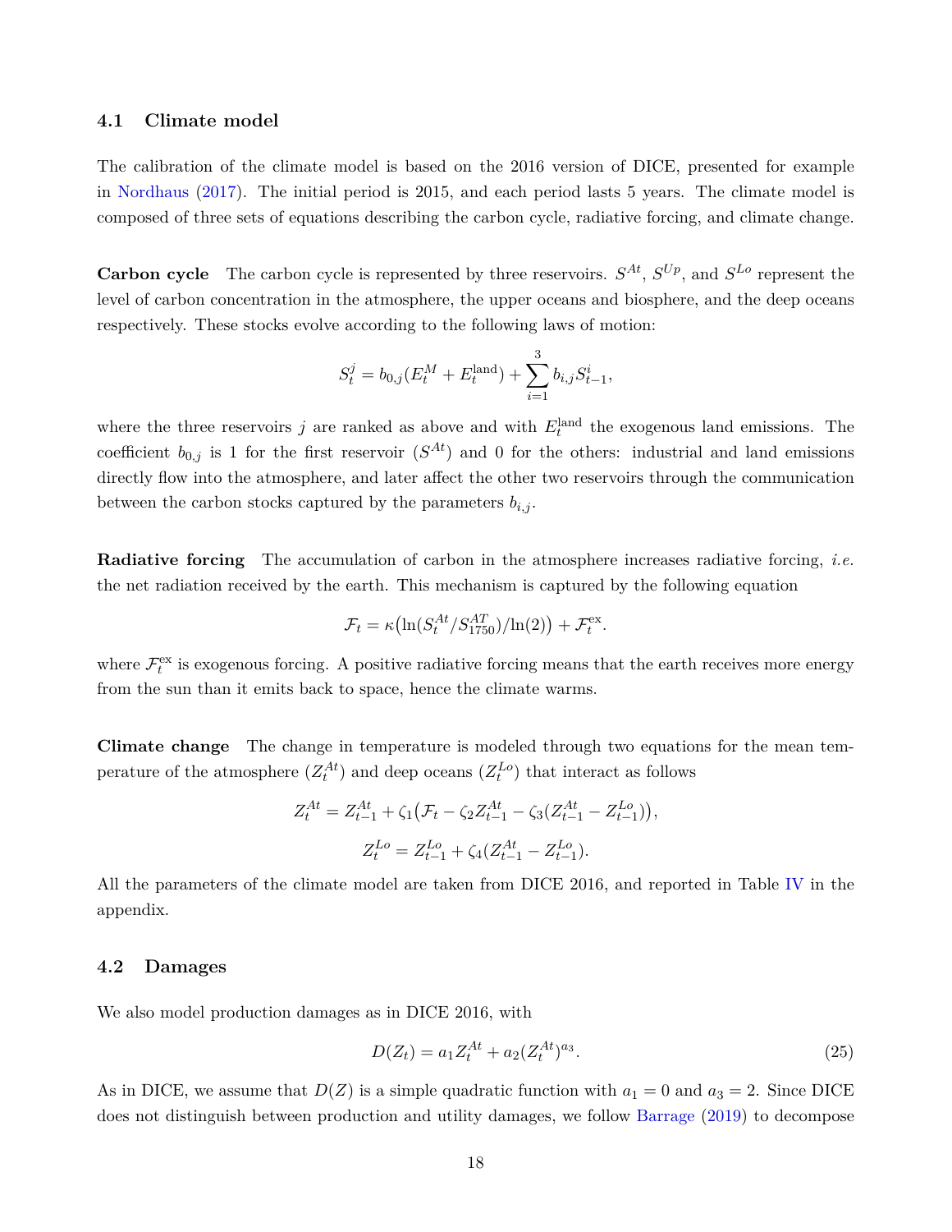### 4.1 Climate model

The calibration of the climate model is based on the 2016 version of DICE, presented for example in Nordhaus (2017). The initial period is 2015, and each period lasts 5 years. The climate model is composed of three sets of equations describing the carbon cycle, radiative forcing, and climate change.

**Carbon cycle** The carbon cycle is represented by three reservoirs. $S^{At}$, $S^{Up}$, and $S^{Lo}$ represent the level of carbon concentration in the atmosphere, the upper oceans and biosphere, and the deep oceans respectively. These stocks evolve according to the following laws of motion:

$$S_t^j = b_{0,j}(E_t^M + E_t^{\text{land}}) + \sum_{i=1}^{3} b_{i,j} S_{t-1}^i,$$

where the three reservoirs $j$ are ranked as above and with $E_t^{\text{land}}$ the exogenous land emissions. The coefficient $b_{0,j}$ is 1 for the first reservoir ($S^{At}$) and 0 for the others: industrial and land emissions directly flow into the atmosphere, and later affect the other two reservoirs through the communication between the carbon stocks captured by the parameters $b_{i,j}$.

**Radiative forcing** The accumulation of carbon in the atmosphere increases radiative forcing, *i.e.* the net radiation received by the earth. This mechanism is captured by the following equation

$$\mathcal{F}_t = \kappa\big(\ln(S_t^{At}/S_{1750}^{AT})/\ln(2)\big) + \mathcal{F}_t^{\text{ex}}.$$

where $\mathcal{F}_t^{\text{ex}}$ is exogenous forcing. A positive radiative forcing means that the earth receives more energy from the sun than it emits back to space, hence the climate warms.

**Climate change** The change in temperature is modeled through two equations for the mean temperature of the atmosphere ($Z_t^{At}$) and deep oceans ($Z_t^{Lo}$) that interact as follows

$$Z_t^{At} = Z_{t-1}^{At} + \zeta_1\big(\mathcal{F}_t - \zeta_2 Z_{t-1}^{At} - \zeta_3(Z_{t-1}^{At} - Z_{t-1}^{Lo})\big),$$

$$Z_t^{Lo} = Z_{t-1}^{Lo} + \zeta_4(Z_{t-1}^{At} - Z_{t-1}^{Lo}).$$

All the parameters of the climate model are taken from DICE 2016, and reported in Table IV in the appendix.

### 4.2 Damages

We also model production damages as in DICE 2016, with

$$D(Z_t) = a_1 Z_t^{At} + a_2 (Z_t^{At})^{a_3}. \tag{25}$$

As in DICE, we assume that $D(Z)$ is a simple quadratic function with $a_1 = 0$ and $a_3 = 2$. Since DICE does not distinguish between production and utility damages, we follow Barrage (2019) to decompose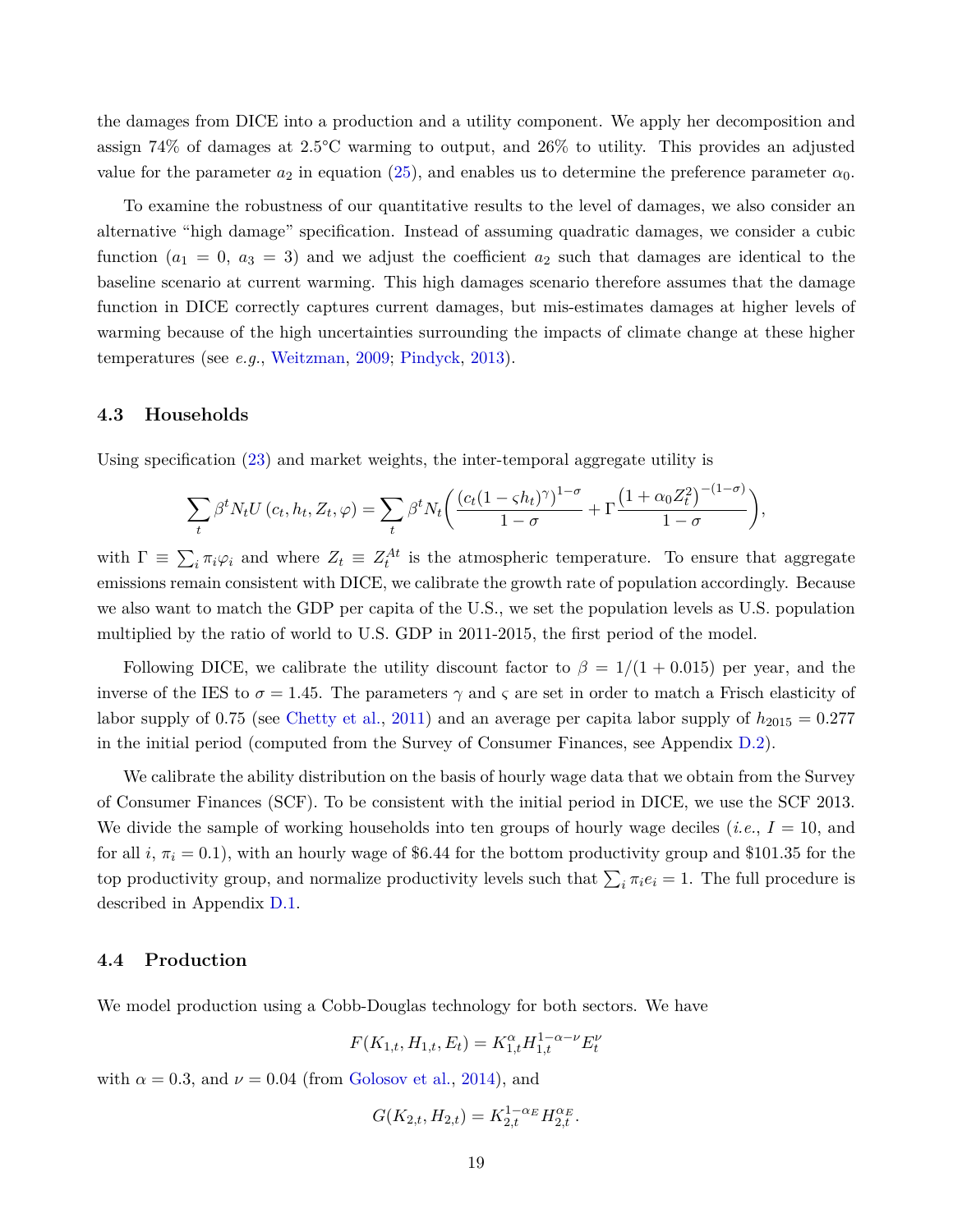the damages from DICE into a production and a utility component. We apply her decomposition and assign 74% of damages at 2.5°C warming to output, and 26% to utility. This provides an adjusted value for the parameter $a_2$ in equation (25), and enables us to determine the preference parameter $\alpha_0$.

To examine the robustness of our quantitative results to the level of damages, we also consider an alternative "high damage" specification. Instead of assuming quadratic damages, we consider a cubic function ($a_1 = 0$, $a_3 = 3$) and we adjust the coefficient $a_2$ such that damages are identical to the baseline scenario at current warming. This high damages scenario therefore assumes that the damage function in DICE correctly captures current damages, but mis-estimates damages at higher levels of warming because of the high uncertainties surrounding the impacts of climate change at these higher temperatures (see *e.g.*, Weitzman, 2009; Pindyck, 2013).

### 4.3 Households

Using specification (23) and market weights, the inter-temporal aggregate utility is

$$\sum_t \beta^t N_t U\left(c_t, h_t, Z_t, \varphi\right) = \sum_t \beta^t N_t \left( \frac{\left(c_t(1 - \varsigma h_t)^{\gamma}\right)^{1-\sigma}}{1-\sigma} + \Gamma \frac{\left(1 + \alpha_0 Z_t^2\right)^{-(1-\sigma)}}{1-\sigma} \right),$$

with $\Gamma \equiv \sum_i \pi_i \varphi_i$ and where $Z_t \equiv Z_t^{At}$ is the atmospheric temperature. To ensure that aggregate emissions remain consistent with DICE, we calibrate the growth rate of population accordingly. Because we also want to match the GDP per capita of the U.S., we set the population levels as U.S. population multiplied by the ratio of world to U.S. GDP in 2011-2015, the first period of the model.

Following DICE, we calibrate the utility discount factor to $\beta = 1/(1 + 0.015)$ per year, and the inverse of the IES to $\sigma = 1.45$. The parameters $\gamma$ and $\varsigma$ are set in order to match a Frisch elasticity of labor supply of 0.75 (see Chetty et al., 2011) and an average per capita labor supply of $h_{2015} = 0.277$ in the initial period (computed from the Survey of Consumer Finances, see Appendix D.2).

We calibrate the ability distribution on the basis of hourly wage data that we obtain from the Survey of Consumer Finances (SCF). To be consistent with the initial period in DICE, we use the SCF 2013. We divide the sample of working households into ten groups of hourly wage deciles (*i.e.*, $I = 10$, and for all $i$, $\pi_i = 0.1$), with an hourly wage of \$6.44 for the bottom productivity group and \$101.35 for the top productivity group, and normalize productivity levels such that $\sum_i \pi_i e_i = 1$. The full procedure is described in Appendix D.1.

### 4.4 Production

We model production using a Cobb-Douglas technology for both sectors. We have

$$F(K_{1,t}, H_{1,t}, E_t) = K_{1,t}^{\alpha} H_{1,t}^{1-\alpha-\nu} E_t^{\nu}$$

with $\alpha = 0.3$, and $\nu = 0.04$ (from Golosov et al., 2014), and

$$G(K_{2,t}, H_{2,t}) = K_{2,t}^{1-\alpha_E} H_{2,t}^{\alpha_E}.$$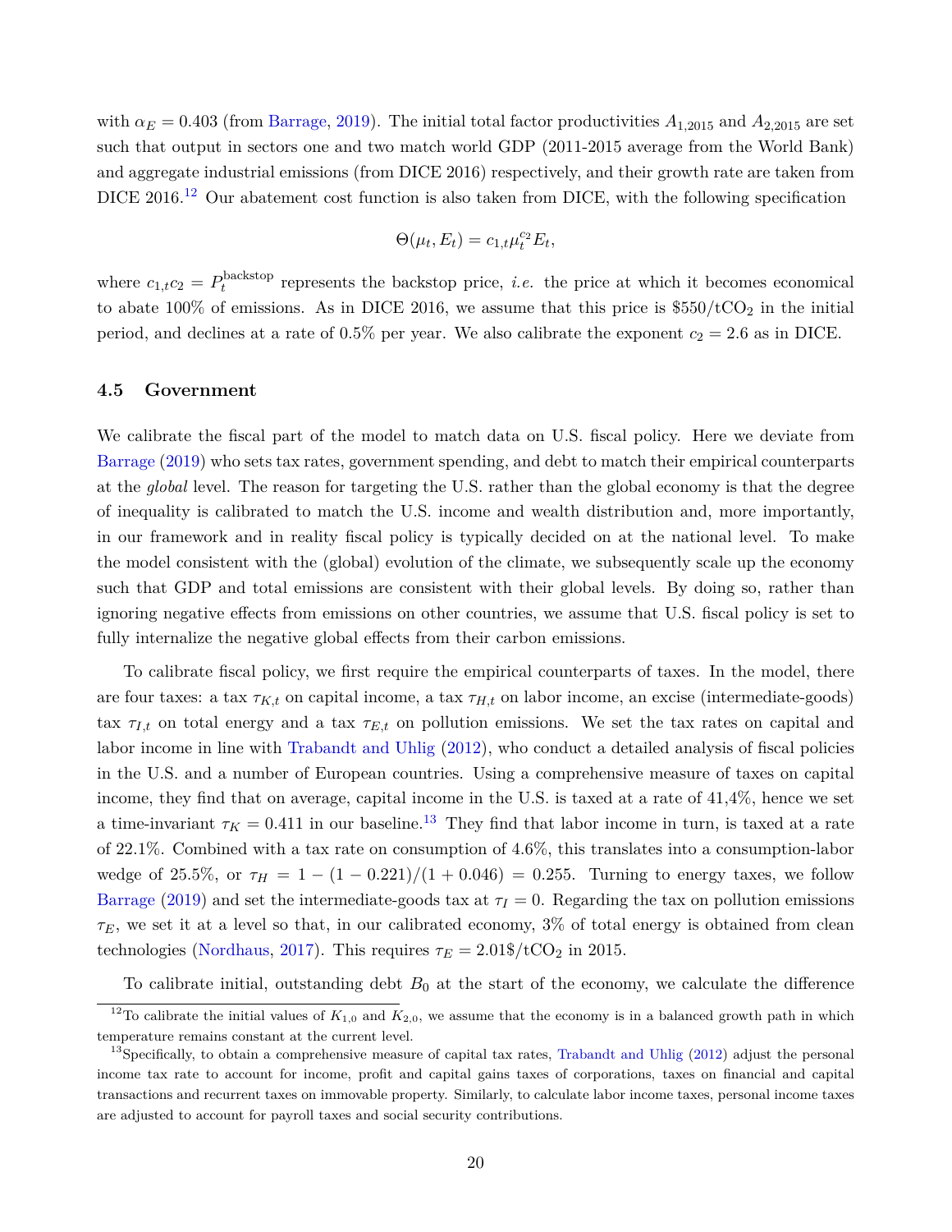with $\alpha_E = 0.403$ (from Barrage, 2019). The initial total factor productivities $A_{1,2015}$ and $A_{2,2015}$ are set such that output in sectors one and two match world GDP (2011-2015 average from the World Bank) and aggregate industrial emissions (from DICE 2016) respectively, and their growth rate are taken from DICE 2016.[12] Our abatement cost function is also taken from DICE, with the following specification

$$\Theta(\mu_t, E_t) = c_{1,t}\mu_t^{c_2} E_t,$$

where $c_{1,t}c_2 = P_t^{\text{backstop}}$ represents the backstop price, *i.e.* the price at which it becomes economical to abate 100% of emissions. As in DICE 2016, we assume that this price is \$550/t$CO_2$ in the initial period, and declines at a rate of 0.5% per year. We also calibrate the exponent $c_2 = 2.6$ as in DICE.

### 4.5 Government

We calibrate the fiscal part of the model to match data on U.S. fiscal policy. Here we deviate from Barrage (2019) who sets tax rates, government spending, and debt to match their empirical counterparts at the *global* level. The reason for targeting the U.S. rather than the global economy is that the degree of inequality is calibrated to match the U.S. income and wealth distribution and, more importantly, in our framework and in reality fiscal policy is typically decided on at the national level. To make the model consistent with the (global) evolution of the climate, we subsequently scale up the economy such that GDP and total emissions are consistent with their global levels. By doing so, rather than ignoring negative effects from emissions on other countries, we assume that U.S. fiscal policy is set to fully internalize the negative global effects from their carbon emissions.

To calibrate fiscal policy, we first require the empirical counterparts of taxes. In the model, there are four taxes: a tax $\tau_{K,t}$ on capital income, a tax $\tau_{H,t}$ on labor income, an excise (intermediate-goods) tax $\tau_{I,t}$ on total energy and a tax $\tau_{E,t}$ on pollution emissions. We set the tax rates on capital and labor income in line with Trabandt and Uhlig (2012), who conduct a detailed analysis of fiscal policies in the U.S. and a number of European countries. Using a comprehensive measure of taxes on capital income, they find that on average, capital income in the U.S. is taxed at a rate of 41,4%, hence we set a time-invariant $\tau_K = 0.411$ in our baseline.[13] They find that labor income in turn, is taxed at a rate of 22.1%. Combined with a tax rate on consumption of 4.6%, this translates into a consumption-labor wedge of 25.5%, or $\tau_H = 1 - (1 - 0.221)/(1 + 0.046) = 0.255$. Turning to energy taxes, we follow Barrage (2019) and set the intermediate-goods tax at $\tau_I = 0$. Regarding the tax on pollution emissions $\tau_E$, we set it at a level so that, in our calibrated economy, 3% of total energy is obtained from clean technologies (Nordhaus, 2017). This requires $\tau_E = 2.01$\$/t$CO_2$ in 2015.

To calibrate initial, outstanding debt $B_0$ at the start of the economy, we calculate the difference

[12] To calibrate the initial values of $K_{1,0}$ and $K_{2,0}$, we assume that the economy is in a balanced growth path in which temperature remains constant at the current level.

[13] Specifically, to obtain a comprehensive measure of capital tax rates, Trabandt and Uhlig (2012) adjust the personal income tax rate to account for income, profit and capital gains taxes of corporations, taxes on financial and capital transactions and recurrent taxes on immovable property. Similarly, to calculate labor income taxes, personal income taxes are adjusted to account for payroll taxes and social security contributions.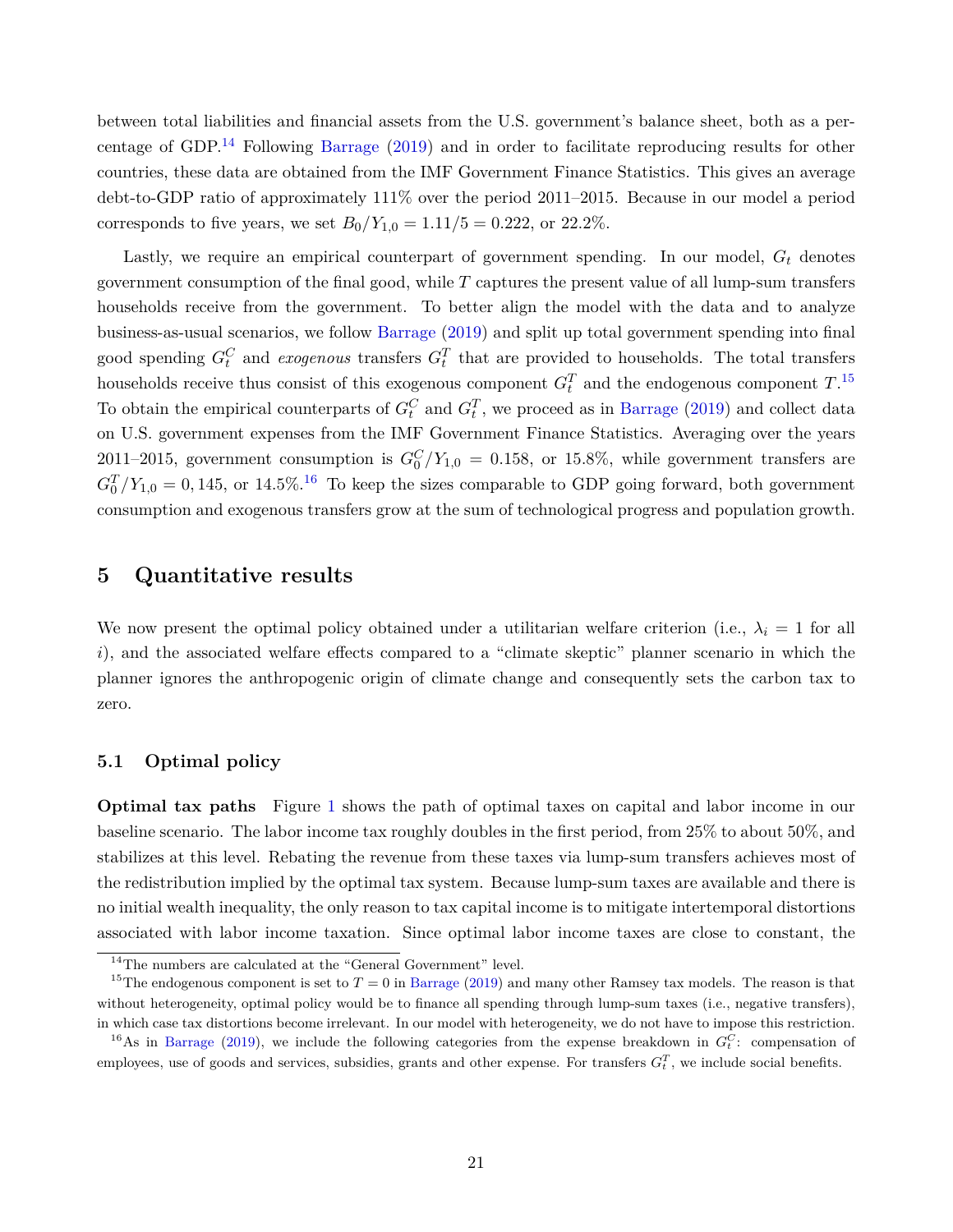between total liabilities and financial assets from the U.S. government's balance sheet, both as a percentage of GDP.[14] Following Barrage (2019) and in order to facilitate reproducing results for other countries, these data are obtained from the IMF Government Finance Statistics. This gives an average debt-to-GDP ratio of approximately 111% over the period 2011–2015. Because in our model a period corresponds to five years, we set $B_0/Y_{1,0} = 1.11/5 = 0.222$, or 22.2%.

Lastly, we require an empirical counterpart of government spending. In our model, $G_t$ denotes government consumption of the final good, while $T$ captures the present value of all lump-sum transfers households receive from the government. To better align the model with the data and to analyze business-as-usual scenarios, we follow Barrage (2019) and split up total government spending into final good spending $G_t^C$ and *exogenous* transfers $G_t^T$ that are provided to households. The total transfers households receive thus consist of this exogenous component $G_t^T$ and the endogenous component $T$.[15] To obtain the empirical counterparts of $G_t^C$ and $G_t^T$, we proceed as in Barrage (2019) and collect data on U.S. government expenses from the IMF Government Finance Statistics. Averaging over the years 2011–2015, government consumption is $G_0^C/Y_{1,0} = 0.158$, or 15.8%, while government transfers are $G_0^T/Y_{1,0} = 0,145$, or 14.5%.[16] To keep the sizes comparable to GDP going forward, both government consumption and exogenous transfers grow at the sum of technological progress and population growth.

# 5 Quantitative results

We now present the optimal policy obtained under a utilitarian welfare criterion (i.e., $\lambda_i = 1$ for all $i$), and the associated welfare effects compared to a "climate skeptic" planner scenario in which the planner ignores the anthropogenic origin of climate change and consequently sets the carbon tax to zero.

## 5.1 Optimal policy

**Optimal tax paths** Figure 1 shows the path of optimal taxes on capital and labor income in our baseline scenario. The labor income tax roughly doubles in the first period, from 25% to about 50%, and stabilizes at this level. Rebating the revenue from these taxes via lump-sum transfers achieves most of the redistribution implied by the optimal tax system. Because lump-sum taxes are available and there is no initial wealth inequality, the only reason to tax capital income is to mitigate intertemporal distortions associated with labor income taxation. Since optimal labor income taxes are close to constant, the

[14] The numbers are calculated at the "General Government" level.

[15] The endogenous component is set to $T = 0$ in Barrage (2019) and many other Ramsey tax models. The reason is that without heterogeneity, optimal policy would be to finance all spending through lump-sum taxes (i.e., negative transfers), in which case tax distortions become irrelevant. In our model with heterogeneity, we do not have to impose this restriction.

[16] As in Barrage (2019), we include the following categories from the expense breakdown in $G_t^C$: compensation of employees, use of goods and services, subsidies, grants and other expense. For transfers $G_t^T$, we include social benefits.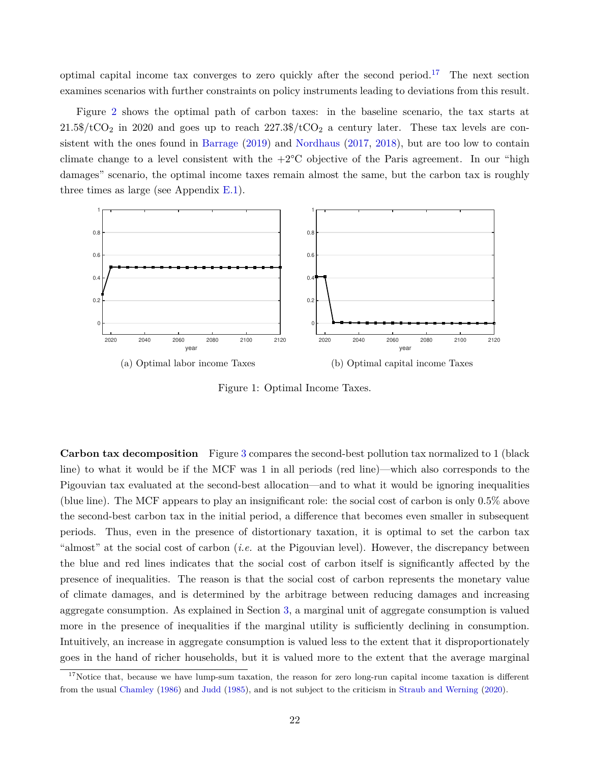optimal capital income tax converges to zero quickly after the second period.[17] The next section examines scenarios with further constraints on policy instruments leading to deviations from this result.

Figure 2 shows the optimal path of carbon taxes: in the baseline scenario, the tax starts at 21.5\$/t$CO_2$ in 2020 and goes up to reach 227.3\$/t$CO_2$ a century later. These tax levels are consistent with the ones found in Barrage (2019) and Nordhaus (2017, 2018), but are too low to contain climate change to a level consistent with the +2°C objective of the Paris agreement. In our "high damages" scenario, the optimal income taxes remain almost the same, but the carbon tax is roughly three times as large (see Appendix E.1).

(a) Optimal labor income Taxes

(b) Optimal capital income Taxes

Figure 1: Optimal Income Taxes.

**Carbon tax decomposition** Figure 3 compares the second-best pollution tax normalized to 1 (black line) to what it would be if the MCF was 1 in all periods (red line)—which also corresponds to the Pigouvian tax evaluated at the second-best allocation—and to what it would be ignoring inequalities (blue line). The MCF appears to play an insignificant role: the social cost of carbon is only 0.5% above the second-best carbon tax in the initial period, a difference that becomes even smaller in subsequent periods. Thus, even in the presence of distortionary taxation, it is optimal to set the carbon tax "almost" at the social cost of carbon (*i.e.* at the Pigouvian level). However, the discrepancy between the blue and red lines indicates that the social cost of carbon itself is significantly affected by the presence of inequalities. The reason is that the social cost of carbon represents the monetary value of climate damages, and is determined by the arbitrage between reducing damages and increasing aggregate consumption. As explained in Section 3, a marginal unit of aggregate consumption is valued more in the presence of inequalities if the marginal utility is sufficiently declining in consumption. Intuitively, an increase in aggregate consumption is valued less to the extent that it disproportionately goes in the hand of richer households, but it is valued more to the extent that the average marginal

[17] Notice that, because we have lump-sum taxation, the reason for zero long-run capital income taxation is different from the usual Chamley (1986) and Judd (1985), and is not subject to the criticism in Straub and Werning (2020).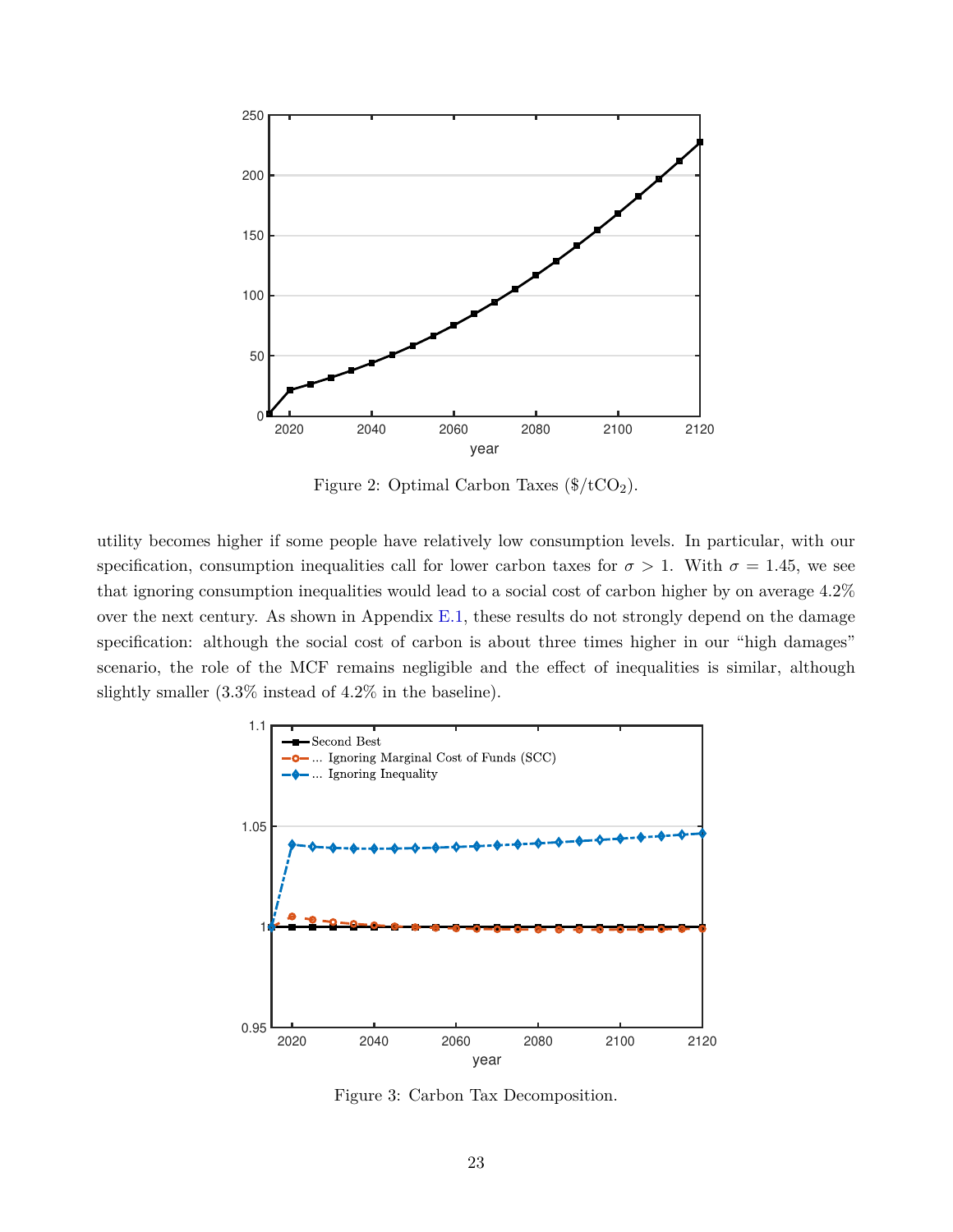Figure 2: Optimal Carbon Taxes ($\$/tCO_2$).

utility becomes higher if some people have relatively low consumption levels. In particular, with our specification, consumption inequalities call for lower carbon taxes for $\sigma > 1$. With $\sigma = 1.45$, we see that ignoring consumption inequalities would lead to a social cost of carbon higher by on average 4.2% over the next century. As shown in Appendix E.1, these results do not strongly depend on the damage specification: although the social cost of carbon is about three times higher in our "high damages" scenario, the role of the MCF remains negligible and the effect of inequalities is similar, although slightly smaller (3.3% instead of 4.2% in the baseline).

Figure 3: Carbon Tax Decomposition.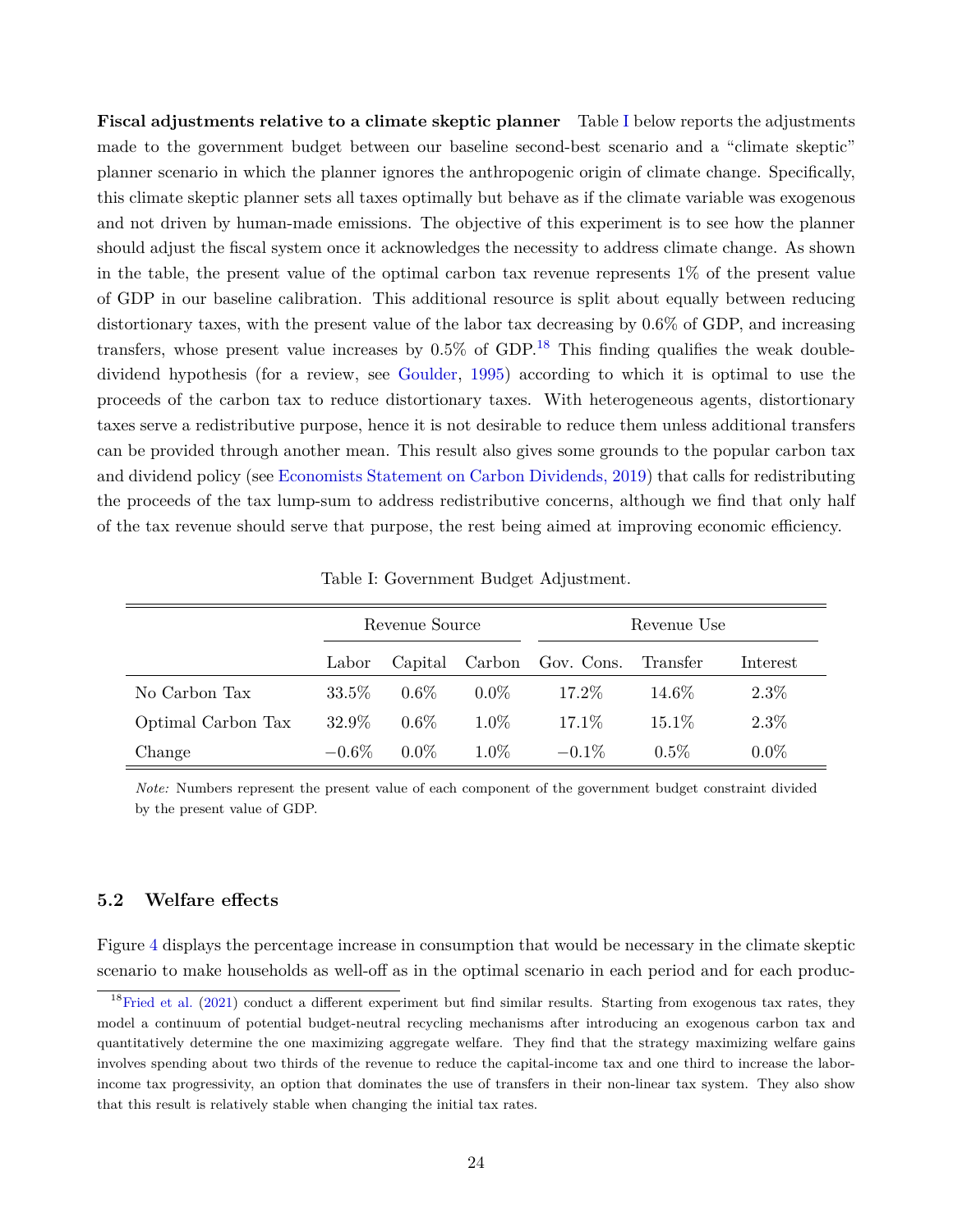**Fiscal adjustments relative to a climate skeptic planner** Table I below reports the adjustments made to the government budget between our baseline second-best scenario and a "climate skeptic" planner scenario in which the planner ignores the anthropogenic origin of climate change. Specifically, this climate skeptic planner sets all taxes optimally but behave as if the climate variable was exogenous and not driven by human-made emissions. The objective of this experiment is to see how the planner should adjust the fiscal system once it acknowledges the necessity to address climate change. As shown in the table, the present value of the optimal carbon tax revenue represents 1% of the present value of GDP in our baseline calibration. This additional resource is split about equally between reducing distortionary taxes, with the present value of the labor tax decreasing by 0.6% of GDP, and increasing transfers, whose present value increases by 0.5% of GDP.[18] This finding qualifies the weak double-dividend hypothesis (for a review, see Goulder, 1995) according to which it is optimal to use the proceeds of the carbon tax to reduce distortionary taxes. With heterogeneous agents, distortionary taxes serve a redistributive purpose, hence it is not desirable to reduce them unless additional transfers can be provided through another mean. This result also gives some grounds to the popular carbon tax and dividend policy (see Economists Statement on Carbon Dividends, 2019) that calls for redistributing the proceeds of the tax lump-sum to address redistributive concerns, although we find that only half of the tax revenue should serve that purpose, the rest being aimed at improving economic efficiency.

Table I: Government Budget Adjustment.

| | Revenue Source | | | Revenue Use | | |
|---|---|---|---|---|---|---|
| | Labor | Capital | Carbon | Gov. Cons. | Transfer | Interest |
| No Carbon Tax | 33.5% | 0.6% | 0.0% | 17.2% | 14.6% | 2.3% |
| Optimal Carbon Tax | 32.9% | 0.6% | 1.0% | 17.1% | 15.1% | 2.3% |
| Change | −0.6% | 0.0% | 1.0% | −0.1% | 0.5% | 0.0% |

*Note:* Numbers represent the present value of each component of the government budget constraint divided by the present value of GDP.

### 5.2 Welfare effects

Figure 4 displays the percentage increase in consumption that would be necessary in the climate skeptic scenario to make households as well-off as in the optimal scenario in each period and for each produc-

[18] Fried et al. (2021) conduct a different experiment but find similar results. Starting from exogenous tax rates, they model a continuum of potential budget-neutral recycling mechanisms after introducing an exogenous carbon tax and quantitatively determine the one maximizing aggregate welfare. They find that the strategy maximizing welfare gains involves spending about two thirds of the revenue to reduce the capital-income tax and one third to increase the labor-income tax progressivity, an option that dominates the use of transfers in their non-linear tax system. They also show that this result is relatively stable when changing the initial tax rates.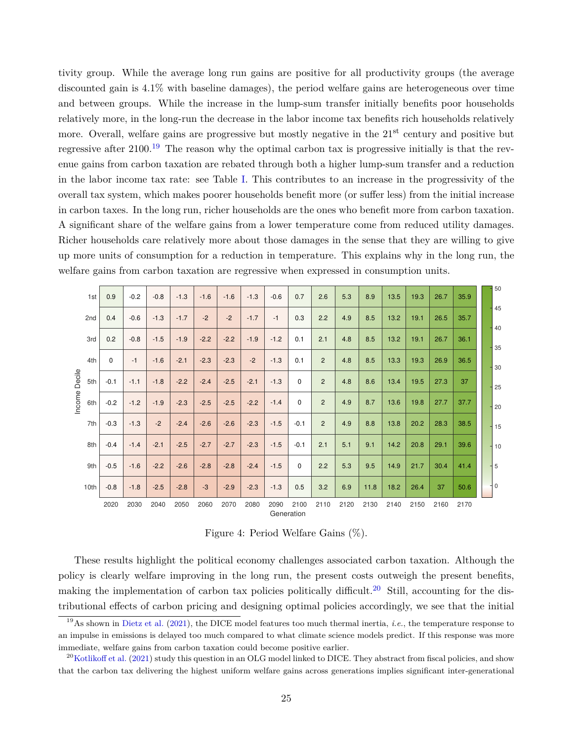tivity group. While the average long run gains are positive for all productivity groups (the average discounted gain is 4.1% with baseline damages), the period welfare gains are heterogeneous over time and between groups. While the increase in the lump-sum transfer initially benefits poor households relatively more, in the long-run the decrease in the labor income tax benefits rich households relatively more. Overall, welfare gains are progressive but mostly negative in the 21st century and positive but regressive after 2100.[19] The reason why the optimal carbon tax is progressive initially is that the revenue gains from carbon taxation are rebated through both a higher lump-sum transfer and a reduction in the labor income tax rate: see Table I. This contributes to an increase in the progressivity of the overall tax system, which makes poorer households benefit more (or suffer less) from the initial increase in carbon taxes. In the long run, richer households are the ones who benefit more from carbon taxation. A significant share of the welfare gains from a lower temperature come from reduced utility damages. Richer households care relatively more about those damages in the sense that they are willing to give up more units of consumption for a reduction in temperature. This explains why in the long run, the welfare gains from carbon taxation are regressive when expressed in consumption units.

| Income Decile | 2020 | 2030 | 2040 | 2050 | 2060 | 2070 | 2080 | 2090 | 2100 | 2110 | 2120 | 2130 | 2140 | 2150 | 2160 | 2170 |
|---|---|---|---|---|---|---|---|---|---|---|---|---|---|---|---|---|
| 1st | 0.9 | -0.2 | -0.8 | -1.3 | -1.6 | -1.6 | -1.3 | -0.6 | 0.7 | 2.6 | 5.3 | 8.9 | 13.5 | 19.3 | 26.7 | 35.9 |
| 2nd | 0.4 | -0.6 | -1.3 | -1.7 | -2 | -2 | -1.7 | -1 | 0.3 | 2.2 | 4.9 | 8.5 | 13.2 | 19.1 | 26.5 | 35.7 |
| 3rd | 0.2 | -0.8 | -1.5 | -1.9 | -2.2 | -2.2 | -1.9 | -1.2 | 0.1 | 2.1 | 4.8 | 8.5 | 13.2 | 19.1 | 26.7 | 36.1 |
| 4th | 0 | -1 | -1.6 | -2.1 | -2.3 | -2.3 | -2 | -1.3 | 0.1 | 2 | 4.8 | 8.5 | 13.3 | 19.3 | 26.9 | 36.5 |
| 5th | -0.1 | -1.1 | -1.8 | -2.2 | -2.4 | -2.5 | -2.1 | -1.3 | 0 | 2 | 4.8 | 8.6 | 13.4 | 19.5 | 27.3 | 37 |
| 6th | -0.2 | -1.2 | -1.9 | -2.3 | -2.5 | -2.5 | -2.2 | -1.4 | 0 | 2 | 4.9 | 8.7 | 13.6 | 19.8 | 27.7 | 37.7 |
| 7th | -0.3 | -1.3 | -2 | -2.4 | -2.6 | -2.6 | -2.3 | -1.5 | -0.1 | 2 | 4.9 | 8.8 | 13.8 | 20.2 | 28.3 | 38.5 |
| 8th | -0.4 | -1.4 | -2.1 | -2.5 | -2.7 | -2.7 | -2.3 | -1.5 | -0.1 | 2.1 | 5.1 | 9.1 | 14.2 | 20.8 | 29.1 | 39.6 |
| 9th | -0.5 | -1.6 | -2.2 | -2.6 | -2.8 | -2.8 | -2.4 | -1.5 | 0 | 2.2 | 5.3 | 9.5 | 14.9 | 21.7 | 30.4 | 41.4 |
| 10th | -0.8 | -1.8 | -2.5 | -2.8 | -3 | -2.9 | -2.3 | -1.3 | 0.5 | 3.2 | 6.9 | 11.8 | 18.2 | 26.4 | 37 | 50.6 |

Figure 4: Period Welfare Gains (%).

These results highlight the political economy challenges associated carbon taxation. Although the policy is clearly welfare improving in the long run, the present costs outweigh the present benefits, making the implementation of carbon tax policies politically difficult.[20] Still, accounting for the distributional effects of carbon pricing and designing optimal policies accordingly, we see that the initial

[19] As shown in Dietz et al. (2021), the DICE model features too much thermal inertia, *i.e.*, the temperature response to an impulse in emissions is delayed too much compared to what climate science models predict. If this response was more immediate, welfare gains from carbon taxation could become positive earlier.

[20] Kotlikoff et al. (2021) study this question in an OLG model linked to DICE. They abstract from fiscal policies, and show that the carbon tax delivering the highest uniform welfare gains across generations implies significant inter-generational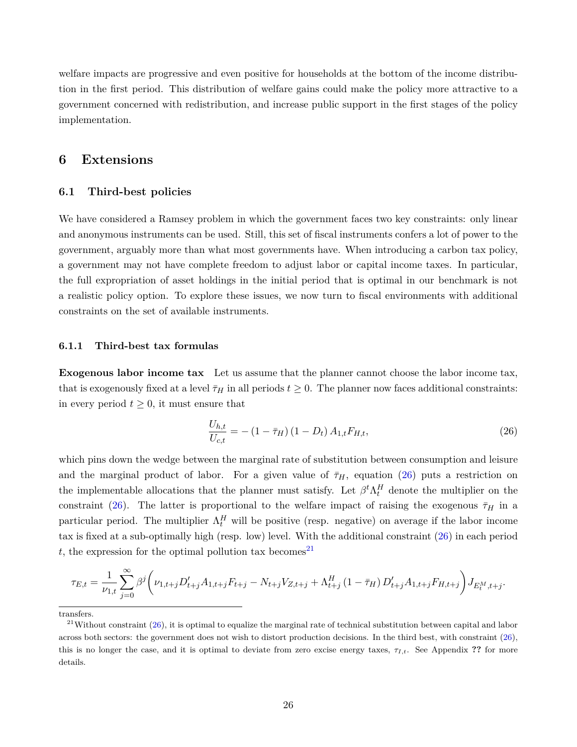welfare impacts are progressive and even positive for households at the bottom of the income distribution in the first period. This distribution of welfare gains could make the policy more attractive to a government concerned with redistribution, and increase public support in the first stages of the policy implementation.

## 6 Extensions

### 6.1 Third-best policies

We have considered a Ramsey problem in which the government faces two key constraints: only linear and anonymous instruments can be used. Still, this set of fiscal instruments confers a lot of power to the government, arguably more than what most governments have. When introducing a carbon tax policy, a government may not have complete freedom to adjust labor or capital income taxes. In particular, the full expropriation of asset holdings in the initial period that is optimal in our benchmark is not a realistic policy option. To explore these issues, we now turn to fiscal environments with additional constraints on the set of available instruments.

#### 6.1.1 Third-best tax formulas

**Exogenous labor income tax** Let us assume that the planner cannot choose the labor income tax, that is exogenously fixed at a level $\bar{\tau}_H$ in all periods $t \geq 0$. The planner now faces additional constraints: in every period $t \geq 0$, it must ensure that

$$\frac{U_{h,t}}{U_{c,t}} = -\left(1 - \bar{\tau}_H\right)\left(1 - D_t\right) A_{1,t} F_{H,t}, \tag{26}$$

which pins down the wedge between the marginal rate of substitution between consumption and leisure and the marginal product of labor. For a given value of $\bar{\tau}_H$, equation (26) puts a restriction on the implementable allocations that the planner must satisfy. Let $\beta^t \Lambda_t^H$ denote the multiplier on the constraint (26). The latter is proportional to the welfare impact of raising the exogenous $\bar{\tau}_H$ in a particular period. The multiplier $\Lambda_t^H$ will be positive (resp. negative) on average if the labor income tax is fixed at a sub-optimally high (resp. low) level. With the additional constraint (26) in each period $t$, the expression for the optimal pollution tax becomes[21]

$$\tau_{E,t} = \frac{1}{\nu_{1,t}} \sum_{j=0}^{\infty} \beta^j \left( \nu_{1,t+j} D'_{t+j} A_{1,t+j} F_{t+j} - N_{t+j} V_{Z,t+j} + \Lambda_{t+j}^H \left(1 - \bar{\tau}_H\right) D'_{t+j} A_{1,t+j} F_{H,t+j} \right) J_{E_t^M, t+j}.$$

transfers.

[21] Without constraint (26), it is optimal to equalize the marginal rate of technical substitution between capital and labor across both sectors: the government does not wish to distort production decisions. In the third best, with constraint (26), this is no longer the case, and it is optimal to deviate from zero excise energy taxes, $\tau_{I,t}$. See Appendix ?? for more details.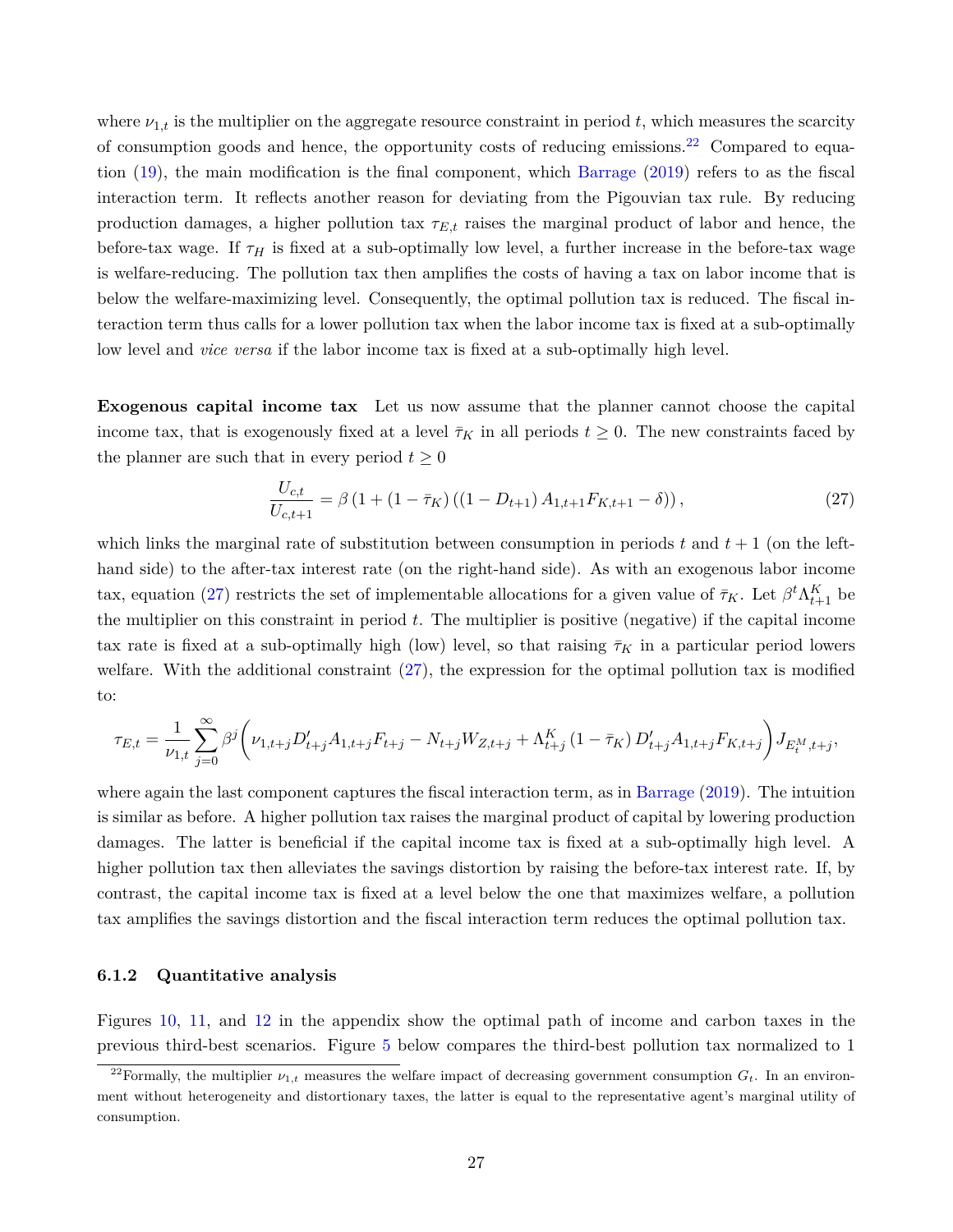where $\nu_{1,t}$ is the multiplier on the aggregate resource constraint in period $t$, which measures the scarcity of consumption goods and hence, the opportunity costs of reducing emissions.[22] Compared to equation (19), the main modification is the final component, which Barrage (2019) refers to as the fiscal interaction term. It reflects another reason for deviating from the Pigouvian tax rule. By reducing production damages, a higher pollution tax $\tau_{E,t}$ raises the marginal product of labor and hence, the before-tax wage. If $\tau_H$ is fixed at a sub-optimally low level, a further increase in the before-tax wage is welfare-reducing. The pollution tax then amplifies the costs of having a tax on labor income that is below the welfare-maximizing level. Consequently, the optimal pollution tax is reduced. The fiscal interaction term thus calls for a lower pollution tax when the labor income tax is fixed at a sub-optimally low level and *vice versa* if the labor income tax is fixed at a sub-optimally high level.

**Exogenous capital income tax** Let us now assume that the planner cannot choose the capital income tax, that is exogenously fixed at a level $\bar{\tau}_K$ in all periods $t \geq 0$. The new constraints faced by the planner are such that in every period $t \geq 0$

$$\frac{U_{c,t}}{U_{c,t+1}} = \beta \left(1 + (1 - \bar{\tau}_K)\left(\left(1 - D_{t+1}\right) A_{1,t+1} F_{K,t+1} - \delta\right)\right), \tag{27}$$

which links the marginal rate of substitution between consumption in periods $t$ and $t+1$ (on the left-hand side) to the after-tax interest rate (on the right-hand side). As with an exogenous labor income tax, equation (27) restricts the set of implementable allocations for a given value of $\bar{\tau}_K$. Let $\beta^t \Lambda^K_{t+1}$ be the multiplier on this constraint in period $t$. The multiplier is positive (negative) if the capital income tax rate is fixed at a sub-optimally high (low) level, so that raising $\bar{\tau}_K$ in a particular period lowers welfare. With the additional constraint (27), the expression for the optimal pollution tax is modified to:

$$\tau_{E,t} = \frac{1}{\nu_{1,t}} \sum_{j=0}^{\infty} \beta^j \left( \nu_{1,t+j} D'_{t+j} A_{1,t+j} F_{t+j} - N_{t+j} W_{Z,t+j} + \Lambda^K_{t+j} \left(1 - \bar{\tau}_K\right) D'_{t+j} A_{1,t+j} F_{K,t+j} \right) J_{E^M_t, t+j},$$

where again the last component captures the fiscal interaction term, as in Barrage (2019). The intuition is similar as before. A higher pollution tax raises the marginal product of capital by lowering production damages. The latter is beneficial if the capital income tax is fixed at a sub-optimally high level. A higher pollution tax then alleviates the savings distortion by raising the before-tax interest rate. If, by contrast, the capital income tax is fixed at a level below the one that maximizes welfare, a pollution tax amplifies the savings distortion and the fiscal interaction term reduces the optimal pollution tax.

### 6.1.2 Quantitative analysis

Figures 10, 11, and 12 in the appendix show the optimal path of income and carbon taxes in the previous third-best scenarios. Figure 5 below compares the third-best pollution tax normalized to 1

[22] Formally, the multiplier $\nu_{1,t}$ measures the welfare impact of decreasing government consumption $G_t$. In an environment without heterogeneity and distortionary taxes, the latter is equal to the representative agent's marginal utility of consumption.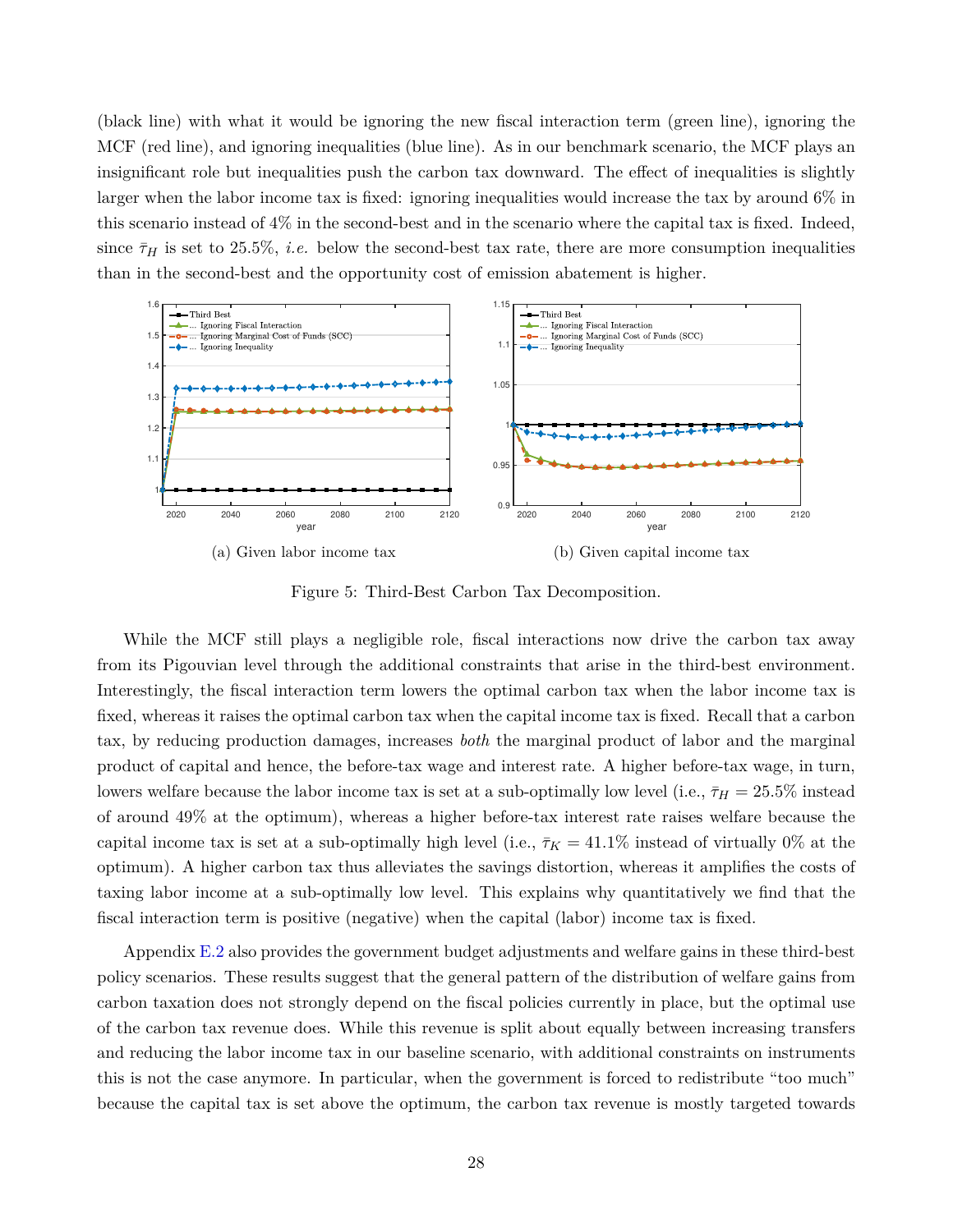(black line) with what it would be ignoring the new fiscal interaction term (green line), ignoring the MCF (red line), and ignoring inequalities (blue line). As in our benchmark scenario, the MCF plays an insignificant role but inequalities push the carbon tax downward. The effect of inequalities is slightly larger when the labor income tax is fixed: ignoring inequalities would increase the tax by around 6% in this scenario instead of 4% in the second-best and in the scenario where the capital tax is fixed. Indeed, since $\bar{\tau}_H$ is set to 25.5%, *i.e.* below the second-best tax rate, there are more consumption inequalities than in the second-best and the opportunity cost of emission abatement is higher.

(a) Given labor income tax

(b) Given capital income tax

Figure 5: Third-Best Carbon Tax Decomposition.

While the MCF still plays a negligible role, fiscal interactions now drive the carbon tax away from its Pigouvian level through the additional constraints that arise in the third-best environment. Interestingly, the fiscal interaction term lowers the optimal carbon tax when the labor income tax is fixed, whereas it raises the optimal carbon tax when the capital income tax is fixed. Recall that a carbon tax, by reducing production damages, increases *both* the marginal product of labor and the marginal product of capital and hence, the before-tax wage and interest rate. A higher before-tax wage, in turn, lowers welfare because the labor income tax is set at a sub-optimally low level (i.e., $\bar{\tau}_H = 25.5\%$ instead of around 49% at the optimum), whereas a higher before-tax interest rate raises welfare because the capital income tax is set at a sub-optimally high level (i.e., $\bar{\tau}_K = 41.1\%$ instead of virtually 0% at the optimum). A higher carbon tax thus alleviates the savings distortion, whereas it amplifies the costs of taxing labor income at a sub-optimally low level. This explains why quantitatively we find that the fiscal interaction term is positive (negative) when the capital (labor) income tax is fixed.

Appendix E.2 also provides the government budget adjustments and welfare gains in these third-best policy scenarios. These results suggest that the general pattern of the distribution of welfare gains from carbon taxation does not strongly depend on the fiscal policies currently in place, but the optimal use of the carbon tax revenue does. While this revenue is split about equally between increasing transfers and reducing the labor income tax in our baseline scenario, with additional constraints on instruments this is not the case anymore. In particular, when the government is forced to redistribute "too much" because the capital tax is set above the optimum, the carbon tax revenue is mostly targeted towards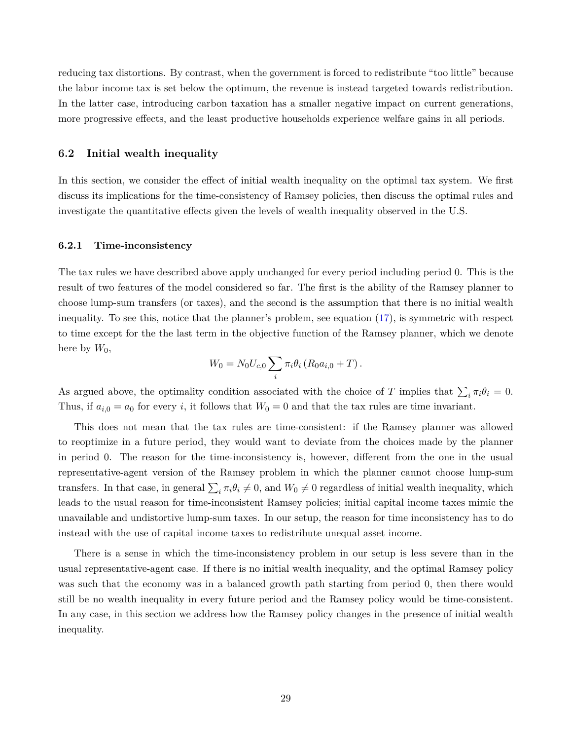reducing tax distortions. By contrast, when the government is forced to redistribute "too little" because the labor income tax is set below the optimum, the revenue is instead targeted towards redistribution. In the latter case, introducing carbon taxation has a smaller negative impact on current generations, more progressive effects, and the least productive households experience welfare gains in all periods.

### 6.2 Initial wealth inequality

In this section, we consider the effect of initial wealth inequality on the optimal tax system. We first discuss its implications for the time-consistency of Ramsey policies, then discuss the optimal rules and investigate the quantitative effects given the levels of wealth inequality observed in the U.S.

#### 6.2.1 Time-inconsistency

The tax rules we have described above apply unchanged for every period including period 0. This is the result of two features of the model considered so far. The first is the ability of the Ramsey planner to choose lump-sum transfers (or taxes), and the second is the assumption that there is no initial wealth inequality. To see this, notice that the planner's problem, see equation (17), is symmetric with respect to time except for the the last term in the objective function of the Ramsey planner, which we denote here by $W_0$,

$$W_0 = N_0 U_{c,0} \sum_i \pi_i \theta_i \left( R_0 a_{i,0} + T \right).$$

As argued above, the optimality condition associated with the choice of $T$ implies that $\sum_i \pi_i \theta_i = 0$. Thus, if $a_{i,0} = a_0$ for every $i$, it follows that $W_0 = 0$ and that the tax rules are time invariant.

This does not mean that the tax rules are time-consistent: if the Ramsey planner was allowed to reoptimize in a future period, they would want to deviate from the choices made by the planner in period 0. The reason for the time-inconsistency is, however, different from the one in the usual representative-agent version of the Ramsey problem in which the planner cannot choose lump-sum transfers. In that case, in general $\sum_i \pi_i \theta_i \neq 0$, and $W_0 \neq 0$ regardless of initial wealth inequality, which leads to the usual reason for time-inconsistent Ramsey policies; initial capital income taxes mimic the unavailable and undistortive lump-sum taxes. In our setup, the reason for time inconsistency has to do instead with the use of capital income taxes to redistribute unequal asset income.

There is a sense in which the time-inconsistency problem in our setup is less severe than in the usual representative-agent case. If there is no initial wealth inequality, and the optimal Ramsey policy was such that the economy was in a balanced growth path starting from period 0, then there would still be no wealth inequality in every future period and the Ramsey policy would be time-consistent. In any case, in this section we address how the Ramsey policy changes in the presence of initial wealth inequality.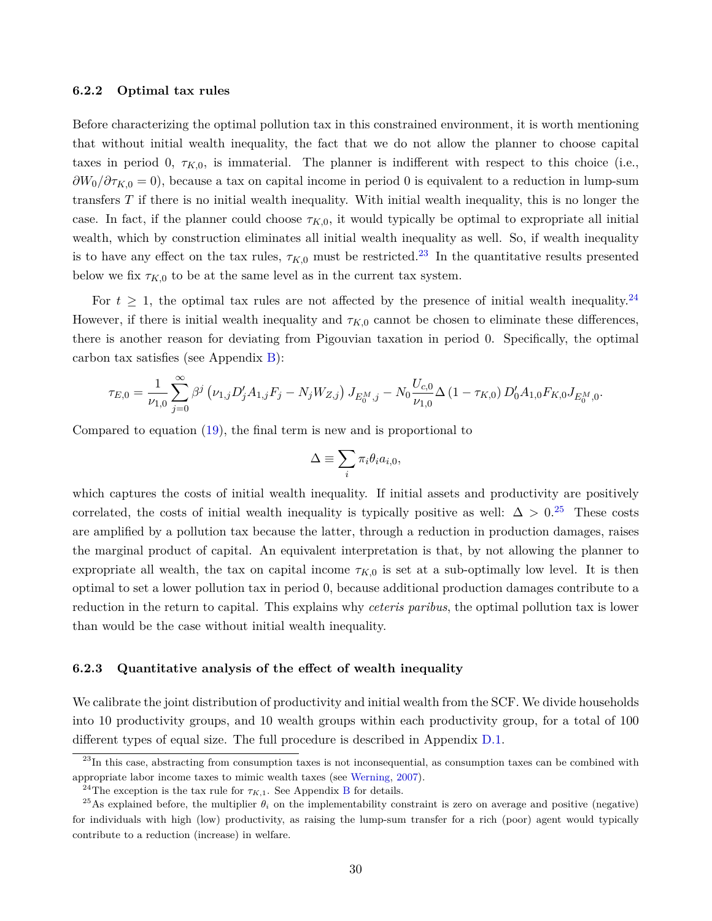### 6.2.2 Optimal tax rules

Before characterizing the optimal pollution tax in this constrained environment, it is worth mentioning that without initial wealth inequality, the fact that we do not allow the planner to choose capital taxes in period 0, $\tau_{K,0}$, is immaterial. The planner is indifferent with respect to this choice (i.e., $\partial W_0 / \partial \tau_{K,0} = 0$), because a tax on capital income in period 0 is equivalent to a reduction in lump-sum transfers $T$ if there is no initial wealth inequality. With initial wealth inequality, this is no longer the case. In fact, if the planner could choose $\tau_{K,0}$, it would typically be optimal to expropriate all initial wealth, which by construction eliminates all initial wealth inequality as well. So, if wealth inequality is to have any effect on the tax rules, $\tau_{K,0}$ must be restricted.[23] In the quantitative results presented below we fix $\tau_{K,0}$ to be at the same level as in the current tax system.

For $t \geq 1$, the optimal tax rules are not affected by the presence of initial wealth inequality.[24] However, if there is initial wealth inequality and $\tau_{K,0}$ cannot be chosen to eliminate these differences, there is another reason for deviating from Pigouvian taxation in period 0. Specifically, the optimal carbon tax satisfies (see Appendix B):

$$\tau_{E,0} = \frac{1}{\nu_{1,0}} \sum_{j=0}^{\infty} \beta^j \left( \nu_{1,j} D'_j A_{1,j} F_j - N_j W_{Z,j} \right) J_{E_0^M, j} - N_0 \frac{U_{c,0}}{\nu_{1,0}} \Delta \left(1 - \tau_{K,0}\right) D'_0 A_{1,0} F_{K,0} J_{E_0^M, 0}.$$

Compared to equation (19), the final term is new and is proportional to

$$\Delta \equiv \sum_i \pi_i \theta_i a_{i,0},$$

which captures the costs of initial wealth inequality. If initial assets and productivity are positively correlated, the costs of initial wealth inequality is typically positive as well: $\Delta > 0$.[25] These costs are amplified by a pollution tax because the latter, through a reduction in production damages, raises the marginal product of capital. An equivalent interpretation is that, by not allowing the planner to expropriate all wealth, the tax on capital income $\tau_{K,0}$ is set at a sub-optimally low level. It is then optimal to set a lower pollution tax in period 0, because additional production damages contribute to a reduction in the return to capital. This explains why *ceteris paribus*, the optimal pollution tax is lower than would be the case without initial wealth inequality.

### 6.2.3 Quantitative analysis of the effect of wealth inequality

We calibrate the joint distribution of productivity and initial wealth from the SCF. We divide households into 10 productivity groups, and 10 wealth groups within each productivity group, for a total of 100 different types of equal size. The full procedure is described in Appendix D.1.

---

[23] In this case, abstracting from consumption taxes is not inconsequential, as consumption taxes can be combined with appropriate labor income taxes to mimic wealth taxes (see Werning, 2007).

[24] The exception is the tax rule for $\tau_{K,1}$. See Appendix B for details.

[25] As explained before, the multiplier $\theta_i$ on the implementability constraint is zero on average and positive (negative) for individuals with high (low) productivity, as raising the lump-sum transfer for a rich (poor) agent would typically contribute to a reduction (increase) in welfare.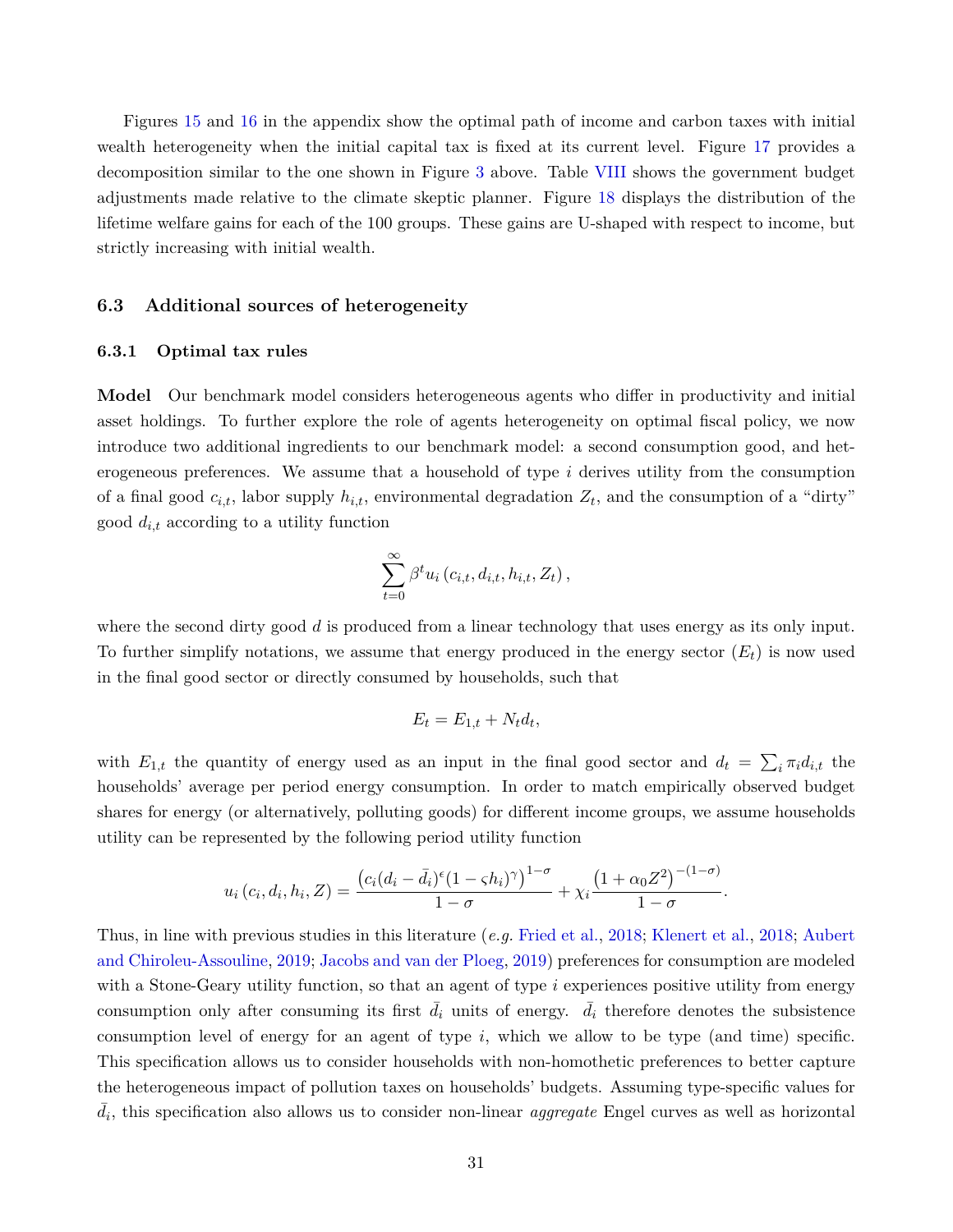Figures 15 and 16 in the appendix show the optimal path of income and carbon taxes with initial wealth heterogeneity when the initial capital tax is fixed at its current level. Figure 17 provides a decomposition similar to the one shown in Figure 3 above. Table VIII shows the government budget adjustments made relative to the climate skeptic planner. Figure 18 displays the distribution of the lifetime welfare gains for each of the 100 groups. These gains are U-shaped with respect to income, but strictly increasing with initial wealth.

## 6.3 Additional sources of heterogeneity

### 6.3.1 Optimal tax rules

**Model** Our benchmark model considers heterogeneous agents who differ in productivity and initial asset holdings. To further explore the role of agents heterogeneity on optimal fiscal policy, we now introduce two additional ingredients to our benchmark model: a second consumption good, and heterogeneous preferences. We assume that a household of type $i$ derives utility from the consumption of a final good $c_{i,t}$, labor supply $h_{i,t}$, environmental degradation $Z_t$, and the consumption of a "dirty" good $d_{i,t}$ according to a utility function

$$\sum_{t=0}^{\infty} \beta^t u_i\left(c_{i,t}, d_{i,t}, h_{i,t}, Z_t\right),$$

where the second dirty good $d$ is produced from a linear technology that uses energy as its only input. To further simplify notations, we assume that energy produced in the energy sector ($E_t$) is now used in the final good sector or directly consumed by households, such that

$$E_t = E_{1,t} + N_t d_t,$$

with $E_{1,t}$ the quantity of energy used as an input in the final good sector and $d_t = \sum_i \pi_i d_{i,t}$ the households' average per period energy consumption. In order to match empirically observed budget shares for energy (or alternatively, polluting goods) for different income groups, we assume households utility can be represented by the following period utility function

$$u_i\left(c_i, d_i, h_i, Z\right) = \frac{\left(c_i (d_i - \bar{d}_i)^{\epsilon} (1 - \varsigma h_i)^{\gamma}\right)^{1-\sigma}}{1-\sigma} + \chi_i \frac{\left(1 + \alpha_0 Z^2\right)^{-(1-\sigma)}}{1-\sigma}.$$

Thus, in line with previous studies in this literature (*e.g.* Fried et al., 2018; Klenert et al., 2018; Aubert and Chiroleu-Assouline, 2019; Jacobs and van der Ploeg, 2019) preferences for consumption are modeled with a Stone-Geary utility function, so that an agent of type $i$ experiences positive utility from energy consumption only after consuming its first $\bar{d}_i$ units of energy. $\bar{d}_i$ therefore denotes the subsistence consumption level of energy for an agent of type $i$, which we allow to be type (and time) specific. This specification allows us to consider households with non-homothetic preferences to better capture the heterogeneous impact of pollution taxes on households' budgets. Assuming type-specific values for $\bar{d}_i$, this specification also allows us to consider non-linear *aggregate* Engel curves as well as horizontal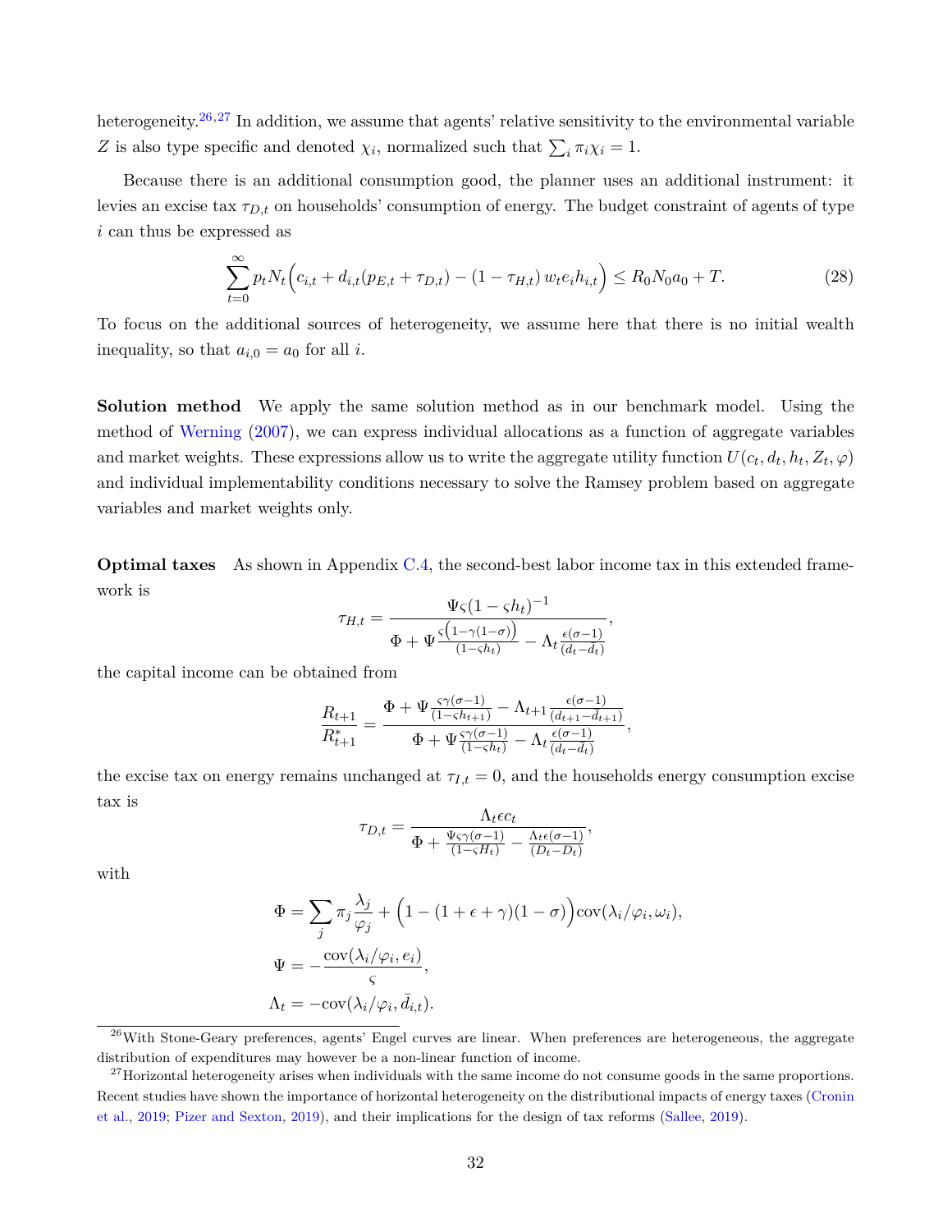heterogeneity.[26,27] In addition, we assume that agents' relative sensitivity to the environmental variable $Z$ is also type specific and denoted $\chi_i$, normalized such that $\sum_i \pi_i \chi_i = 1$.

Because there is an additional consumption good, the planner uses an additional instrument: it levies an excise tax $\tau_{D,t}$ on households' consumption of energy. The budget constraint of agents of type $i$ can thus be expressed as

$$\sum_{t=0}^{\infty} p_t N_t \Big( c_{i,t} + d_{i,t}(p_{E,t} + \tau_{D,t}) - (1 - \tau_{H,t})\, w_t e_i h_{i,t} \Big) \leq R_0 N_0 a_0 + T. \tag{28}$$

To focus on the additional sources of heterogeneity, we assume here that there is no initial wealth inequality, so that $a_{i,0} = a_0$ for all $i$.

**Solution method** We apply the same solution method as in our benchmark model. Using the method of Werning (2007), we can express individual allocations as a function of aggregate variables and market weights. These expressions allow us to write the aggregate utility function $U(c_t, d_t, h_t, Z_t, \varphi)$ and individual implementability conditions necessary to solve the Ramsey problem based on aggregate variables and market weights only.

**Optimal taxes** As shown in Appendix C.4, the second-best labor income tax in this extended framework is

$$\tau_{H,t} = \frac{\Psi \varsigma (1 - \varsigma h_t)^{-1}}{\Phi + \Psi \frac{\varsigma \left(1 - \gamma(1-\sigma)\right)}{(1 - \varsigma h_t)} - \Lambda_t \frac{\epsilon(\sigma - 1)}{(d_t - \bar{d}_t)}},$$

the capital income can be obtained from

$$\frac{R_{t+1}}{R^*_{t+1}} = \frac{\Phi + \Psi \frac{\varsigma \gamma(\sigma-1)}{(1 - \varsigma h_{t+1})} - \Lambda_{t+1} \frac{\epsilon(\sigma-1)}{(d_{t+1} - \bar{d}_{t+1})}}{\Phi + \Psi \frac{\varsigma \gamma(\sigma-1)}{(1 - \varsigma h_t)} - \Lambda_t \frac{\epsilon(\sigma-1)}{(d_t - \bar{d}_t)}},$$

the excise tax on energy remains unchanged at $\tau_{I,t} = 0$, and the households energy consumption excise tax is

$$\tau_{D,t} = \frac{\Lambda_t \epsilon c_t}{\Phi + \frac{\Psi \varsigma \gamma(\sigma-1)}{(1 - \varsigma H_t)} - \frac{\Lambda_t \epsilon(\sigma-1)}{(D_t - \bar{D}_t)}},$$

with

$$\Phi = \sum_j \pi_j \frac{\lambda_j}{\varphi_j} + \Big(1 - (1 + \epsilon + \gamma)(1 - \sigma)\Big) \operatorname{cov}(\lambda_i/\varphi_i, \omega_i),$$

$$\Psi = -\frac{\operatorname{cov}(\lambda_i/\varphi_i, e_i)}{\varsigma},$$

$$\Lambda_t = -\operatorname{cov}(\lambda_i/\varphi_i, \bar{d}_{i,t}).$$

---

[26] With Stone-Geary preferences, agents' Engel curves are linear. When preferences are heterogeneous, the aggregate distribution of expenditures may however be a non-linear function of income.

[27] Horizontal heterogeneity arises when individuals with the same income do not consume goods in the same proportions. Recent studies have shown the importance of horizontal heterogeneity on the distributional impacts of energy taxes (Cronin et al., 2019; Pizer and Sexton, 2019), and their implications for the design of tax reforms (Sallee, 2019).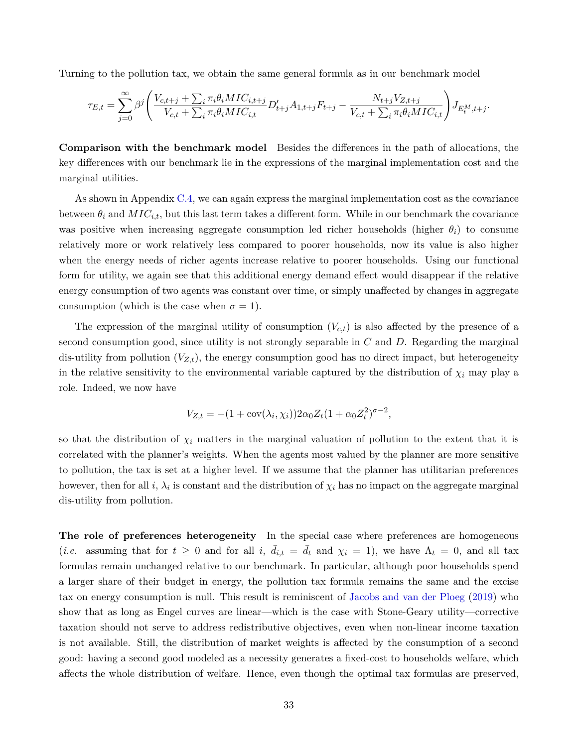Turning to the pollution tax, we obtain the same general formula as in our benchmark model

$$\tau_{E,t} = \sum_{j=0}^{\infty} \beta^j \left( \frac{V_{c,t+j} + \sum_i \pi_i \theta_i MIC_{i,t+j}}{V_{c,t} + \sum_i \pi_i \theta_i MIC_{i,t}} D'_{t+j} A_{1,t+j} F_{t+j} - \frac{N_{t+j} V_{Z,t+j}}{V_{c,t} + \sum_i \pi_i \theta_i MIC_{i,t}} \right) J_{E_t^M, t+j}.$$

**Comparison with the benchmark model** Besides the differences in the path of allocations, the key differences with our benchmark lie in the expressions of the marginal implementation cost and the marginal utilities.

As shown in Appendix C.4, we can again express the marginal implementation cost as the covariance between $\theta_i$ and $MIC_{i,t}$, but this last term takes a different form. While in our benchmark the covariance was positive when increasing aggregate consumption led richer households (higher $\theta_i$) to consume relatively more or work relatively less compared to poorer households, now its value is also higher when the energy needs of richer agents increase relative to poorer households. Using our functional form for utility, we again see that this additional energy demand effect would disappear if the relative energy consumption of two agents was constant over time, or simply unaffected by changes in aggregate consumption (which is the case when $\sigma = 1$).

The expression of the marginal utility of consumption ($V_{c,t}$) is also affected by the presence of a second consumption good, since utility is not strongly separable in $C$ and $D$. Regarding the marginal dis-utility from pollution ($V_{Z,t}$), the energy consumption good has no direct impact, but heterogeneity in the relative sensitivity to the environmental variable captured by the distribution of $\chi_i$ may play a role. Indeed, we now have

$$V_{Z,t} = -(1 + \text{cov}(\lambda_i, \chi_i)) 2\alpha_0 Z_t (1 + \alpha_0 Z_t^2)^{\sigma - 2},$$

so that the distribution of $\chi_i$ matters in the marginal valuation of pollution to the extent that it is correlated with the planner's weights. When the agents most valued by the planner are more sensitive to pollution, the tax is set at a higher level. If we assume that the planner has utilitarian preferences however, then for all $i$, $\lambda_i$ is constant and the distribution of $\chi_i$ has no impact on the aggregate marginal dis-utility from pollution.

**The role of preferences heterogeneity** In the special case where preferences are homogeneous (*i.e.* assuming that for $t \geq 0$ and for all $i$, $\bar{d}_{i,t} = \bar{d}_t$ and $\chi_i = 1$), we have $\Lambda_t = 0$, and all tax formulas remain unchanged relative to our benchmark. In particular, although poor households spend a larger share of their budget in energy, the pollution tax formula remains the same and the excise tax on energy consumption is null. This result is reminiscent of Jacobs and van der Ploeg (2019) who show that as long as Engel curves are linear—which is the case with Stone-Geary utility—corrective taxation should not serve to address redistributive objectives, even when non-linear income taxation is not available. Still, the distribution of market weights is affected by the consumption of a second good: having a second good modeled as a necessity generates a fixed-cost to households welfare, which affects the whole distribution of welfare. Hence, even though the optimal tax formulas are preserved,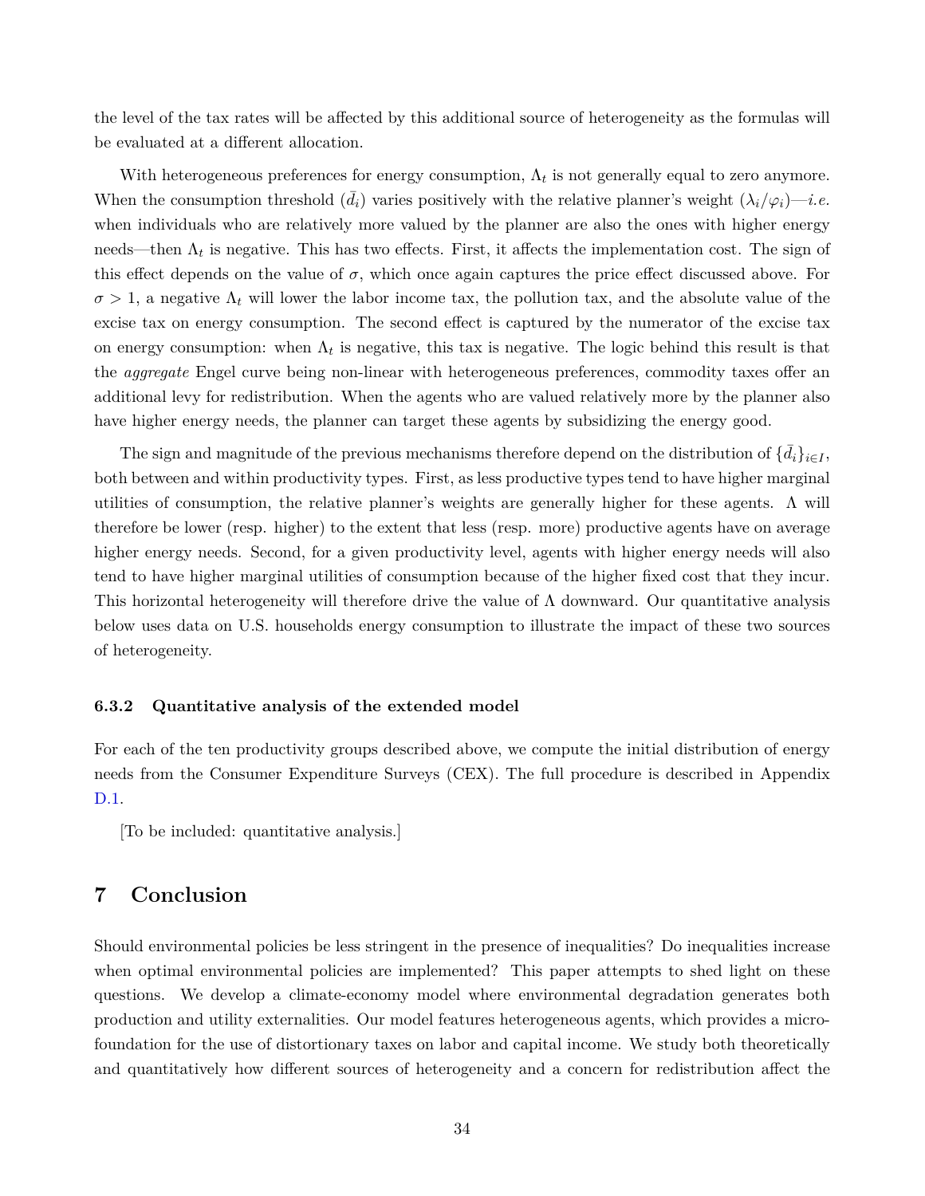the level of the tax rates will be affected by this additional source of heterogeneity as the formulas will be evaluated at a different allocation.

With heterogeneous preferences for energy consumption, $\Lambda_t$ is not generally equal to zero anymore. When the consumption threshold ($\bar{d}_i$) varies positively with the relative planner's weight ($\lambda_i/\varphi_i$)—*i.e.* when individuals who are relatively more valued by the planner are also the ones with higher energy needs—then $\Lambda_t$ is negative. This has two effects. First, it affects the implementation cost. The sign of this effect depends on the value of $\sigma$, which once again captures the price effect discussed above. For $\sigma > 1$, a negative $\Lambda_t$ will lower the labor income tax, the pollution tax, and the absolute value of the excise tax on energy consumption. The second effect is captured by the numerator of the excise tax on energy consumption: when $\Lambda_t$ is negative, this tax is negative. The logic behind this result is that the *aggregate* Engel curve being non-linear with heterogeneous preferences, commodity taxes offer an additional levy for redistribution. When the agents who are valued relatively more by the planner also have higher energy needs, the planner can target these agents by subsidizing the energy good.

The sign and magnitude of the previous mechanisms therefore depend on the distribution of $\{\bar{d}_i\}_{i \in I}$, both between and within productivity types. First, as less productive types tend to have higher marginal utilities of consumption, the relative planner's weights are generally higher for these agents. $\Lambda$ will therefore be lower (resp. higher) to the extent that less (resp. more) productive agents have on average higher energy needs. Second, for a given productivity level, agents with higher energy needs will also tend to have higher marginal utilities of consumption because of the higher fixed cost that they incur. This horizontal heterogeneity will therefore drive the value of $\Lambda$ downward. Our quantitative analysis below uses data on U.S. households energy consumption to illustrate the impact of these two sources of heterogeneity.

### 6.3.2 Quantitative analysis of the extended model

For each of the ten productivity groups described above, we compute the initial distribution of energy needs from the Consumer Expenditure Surveys (CEX). The full procedure is described in Appendix D.1.

[To be included: quantitative analysis.]

## 7 Conclusion

Should environmental policies be less stringent in the presence of inequalities? Do inequalities increase when optimal environmental policies are implemented? This paper attempts to shed light on these questions. We develop a climate-economy model where environmental degradation generates both production and utility externalities. Our model features heterogeneous agents, which provides a micro-foundation for the use of distortionary taxes on labor and capital income. We study both theoretically and quantitatively how different sources of heterogeneity and a concern for redistribution affect the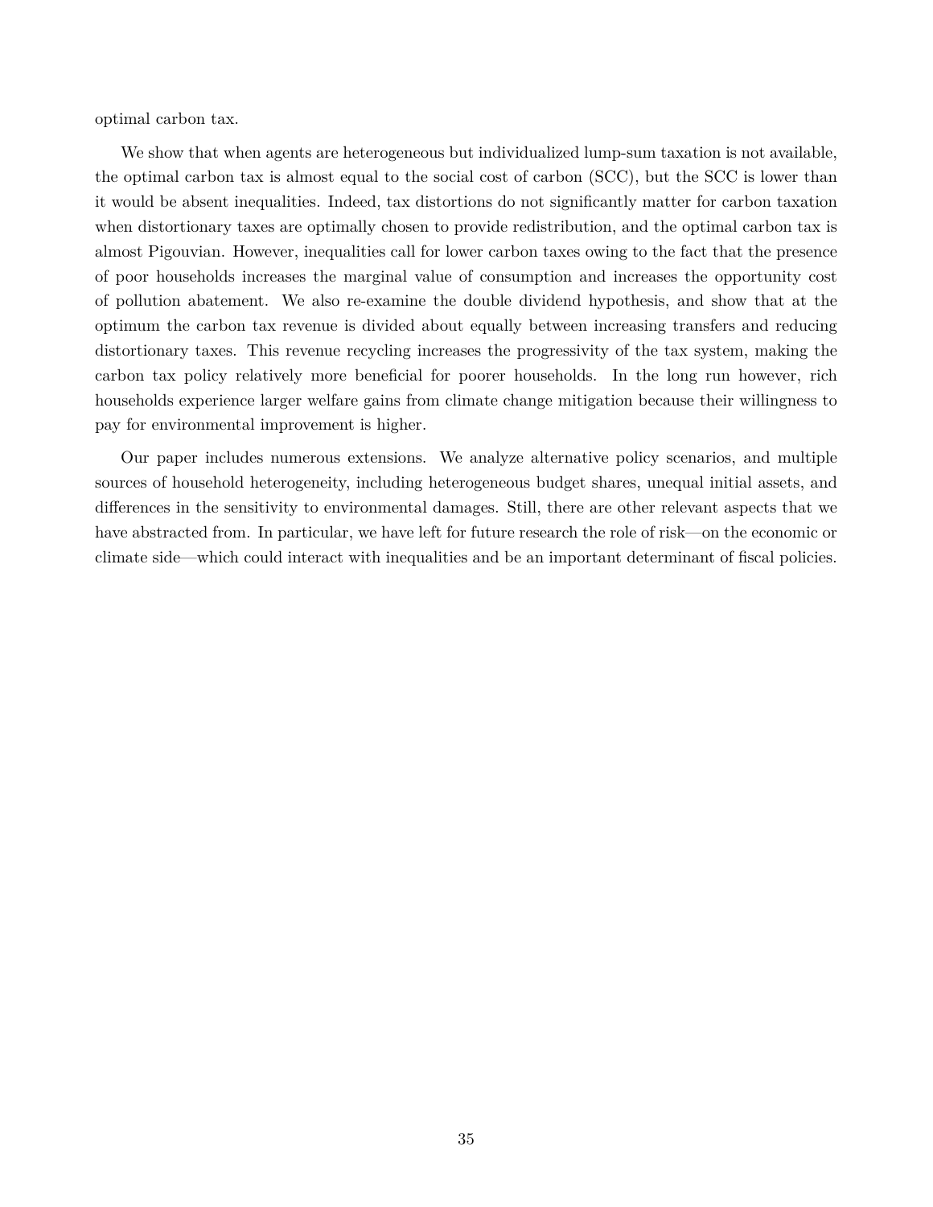optimal carbon tax.

We show that when agents are heterogeneous but individualized lump-sum taxation is not available, the optimal carbon tax is almost equal to the social cost of carbon (SCC), but the SCC is lower than it would be absent inequalities. Indeed, tax distortions do not significantly matter for carbon taxation when distortionary taxes are optimally chosen to provide redistribution, and the optimal carbon tax is almost Pigouvian. However, inequalities call for lower carbon taxes owing to the fact that the presence of poor households increases the marginal value of consumption and increases the opportunity cost of pollution abatement. We also re-examine the double dividend hypothesis, and show that at the optimum the carbon tax revenue is divided about equally between increasing transfers and reducing distortionary taxes. This revenue recycling increases the progressivity of the tax system, making the carbon tax policy relatively more beneficial for poorer households. In the long run however, rich households experience larger welfare gains from climate change mitigation because their willingness to pay for environmental improvement is higher.

Our paper includes numerous extensions. We analyze alternative policy scenarios, and multiple sources of household heterogeneity, including heterogeneous budget shares, unequal initial assets, and differences in the sensitivity to environmental damages. Still, there are other relevant aspects that we have abstracted from. In particular, we have left for future research the role of risk—on the economic or climate side—which could interact with inequalities and be an important determinant of fiscal policies.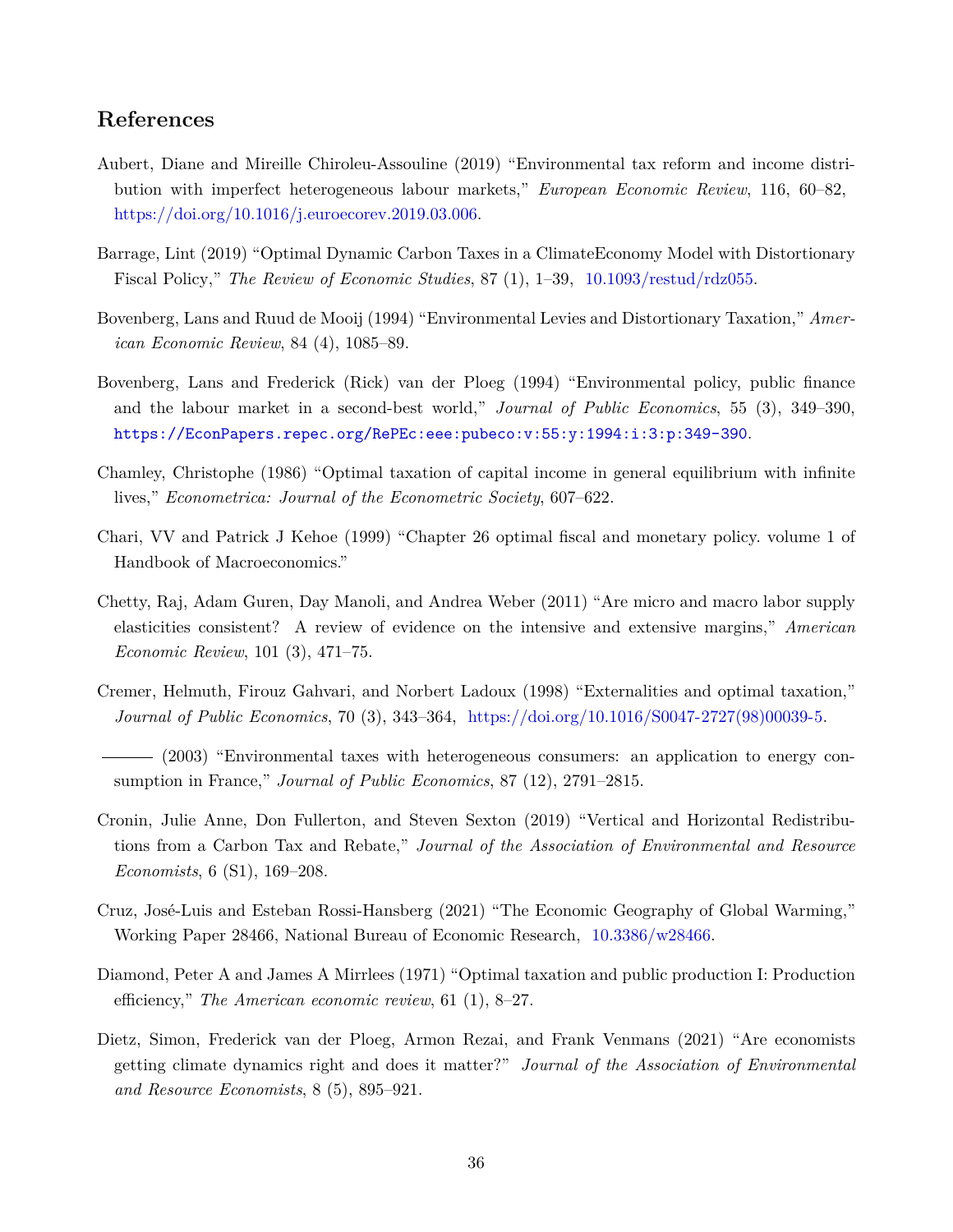## References

Aubert, Diane and Mireille Chiroleu-Assouline (2019) "Environmental tax reform and income distribution with imperfect heterogeneous labour markets," *European Economic Review*, 116, 60–82, https://doi.org/10.1016/j.euroecorev.2019.03.006.

Barrage, Lint (2019) "Optimal Dynamic Carbon Taxes in a ClimateEconomy Model with Distortionary Fiscal Policy," *The Review of Economic Studies*, 87 (1), 1–39, 10.1093/restud/rdz055.

Bovenberg, Lans and Ruud de Mooij (1994) "Environmental Levies and Distortionary Taxation," *American Economic Review*, 84 (4), 1085–89.

Bovenberg, Lans and Frederick (Rick) van der Ploeg (1994) "Environmental policy, public finance and the labour market in a second-best world," *Journal of Public Economics*, 55 (3), 349–390, `https://EconPapers.repec.org/RePEc:eee:pubeco:v:55:y:1994:i:3:p:349-390`.

Chamley, Christophe (1986) "Optimal taxation of capital income in general equilibrium with infinite lives," *Econometrica: Journal of the Econometric Society*, 607–622.

Chari, VV and Patrick J Kehoe (1999) "Chapter 26 optimal fiscal and monetary policy. volume 1 of Handbook of Macroeconomics."

Chetty, Raj, Adam Guren, Day Manoli, and Andrea Weber (2011) "Are micro and macro labor supply elasticities consistent? A review of evidence on the intensive and extensive margins," *American Economic Review*, 101 (3), 471–75.

Cremer, Helmuth, Firouz Gahvari, and Norbert Ladoux (1998) "Externalities and optimal taxation," *Journal of Public Economics*, 70 (3), 343–364, https://doi.org/10.1016/S0047-2727(98)00039-5.

——— (2003) "Environmental taxes with heterogeneous consumers: an application to energy consumption in France," *Journal of Public Economics*, 87 (12), 2791–2815.

Cronin, Julie Anne, Don Fullerton, and Steven Sexton (2019) "Vertical and Horizontal Redistributions from a Carbon Tax and Rebate," *Journal of the Association of Environmental and Resource Economists*, 6 (S1), 169–208.

Cruz, José-Luis and Esteban Rossi-Hansberg (2021) "The Economic Geography of Global Warming," Working Paper 28466, National Bureau of Economic Research, 10.3386/w28466.

Diamond, Peter A and James A Mirrlees (1971) "Optimal taxation and public production I: Production efficiency," *The American economic review*, 61 (1), 8–27.

Dietz, Simon, Frederick van der Ploeg, Armon Rezai, and Frank Venmans (2021) "Are economists getting climate dynamics right and does it matter?" *Journal of the Association of Environmental and Resource Economists*, 8 (5), 895–921.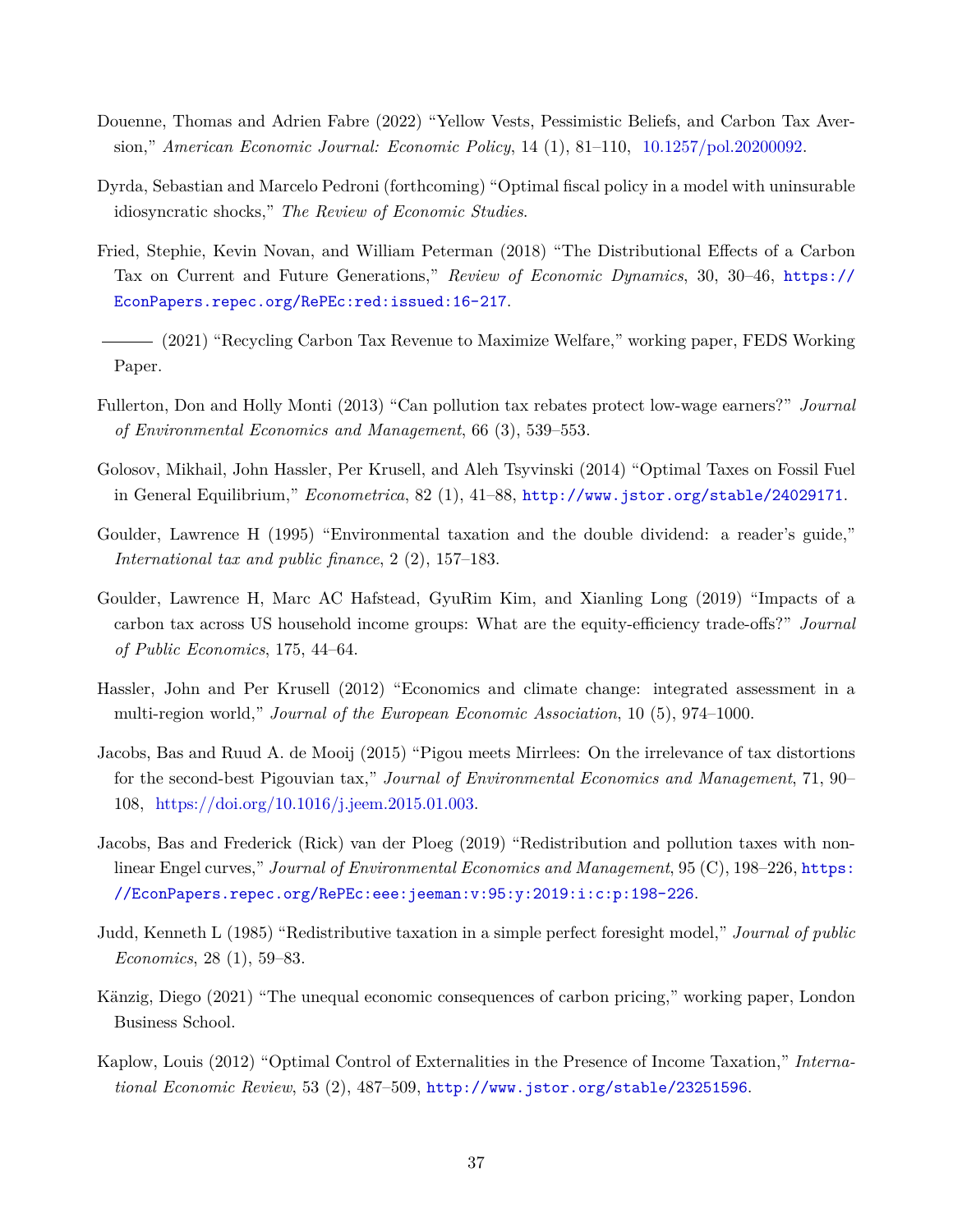Douenne, Thomas and Adrien Fabre (2022) "Yellow Vests, Pessimistic Beliefs, and Carbon Tax Aversion," *American Economic Journal: Economic Policy*, 14 (1), 81–110, 10.1257/pol.20200092.

Dyrda, Sebastian and Marcelo Pedroni (forthcoming) "Optimal fiscal policy in a model with uninsurable idiosyncratic shocks," *The Review of Economic Studies*.

Fried, Stephie, Kevin Novan, and William Peterman (2018) "The Distributional Effects of a Carbon Tax on Current and Future Generations," *Review of Economic Dynamics*, 30, 30–46, https://EconPapers.repec.org/RePEc:red:issued:16-217.

——— (2021) "Recycling Carbon Tax Revenue to Maximize Welfare," working paper, FEDS Working Paper.

Fullerton, Don and Holly Monti (2013) "Can pollution tax rebates protect low-wage earners?" *Journal of Environmental Economics and Management*, 66 (3), 539–553.

Golosov, Mikhail, John Hassler, Per Krusell, and Aleh Tsyvinski (2014) "Optimal Taxes on Fossil Fuel in General Equilibrium," *Econometrica*, 82 (1), 41–88, http://www.jstor.org/stable/24029171.

Goulder, Lawrence H (1995) "Environmental taxation and the double dividend: a reader's guide," *International tax and public finance*, 2 (2), 157–183.

Goulder, Lawrence H, Marc AC Hafstead, GyuRim Kim, and Xianling Long (2019) "Impacts of a carbon tax across US household income groups: What are the equity-efficiency trade-offs?" *Journal of Public Economics*, 175, 44–64.

Hassler, John and Per Krusell (2012) "Economics and climate change: integrated assessment in a multi-region world," *Journal of the European Economic Association*, 10 (5), 974–1000.

Jacobs, Bas and Ruud A. de Mooij (2015) "Pigou meets Mirrlees: On the irrelevance of tax distortions for the second-best Pigouvian tax," *Journal of Environmental Economics and Management*, 71, 90–108, https://doi.org/10.1016/j.jeem.2015.01.003.

Jacobs, Bas and Frederick (Rick) van der Ploeg (2019) "Redistribution and pollution taxes with non-linear Engel curves," *Journal of Environmental Economics and Management*, 95 (C), 198–226, https://EconPapers.repec.org/RePEc:eee:jeeman:v:95:y:2019:i:c:p:198-226.

Judd, Kenneth L (1985) "Redistributive taxation in a simple perfect foresight model," *Journal of public Economics*, 28 (1), 59–83.

Känzig, Diego (2021) "The unequal economic consequences of carbon pricing," working paper, London Business School.

Kaplow, Louis (2012) "Optimal Control of Externalities in the Presence of Income Taxation," *International Economic Review*, 53 (2), 487–509, http://www.jstor.org/stable/23251596.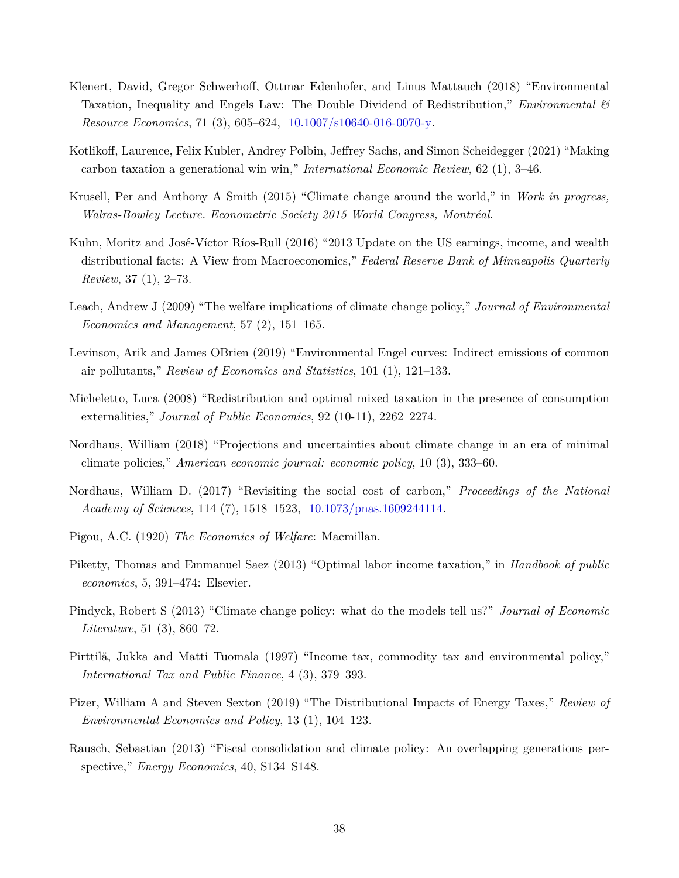Klenert, David, Gregor Schwerhoff, Ottmar Edenhofer, and Linus Mattauch (2018) "Environmental Taxation, Inequality and Engels Law: The Double Dividend of Redistribution," *Environmental & Resource Economics*, 71 (3), 605–624, 10.1007/s10640-016-0070-y.

Kotlikoff, Laurence, Felix Kubler, Andrey Polbin, Jeffrey Sachs, and Simon Scheidegger (2021) "Making carbon taxation a generational win win," *International Economic Review*, 62 (1), 3–46.

Krusell, Per and Anthony A Smith (2015) "Climate change around the world," in *Work in progress, Walras-Bowley Lecture. Econometric Society 2015 World Congress, Montréal*.

Kuhn, Moritz and José-Víctor Ríos-Rull (2016) "2013 Update on the US earnings, income, and wealth distributional facts: A View from Macroeconomics," *Federal Reserve Bank of Minneapolis Quarterly Review*, 37 (1), 2–73.

Leach, Andrew J (2009) "The welfare implications of climate change policy," *Journal of Environmental Economics and Management*, 57 (2), 151–165.

Levinson, Arik and James OBrien (2019) "Environmental Engel curves: Indirect emissions of common air pollutants," *Review of Economics and Statistics*, 101 (1), 121–133.

Micheletto, Luca (2008) "Redistribution and optimal mixed taxation in the presence of consumption externalities," *Journal of Public Economics*, 92 (10-11), 2262–2274.

Nordhaus, William (2018) "Projections and uncertainties about climate change in an era of minimal climate policies," *American economic journal: economic policy*, 10 (3), 333–60.

Nordhaus, William D. (2017) "Revisiting the social cost of carbon," *Proceedings of the National Academy of Sciences*, 114 (7), 1518–1523, 10.1073/pnas.1609244114.

Pigou, A.C. (1920) *The Economics of Welfare*: Macmillan.

Piketty, Thomas and Emmanuel Saez (2013) "Optimal labor income taxation," in *Handbook of public economics*, 5, 391–474: Elsevier.

Pindyck, Robert S (2013) "Climate change policy: what do the models tell us?" *Journal of Economic Literature*, 51 (3), 860–72.

Pirttilä, Jukka and Matti Tuomala (1997) "Income tax, commodity tax and environmental policy," *International Tax and Public Finance*, 4 (3), 379–393.

Pizer, William A and Steven Sexton (2019) "The Distributional Impacts of Energy Taxes," *Review of Environmental Economics and Policy*, 13 (1), 104–123.

Rausch, Sebastian (2013) "Fiscal consolidation and climate policy: An overlapping generations perspective," *Energy Economics*, 40, S134–S148.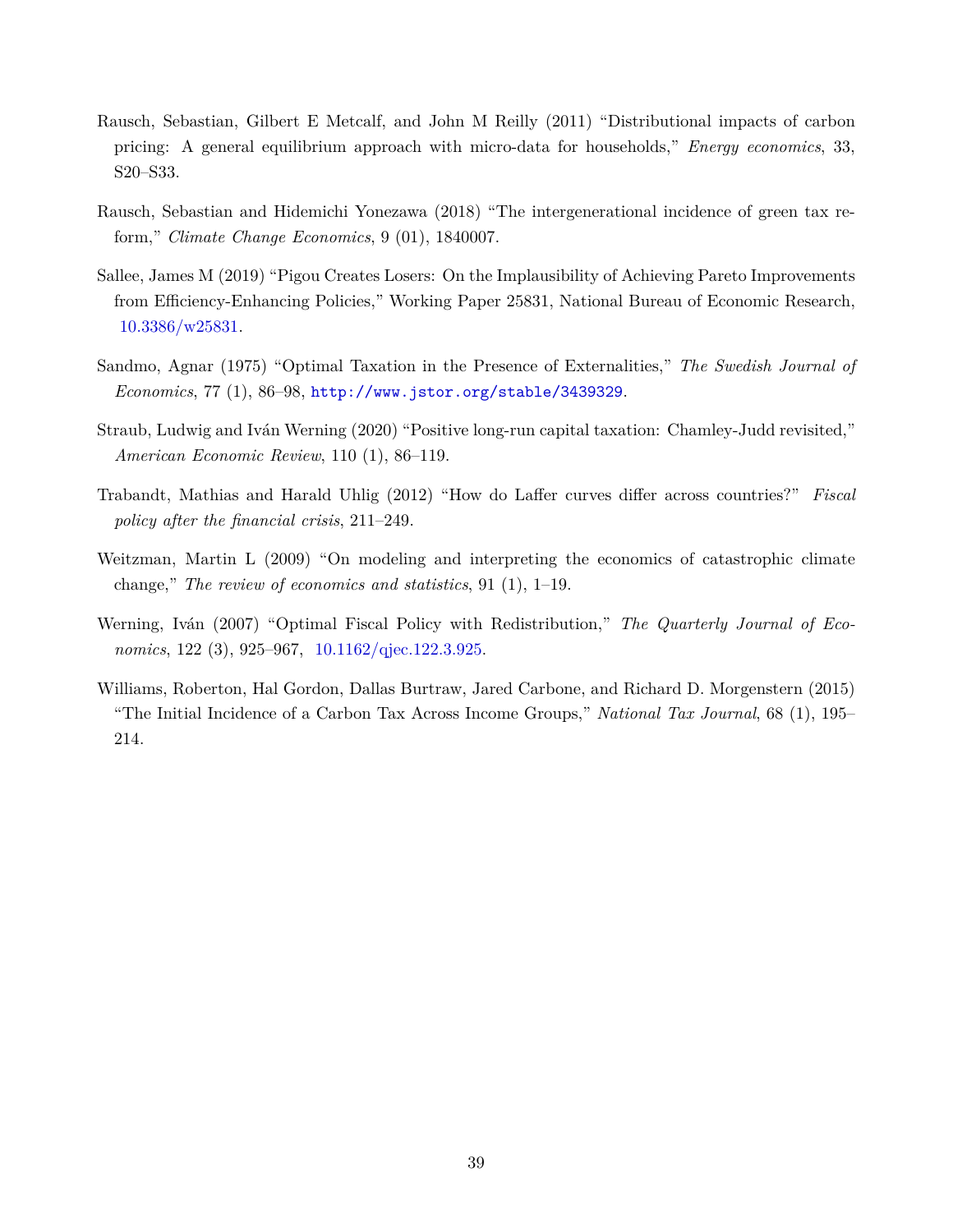Rausch, Sebastian, Gilbert E Metcalf, and John M Reilly (2011) "Distributional impacts of carbon pricing: A general equilibrium approach with micro-data for households," *Energy economics*, 33, S20–S33.

Rausch, Sebastian and Hidemichi Yonezawa (2018) "The intergenerational incidence of green tax reform," *Climate Change Economics*, 9 (01), 1840007.

Sallee, James M (2019) "Pigou Creates Losers: On the Implausibility of Achieving Pareto Improvements from Efficiency-Enhancing Policies," Working Paper 25831, National Bureau of Economic Research, 10.3386/w25831.

Sandmo, Agnar (1975) "Optimal Taxation in the Presence of Externalities," *The Swedish Journal of Economics*, 77 (1), 86–98, http://www.jstor.org/stable/3439329.

Straub, Ludwig and Iván Werning (2020) "Positive long-run capital taxation: Chamley-Judd revisited," *American Economic Review*, 110 (1), 86–119.

Trabandt, Mathias and Harald Uhlig (2012) "How do Laffer curves differ across countries?" *Fiscal policy after the financial crisis*, 211–249.

Weitzman, Martin L (2009) "On modeling and interpreting the economics of catastrophic climate change," *The review of economics and statistics*, 91 (1), 1–19.

Werning, Iván (2007) "Optimal Fiscal Policy with Redistribution," *The Quarterly Journal of Economics*, 122 (3), 925–967, 10.1162/qjec.122.3.925.

Williams, Roberton, Hal Gordon, Dallas Burtraw, Jared Carbone, and Richard D. Morgenstern (2015) "The Initial Incidence of a Carbon Tax Across Income Groups," *National Tax Journal*, 68 (1), 195–214.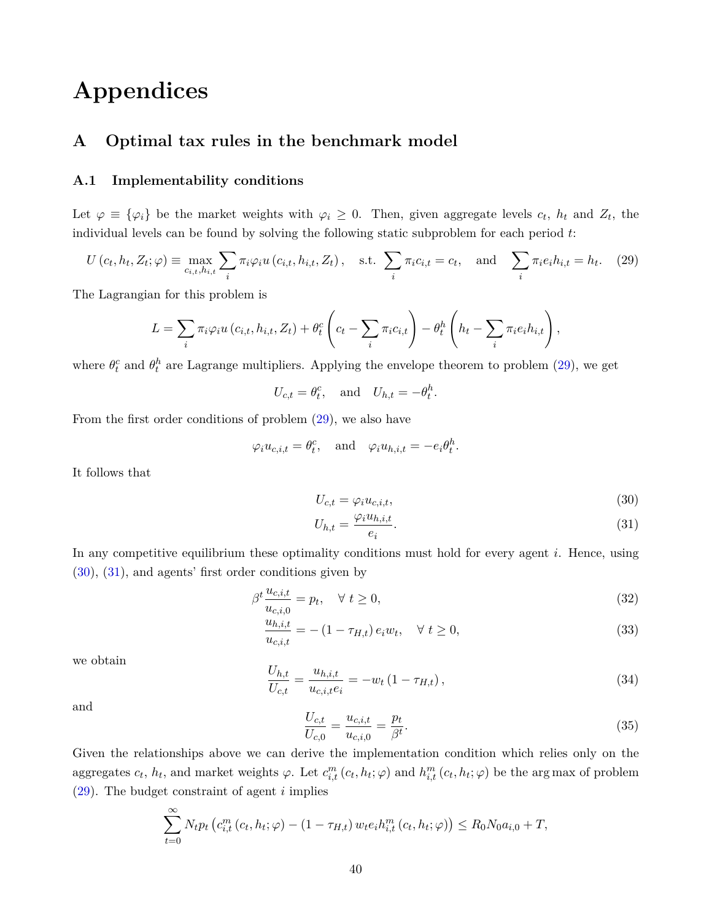# Appendices

## A Optimal tax rules in the benchmark model

### A.1 Implementability conditions

Let $\varphi \equiv \{\varphi_i\}$ be the market weights with $\varphi_i \geq 0$. Then, given aggregate levels $c_t$, $h_t$ and $Z_t$, the individual levels can be found by solving the following static subproblem for each period $t$:

$$U(c_t, h_t, Z_t; \varphi) \equiv \max_{c_{i,t}, h_{i,t}} \sum_i \pi_i \varphi_i u(c_{i,t}, h_{i,t}, Z_t), \quad \text{s.t.} \sum_i \pi_i c_{i,t} = c_t, \quad \text{and} \quad \sum_i \pi_i e_i h_{i,t} = h_t. \tag{29}$$

The Lagrangian for this problem is

$$L = \sum_i \pi_i \varphi_i u(c_{i,t}, h_{i,t}, Z_t) + \theta_t^c \left( c_t - \sum_i \pi_i c_{i,t} \right) - \theta_t^h \left( h_t - \sum_i \pi_i e_i h_{i,t} \right),$$

where $\theta_t^c$ and $\theta_t^h$ are Lagrange multipliers. Applying the envelope theorem to problem (29), we get

$$U_{c,t} = \theta_t^c, \quad \text{and} \quad U_{h,t} = -\theta_t^h.$$

From the first order conditions of problem (29), we also have

$$\varphi_i u_{c,i,t} = \theta_t^c, \quad \text{and} \quad \varphi_i u_{h,i,t} = -e_i \theta_t^h.$$

It follows that

$$U_{c,t} = \varphi_i u_{c,i,t}, \tag{30}$$

$$U_{h,t} = \frac{\varphi_i u_{h,i,t}}{e_i}. \tag{31}$$

In any competitive equilibrium these optimality conditions must hold for every agent $i$. Hence, using (30), (31), and agents' first order conditions given by

$$\beta^t \frac{u_{c,i,t}}{u_{c,i,0}} = p_t, \quad \forall\, t \geq 0, \tag{32}$$

$$\frac{u_{h,i,t}}{u_{c,i,t}} = -(1 - \tau_{H,t}) e_i w_t, \quad \forall\, t \geq 0, \tag{33}$$

we obtain

$$\frac{U_{h,t}}{U_{c,t}} = \frac{u_{h,i,t}}{u_{c,i,t} e_i} = -w_t (1 - \tau_{H,t}), \tag{34}$$

and

$$\frac{U_{c,t}}{U_{c,0}} = \frac{u_{c,i,t}}{u_{c,i,0}} = \frac{p_t}{\beta^t}. \tag{35}$$

Given the relationships above we can derive the implementation condition which relies only on the aggregates $c_t$, $h_t$, and market weights $\varphi$. Let $c_{i,t}^m(c_t, h_t; \varphi)$ and $h_{i,t}^m(c_t, h_t; \varphi)$ be the arg max of problem (29). The budget constraint of agent $i$ implies

$$\sum_{t=0}^{\infty} N_t p_t \left( c_{i,t}^m(c_t, h_t; \varphi) - (1 - \tau_{H,t}) w_t e_i h_{i,t}^m(c_t, h_t; \varphi) \right) \leq R_0 N_0 a_{i,0} + T,$$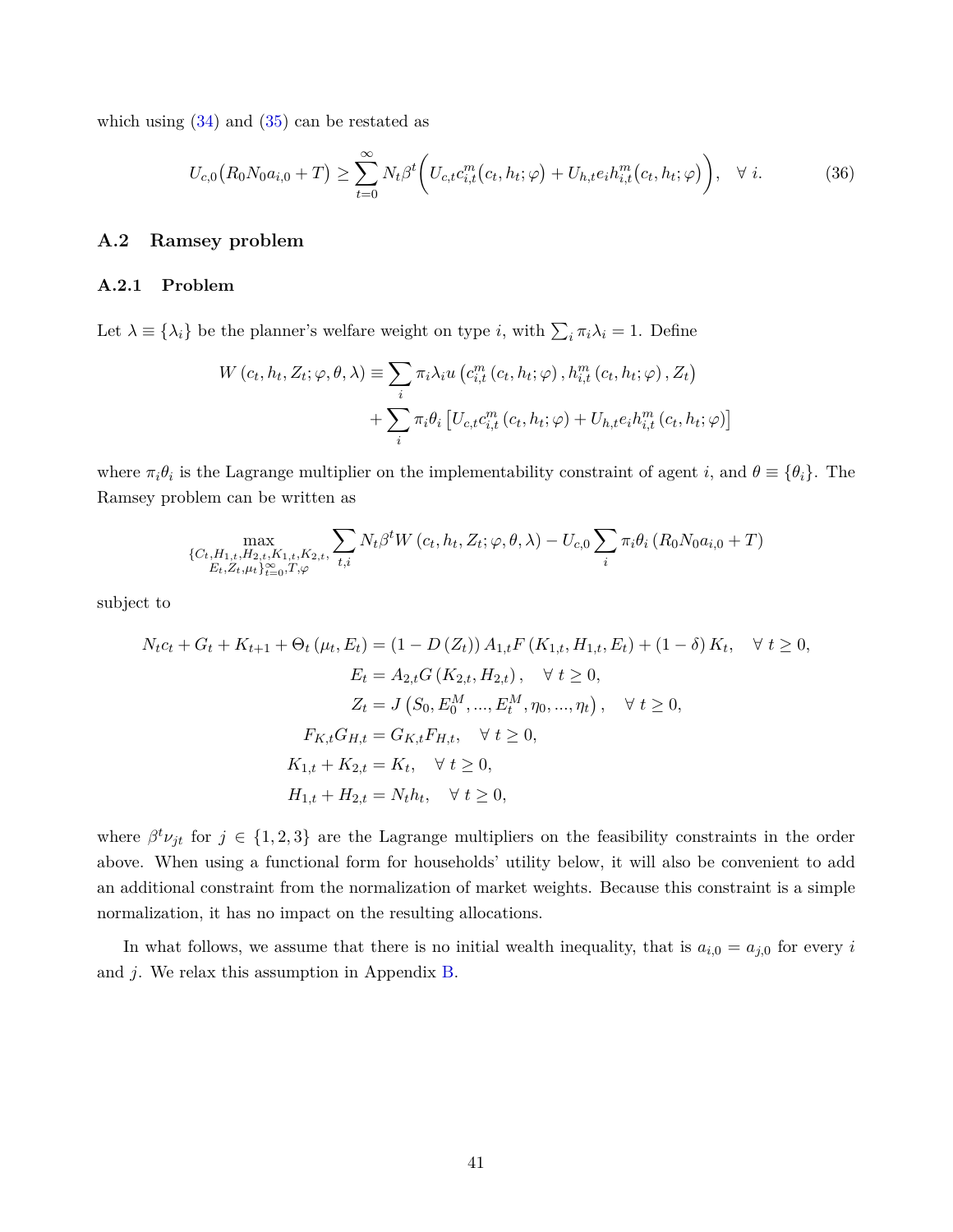which using (34) and (35) can be restated as

$$U_{c,0}\big(R_0 N_0 a_{i,0} + T\big) \geq \sum_{t=0}^{\infty} N_t \beta^t \Big( U_{c,t} c_{i,t}^m\big(c_t, h_t; \varphi\big) + U_{h,t} e_i h_{i,t}^m\big(c_t, h_t; \varphi\big)\Big), \quad \forall \; i. \tag{36}$$

## A.2 Ramsey problem

### A.2.1 Problem

Let $\lambda \equiv \{\lambda_i\}$ be the planner's welfare weight on type $i$, with $\sum_i \pi_i \lambda_i = 1$. Define

$$\begin{aligned} W\left(c_t, h_t, Z_t; \varphi, \theta, \lambda\right) \equiv & \sum_i \pi_i \lambda_i u\left(c_{i,t}^m\left(c_t, h_t; \varphi\right), h_{i,t}^m\left(c_t, h_t; \varphi\right), Z_t\right) \\ & + \sum_i \pi_i \theta_i \left[U_{c,t} c_{i,t}^m\left(c_t, h_t; \varphi\right) + U_{h,t} e_i h_{i,t}^m\left(c_t, h_t; \varphi\right)\right] \end{aligned}$$

where $\pi_i \theta_i$ is the Lagrange multiplier on the implementability constraint of agent $i$, and $\theta \equiv \{\theta_i\}$. The Ramsey problem can be written as

$$\max_{\substack{\{C_t, H_{1,t}, H_{2,t}, K_{1,t}, K_{2,t}, \\ E_t, Z_t, \mu_t\}_{t=0}^{\infty}, T, \varphi}} \sum_{t,i} N_t \beta^t W\left(c_t, h_t, Z_t; \varphi, \theta, \lambda\right) - U_{c,0} \sum_i \pi_i \theta_i \left(R_0 N_0 a_{i,0} + T\right)$$

subject to

$$\begin{aligned} N_t c_t + G_t + K_{t+1} + \Theta_t\left(\mu_t, E_t\right) &= \left(1 - D\left(Z_t\right)\right) A_{1,t} F\left(K_{1,t}, H_{1,t}, E_t\right) + (1 - \delta) K_t, \quad \forall \; t \geq 0, \\ E_t &= A_{2,t} G\left(K_{2,t}, H_{2,t}\right), \quad \forall \; t \geq 0, \\ Z_t &= J\left(S_0, E_0^M, ..., E_t^M, \eta_0, ..., \eta_t\right), \quad \forall \; t \geq 0, \\ F_{K,t} G_{H,t} &= G_{K,t} F_{H,t}, \quad \forall \; t \geq 0, \\ K_{1,t} + K_{2,t} &= K_t, \quad \forall \; t \geq 0, \\ H_{1,t} + H_{2,t} &= N_t h_t, \quad \forall \; t \geq 0, \end{aligned}$$

where $\beta^t \nu_{jt}$ for $j \in \{1, 2, 3\}$ are the Lagrange multipliers on the feasibility constraints in the order above. When using a functional form for households' utility below, it will also be convenient to add an additional constraint from the normalization of market weights. Because this constraint is a simple normalization, it has no impact on the resulting allocations.

In what follows, we assume that there is no initial wealth inequality, that is $a_{i,0} = a_{j,0}$ for every $i$ and $j$. We relax this assumption in Appendix B.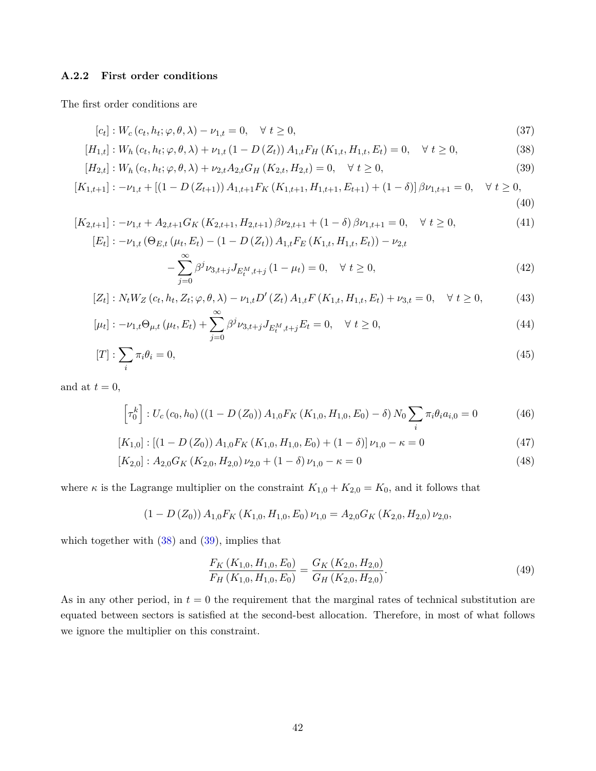#### A.2.2 First order conditions

The first order conditions are

$$[c_t] : W_c(c_t, h_t; \varphi, \theta, \lambda) - \nu_{1,t} = 0, \quad \forall\ t \geq 0, \tag{37}$$

$$[H_{1,t}] : W_h(c_t, h_t; \varphi, \theta, \lambda) + \nu_{1,t}(1 - D(Z_t)) A_{1,t} F_H(K_{1,t}, H_{1,t}, E_t) = 0, \quad \forall\ t \geq 0, \tag{38}$$

$$[H_{2,t}] : W_h(c_t, h_t; \varphi, \theta, \lambda) + \nu_{2,t} A_{2,t} G_H(K_{2,t}, H_{2,t}) = 0, \quad \forall\ t \geq 0, \tag{39}$$

$$[K_{1,t+1}] : -\nu_{1,t} + [(1 - D(Z_{t+1})) A_{1,t+1} F_K(K_{1,t+1}, H_{1,t+1}, E_{t+1}) + (1-\delta)] \beta \nu_{1,t+1} = 0, \quad \forall\ t \geq 0, \tag{40}$$

$$[K_{2,t+1}] : -\nu_{1,t} + A_{2,t+1} G_K(K_{2,t+1}, H_{2,t+1}) \beta \nu_{2,t+1} + (1-\delta) \beta \nu_{1,t+1} = 0, \quad \forall\ t \geq 0, \tag{41}$$

$$[E_t] : -\nu_{1,t}(\Theta_{E,t}(\mu_t, E_t) - (1 - D(Z_t)) A_{1,t} F_E(K_{1,t}, H_{1,t}, E_t)) - \nu_{2,t} - \sum_{j=0}^{\infty} \beta^j \nu_{3,t+j} J_{E_t^M, t+j}(1 - \mu_t) = 0, \quad \forall\ t \geq 0, \tag{42}$$

$$[Z_t] : N_t W_Z(c_t, h_t, Z_t; \varphi, \theta, \lambda) - \nu_{1,t} D'(Z_t) A_{1,t} F(K_{1,t}, H_{1,t}, E_t) + \nu_{3,t} = 0, \quad \forall\ t \geq 0, \tag{43}$$

$$[\mu_t] : -\nu_{1,t} \Theta_{\mu,t}(\mu_t, E_t) + \sum_{j=0}^{\infty} \beta^j \nu_{3,t+j} J_{E_t^M, t+j} E_t = 0, \quad \forall\ t \geq 0, \tag{44}$$

$$[T] : \sum_i \pi_i \theta_i = 0, \tag{45}$$

and at $t = 0$,

$$\left[\tau_0^k\right] : U_c(c_0, h_0)((1 - D(Z_0)) A_{1,0} F_K(K_{1,0}, H_{1,0}, E_0) - \delta) N_0 \sum_i \pi_i \theta_i a_{i,0} = 0 \tag{46}$$

$$[K_{1,0}] : [(1 - D(Z_0)) A_{1,0} F_K(K_{1,0}, H_{1,0}, E_0) + (1-\delta)] \nu_{1,0} - \kappa = 0 \tag{47}$$

$$[K_{2,0}] : A_{2,0} G_K(K_{2,0}, H_{2,0}) \nu_{2,0} + (1-\delta) \nu_{1,0} - \kappa = 0 \tag{48}$$

where $\kappa$ is the Lagrange multiplier on the constraint $K_{1,0} + K_{2,0} = K_0$, and it follows that

$$(1 - D(Z_0)) A_{1,0} F_K(K_{1,0}, H_{1,0}, E_0) \nu_{1,0} = A_{2,0} G_K(K_{2,0}, H_{2,0}) \nu_{2,0},$$

which together with (38) and (39), implies that

$$\frac{F_K(K_{1,0}, H_{1,0}, E_0)}{F_H(K_{1,0}, H_{1,0}, E_0)} = \frac{G_K(K_{2,0}, H_{2,0})}{G_H(K_{2,0}, H_{2,0})}. \tag{49}$$

As in any other period, in $t = 0$ the requirement that the marginal rates of technical substitution are equated between sectors is satisfied at the second-best allocation. Therefore, in most of what follows we ignore the multiplier on this constraint.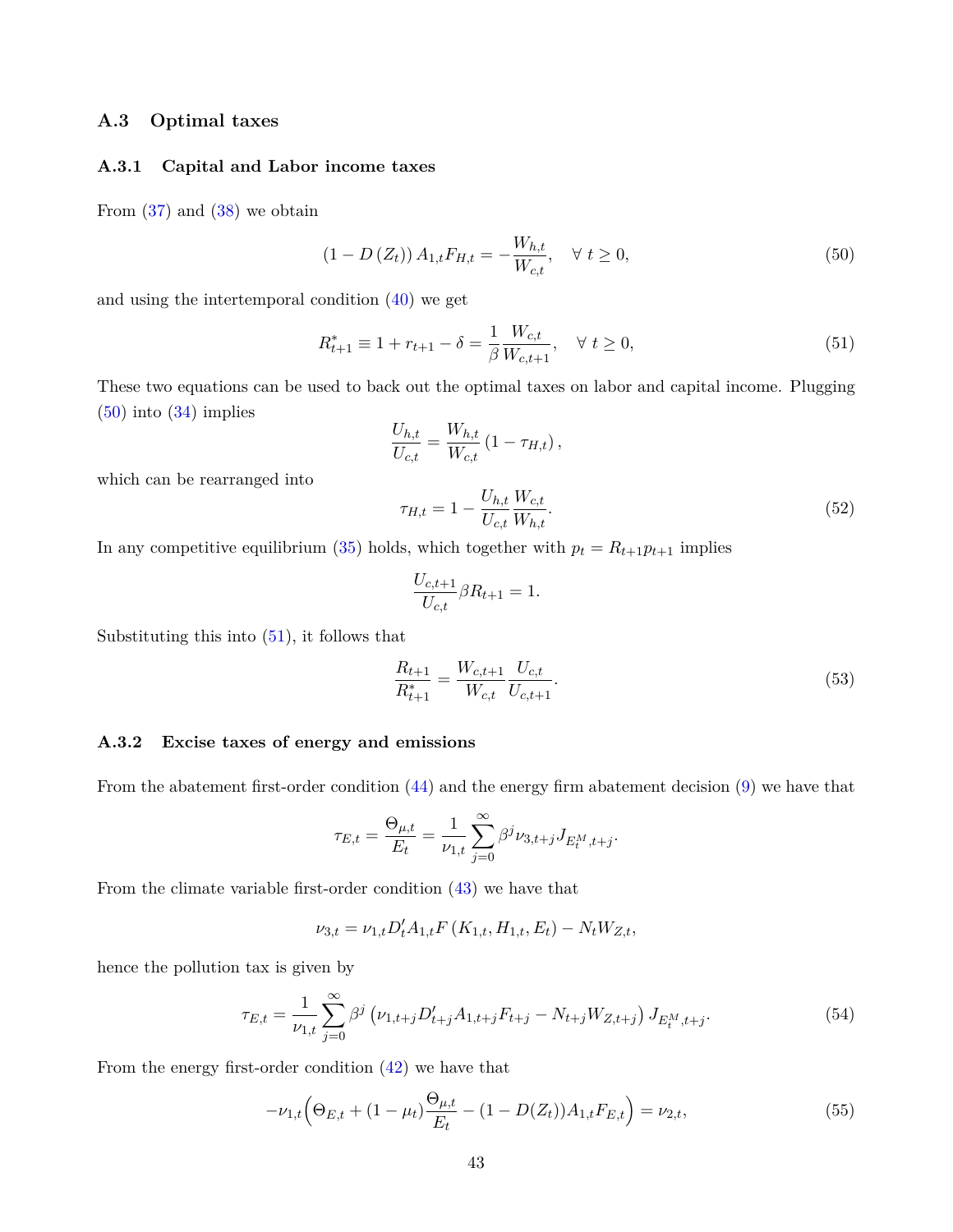### A.3 Optimal taxes

#### A.3.1 Capital and Labor income taxes

From (37) and (38) we obtain

$$
\left(1 - D\left(Z_t\right)\right) A_{1,t} F_{H,t} = -\frac{W_{h,t}}{W_{c,t}}, \quad \forall\ t \geq 0, \tag{50}
$$

and using the intertemporal condition (40) we get

$$
R^*_{t+1} \equiv 1 + r_{t+1} - \delta = \frac{1}{\beta} \frac{W_{c,t}}{W_{c,t+1}}, \quad \forall\ t \geq 0, \tag{51}
$$

These two equations can be used to back out the optimal taxes on labor and capital income. Plugging (50) into (34) implies

$$
\frac{U_{h,t}}{U_{c,t}} = \frac{W_{h,t}}{W_{c,t}} \left(1 - \tau_{H,t}\right),
$$

which can be rearranged into

$$
\tau_{H,t} = 1 - \frac{U_{h,t}}{U_{c,t}} \frac{W_{c,t}}{W_{h,t}}. \tag{52}
$$

In any competitive equilibrium (35) holds, which together with $p_t = R_{t+1} p_{t+1}$ implies

$$
\frac{U_{c,t+1}}{U_{c,t}} \beta R_{t+1} = 1.
$$

Substituting this into (51), it follows that

$$
\frac{R_{t+1}}{R^*_{t+1}} = \frac{W_{c,t+1}}{W_{c,t}} \frac{U_{c,t}}{U_{c,t+1}}. \tag{53}
$$

#### A.3.2 Excise taxes of energy and emissions

From the abatement first-order condition (44) and the energy firm abatement decision (9) we have that

$$
\tau_{E,t} = \frac{\Theta_{\mu,t}}{E_t} = \frac{1}{\nu_{1,t}} \sum_{j=0}^{\infty} \beta^j \nu_{3,t+j} J_{E^M_t,t+j}.
$$

From the climate variable first-order condition (43) we have that

$$
\nu_{3,t} = \nu_{1,t} D'_t A_{1,t} F\left(K_{1,t}, H_{1,t}, E_t\right) - N_t W_{Z,t},
$$

hence the pollution tax is given by

$$
\tau_{E,t} = \frac{1}{\nu_{1,t}} \sum_{j=0}^{\infty} \beta^j \left(\nu_{1,t+j} D'_{t+j} A_{1,t+j} F_{t+j} - N_{t+j} W_{Z,t+j}\right) J_{E^M_t,t+j}. \tag{54}
$$

From the energy first-order condition (42) we have that

$$
-\nu_{1,t} \Big( \Theta_{E,t} + (1 - \mu_t) \frac{\Theta_{\mu,t}}{E_t} - (1 - D(Z_t)) A_{1,t} F_{E,t} \Big) = \nu_{2,t}, \tag{55}
$$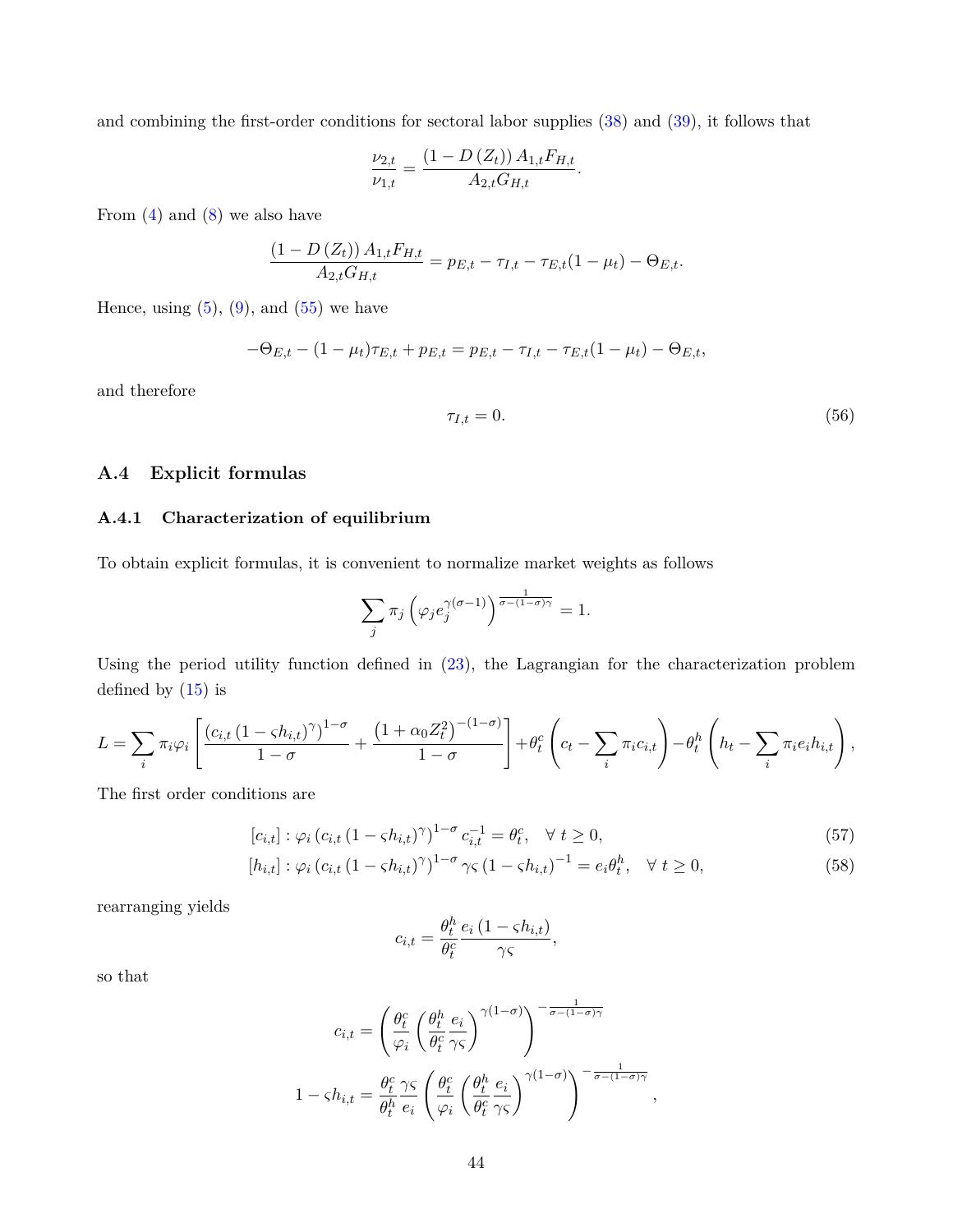and combining the first-order conditions for sectoral labor supplies (38) and (39), it follows that

$$\frac{\nu_{2,t}}{\nu_{1,t}} = \frac{\left(1 - D\left(Z_t\right)\right) A_{1,t} F_{H,t}}{A_{2,t} G_{H,t}}.$$

From (4) and (8) we also have

$$\frac{\left(1 - D\left(Z_t\right)\right) A_{1,t} F_{H,t}}{A_{2,t} G_{H,t}} = p_{E,t} - \tau_{I,t} - \tau_{E,t}(1-\mu_t) - \Theta_{E,t}.$$

Hence, using (5), (9), and (55) we have

$$-\Theta_{E,t} - (1-\mu_t)\tau_{E,t} + p_{E,t} = p_{E,t} - \tau_{I,t} - \tau_{E,t}(1-\mu_t) - \Theta_{E,t},$$

and therefore

$$\tau_{I,t} = 0. \tag{56}$$

## A.4 Explicit formulas

### A.4.1 Characterization of equilibrium

To obtain explicit formulas, it is convenient to normalize market weights as follows

$$\sum_j \pi_j \left(\varphi_j e_j^{\gamma(\sigma-1)}\right)^{\frac{1}{\sigma-(1-\sigma)\gamma}} = 1.$$

Using the period utility function defined in (23), the Lagrangian for the characterization problem defined by (15) is

$$L = \sum_i \pi_i \varphi_i \left[\frac{\left(c_{i,t}\left(1-\varsigma h_{i,t}\right)^{\gamma}\right)^{1-\sigma}}{1-\sigma} + \frac{\left(1+\alpha_0 Z_t^2\right)^{-(1-\sigma)}}{1-\sigma}\right] + \theta_t^c\left(c_t - \sum_i \pi_i c_{i,t}\right) - \theta_t^h\left(h_t - \sum_i \pi_i e_i h_{i,t}\right),$$

The first order conditions are

$$[c_{i,t}] : \varphi_i \left(c_{i,t}\left(1-\varsigma h_{i,t}\right)^{\gamma}\right)^{1-\sigma} c_{i,t}^{-1} = \theta_t^c, \quad \forall\ t \geq 0, \tag{57}$$

$$[h_{i,t}] : \varphi_i \left(c_{i,t}\left(1-\varsigma h_{i,t}\right)^{\gamma}\right)^{1-\sigma} \gamma\varsigma \left(1-\varsigma h_{i,t}\right)^{-1} = e_i \theta_t^h, \quad \forall\ t \geq 0, \tag{58}$$

rearranging yields

$$c_{i,t} = \frac{\theta_t^h}{\theta_t^c} \frac{e_i\left(1-\varsigma h_{i,t}\right)}{\gamma\varsigma},$$

so that

$$c_{i,t} = \left(\frac{\theta_t^c}{\varphi_i}\left(\frac{\theta_t^h}{\theta_t^c}\frac{e_i}{\gamma\varsigma}\right)^{\gamma(1-\sigma)}\right)^{-\frac{1}{\sigma-(1-\sigma)\gamma}}$$

$$1-\varsigma h_{i,t} = \frac{\theta_t^c}{\theta_t^h}\frac{\gamma\varsigma}{e_i}\left(\frac{\theta_t^c}{\varphi_i}\left(\frac{\theta_t^h}{\theta_t^c}\frac{e_i}{\gamma\varsigma}\right)^{\gamma(1-\sigma)}\right)^{-\frac{1}{\sigma-(1-\sigma)\gamma}},$$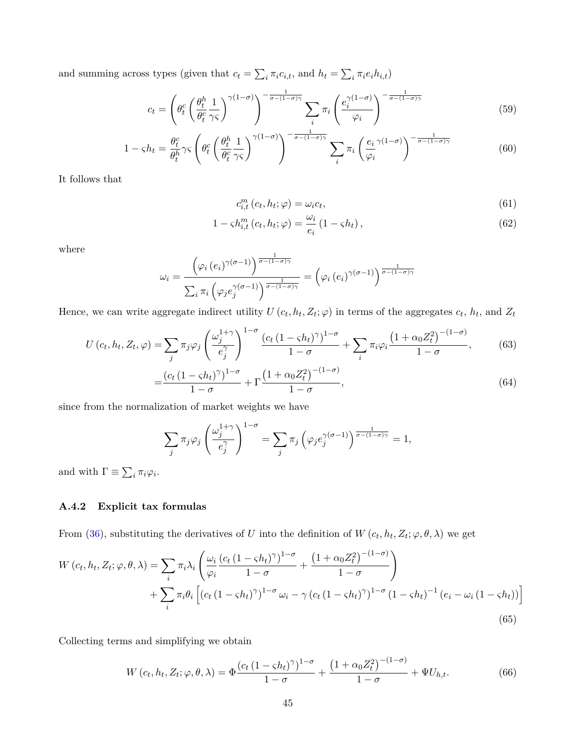and summing across types (given that $c_t = \sum_i \pi_i c_{i,t}$, and $h_t = \sum_i \pi_i e_i h_{i,t}$)

$$c_t = \left(\theta_t^c \left(\frac{\theta_t^h}{\theta_t^c}\frac{1}{\gamma\varsigma}\right)^{\gamma(1-\sigma)}\right)^{-\frac{1}{\sigma-(1-\sigma)\gamma}} \sum_i \pi_i \left(\frac{e_i^{\gamma(1-\sigma)}}{\varphi_i}\right)^{-\frac{1}{\sigma-(1-\sigma)\gamma}} \tag{59}$$

$$1-\varsigma h_t = \frac{\theta_t^c}{\theta_t^h}\gamma\varsigma \left(\theta_t^c \left(\frac{\theta_t^h}{\theta_t^c}\frac{1}{\gamma\varsigma}\right)^{\gamma(1-\sigma)}\right)^{-\frac{1}{\sigma-(1-\sigma)\gamma}} \sum_i \pi_i \left(\frac{e_i}{\varphi_i}^{\gamma(1-\sigma)}\right)^{-\frac{1}{\sigma-(1-\sigma)\gamma}} \tag{60}$$

It follows that

$$c_{i,t}^m\left(c_t, h_t; \varphi\right) = \omega_i c_t, \tag{61}$$

$$1 - \varsigma h_{i,t}^m\left(c_t, h_t; \varphi\right) = \frac{\omega_i}{e_i}\left(1-\varsigma h_t\right), \tag{62}$$

where

$$\omega_i = \frac{\left(\varphi_i \left(e_i\right)^{\gamma(\sigma-1)}\right)^{\frac{1}{\sigma-(1-\sigma)\gamma}}}{\sum_i \pi_i \left(\varphi_j e_j^{\gamma(\sigma-1)}\right)^{\frac{1}{\sigma-(1-\sigma)\gamma}}} = \left(\varphi_i \left(e_i\right)^{\gamma(\sigma-1)}\right)^{\frac{1}{\sigma-(1-\sigma)\gamma}}$$

Hence, we can write aggregate indirect utility $U\left(c_t, h_t, Z_t; \varphi\right)$ in terms of the aggregates $c_t$, $h_t$, and $Z_t$

$$U\left(c_t, h_t, Z_t, \varphi\right) = \sum_j \pi_j \varphi_j \left(\frac{\omega_j^{1+\gamma}}{e_j^{\gamma}}\right)^{1-\sigma} \frac{\left(c_t\left(1-\varsigma h_t\right)^{\gamma}\right)^{1-\sigma}}{1-\sigma} + \sum_i \pi_i \varphi_i \frac{\left(1+\alpha_0 Z_t^2\right)^{-(1-\sigma)}}{1-\sigma}, \tag{63}$$

$$= \frac{\left(c_t\left(1-\varsigma h_t\right)^{\gamma}\right)^{1-\sigma}}{1-\sigma} + \Gamma \frac{\left(1+\alpha_0 Z_t^2\right)^{-(1-\sigma)}}{1-\sigma}, \tag{64}$$

since from the normalization of market weights we have

$$\sum_j \pi_j \varphi_j \left(\frac{\omega_j^{1+\gamma}}{e_j^{\gamma}}\right)^{1-\sigma} = \sum_j \pi_j \left(\varphi_j e_j^{\gamma(\sigma-1)}\right)^{\frac{1}{\sigma-(1-\sigma)\gamma}} = 1,$$

and with $\Gamma \equiv \sum_i \pi_i \varphi_i$.

### A.4.2 Explicit tax formulas

From (36), substituting the derivatives of $U$ into the definition of $W\left(c_t, h_t, Z_t; \varphi, \theta, \lambda\right)$ we get

$$\begin{aligned} W\left(c_t, h_t, Z_t; \varphi, \theta, \lambda\right) = &\sum_i \pi_i \lambda_i \left(\frac{\omega_i}{\varphi_i}\frac{\left(c_t\left(1-\varsigma h_t\right)^{\gamma}\right)^{1-\sigma}}{1-\sigma} + \frac{\left(1+\alpha_0 Z_t^2\right)^{-(1-\sigma)}}{1-\sigma}\right) \\ &+ \sum_i \pi_i \theta_i \left[\left(c_t\left(1-\varsigma h_t\right)^{\gamma}\right)^{1-\sigma}\omega_i - \gamma\left(c_t\left(1-\varsigma h_t\right)^{\gamma}\right)^{1-\sigma}\left(1-\varsigma h_t\right)^{-1}\left(e_i - \omega_i\left(1-\varsigma h_t\right)\right)\right] \end{aligned} \tag{65}$$

Collecting terms and simplifying we obtain

$$W\left(c_t, h_t, Z_t; \varphi, \theta, \lambda\right) = \Phi \frac{\left(c_t\left(1-\varsigma h_t\right)^{\gamma}\right)^{1-\sigma}}{1-\sigma} + \frac{\left(1+\alpha_0 Z_t^2\right)^{-(1-\sigma)}}{1-\sigma} + \Psi U_{h,t}. \tag{66}$$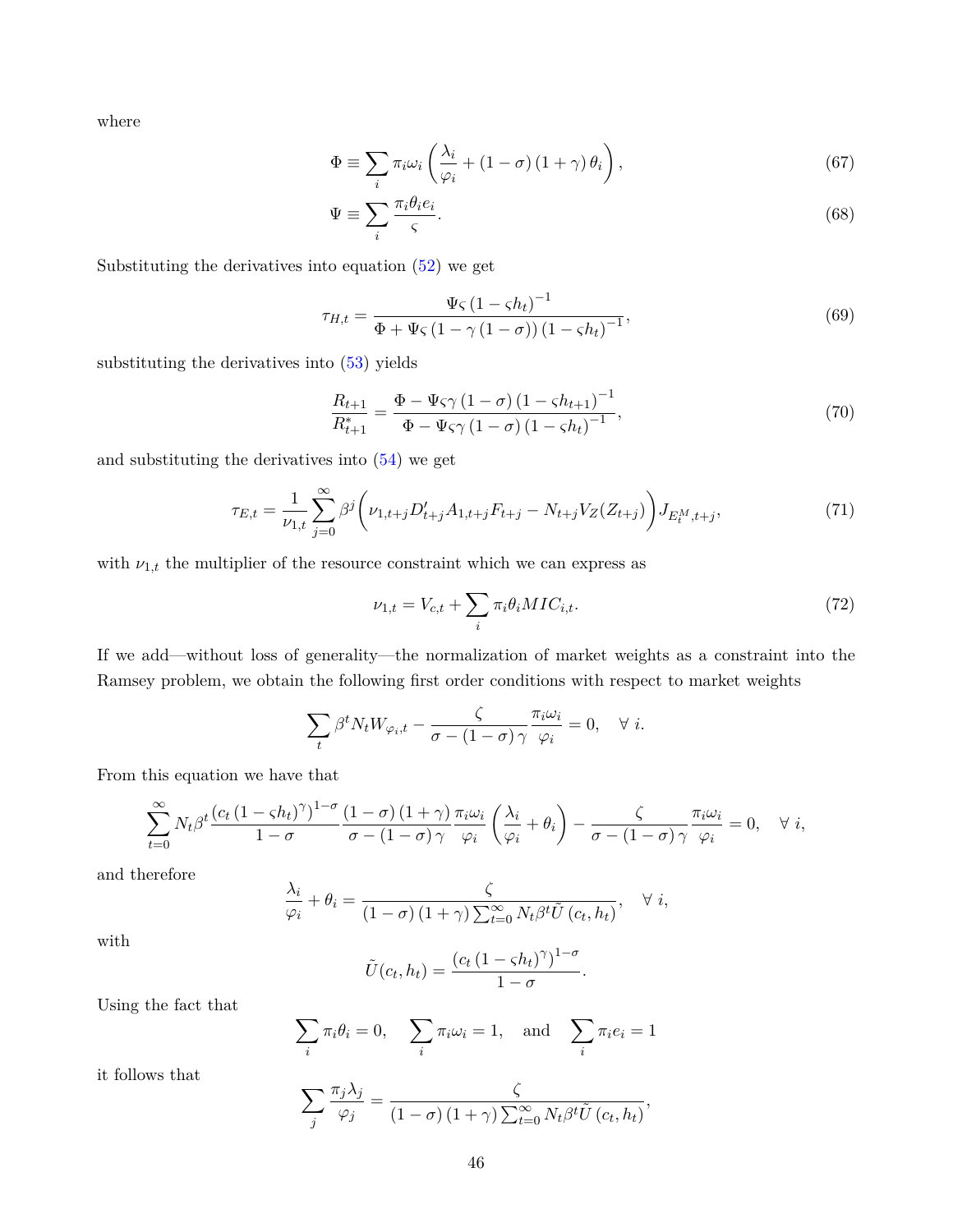where

$$\Phi \equiv \sum_i \pi_i \omega_i \left( \frac{\lambda_i}{\varphi_i} + (1-\sigma)(1+\gamma)\theta_i \right), \tag{67}$$

$$\Psi \equiv \sum_i \frac{\pi_i \theta_i e_i}{\varsigma}. \tag{68}$$

Substituting the derivatives into equation (52) we get

$$\tau_{H,t} = \frac{\Psi\varsigma\left(1-\varsigma h_t\right)^{-1}}{\Phi + \Psi\varsigma\left(1-\gamma\left(1-\sigma\right)\right)\left(1-\varsigma h_t\right)^{-1}}, \tag{69}$$

substituting the derivatives into (53) yields

$$\frac{R_{t+1}}{R^*_{t+1}} = \frac{\Phi - \Psi\varsigma\gamma\left(1-\sigma\right)\left(1-\varsigma h_{t+1}\right)^{-1}}{\Phi - \Psi\varsigma\gamma\left(1-\sigma\right)\left(1-\varsigma h_t\right)^{-1}}, \tag{70}$$

and substituting the derivatives into (54) we get

$$\tau_{E,t} = \frac{1}{\nu_{1,t}} \sum_{j=0}^{\infty} \beta^j \bigg( \nu_{1,t+j} D'_{t+j} A_{1,t+j} F_{t+j} - N_{t+j} V_Z(Z_{t+j}) \bigg) J_{E^M_t,t+j}, \tag{71}$$

with $\nu_{1,t}$ the multiplier of the resource constraint which we can express as

$$\nu_{1,t} = V_{c,t} + \sum_i \pi_i \theta_i MIC_{i,t}. \tag{72}$$

If we add—without loss of generality—the normalization of market weights as a constraint into the Ramsey problem, we obtain the following first order conditions with respect to market weights

$$\sum_t \beta^t N_t W_{\varphi_i,t} - \frac{\zeta}{\sigma-(1-\sigma)\gamma}\frac{\pi_i\omega_i}{\varphi_i} = 0, \quad \forall\ i.$$

From this equation we have that

$$\sum_{t=0}^{\infty} N_t \beta^t \frac{\left(c_t\left(1-\varsigma h_t\right)^{\gamma}\right)^{1-\sigma}}{1-\sigma} \frac{(1-\sigma)(1+\gamma)}{\sigma-(1-\sigma)\gamma}\frac{\pi_i\omega_i}{\varphi_i}\left(\frac{\lambda_i}{\varphi_i}+\theta_i\right) - \frac{\zeta}{\sigma-(1-\sigma)\gamma}\frac{\pi_i\omega_i}{\varphi_i} = 0, \quad \forall\ i,$$

and therefore

$$\frac{\lambda_i}{\varphi_i} + \theta_i = \frac{\zeta}{(1-\sigma)(1+\gamma)\sum_{t=0}^{\infty} N_t\beta^t \tilde{U}\left(c_t,h_t\right)}, \quad \forall\ i,$$

with

$$\tilde{U}(c_t,h_t) = \frac{\left(c_t\left(1-\varsigma h_t\right)^{\gamma}\right)^{1-\sigma}}{1-\sigma}.$$

Using the fact that

$$\sum_i \pi_i\theta_i = 0, \quad \sum_i \pi_i\omega_i = 1, \quad \text{and} \quad \sum_i \pi_i e_i = 1$$

it follows that

$$\sum_j \frac{\pi_j\lambda_j}{\varphi_j} = \frac{\zeta}{(1-\sigma)(1+\gamma)\sum_{t=0}^{\infty} N_t\beta^t \tilde{U}\left(c_t,h_t\right)},$$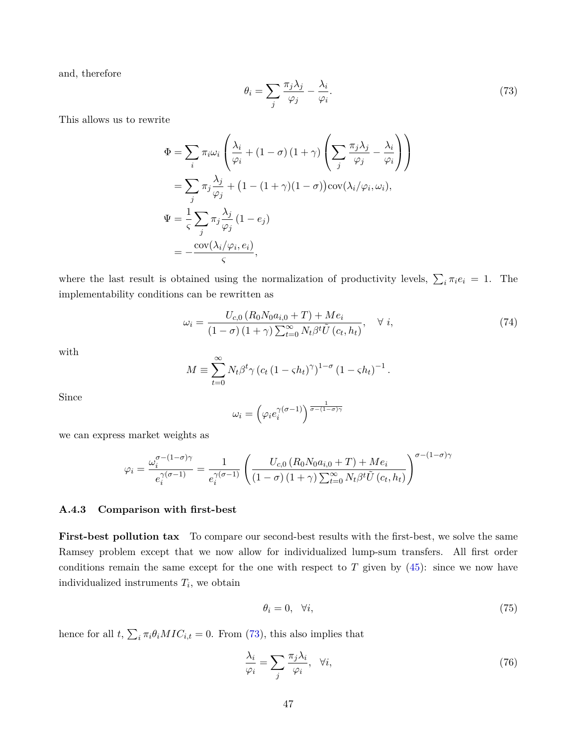and, therefore

$$\theta_i = \sum_j \frac{\pi_j \lambda_j}{\varphi_j} - \frac{\lambda_i}{\varphi_i}. \tag{73}$$

This allows us to rewrite

$$\begin{aligned}
\Phi &= \sum_i \pi_i \omega_i \left( \frac{\lambda_i}{\varphi_i} + (1-\sigma)(1+\gamma) \left( \sum_j \frac{\pi_j \lambda_j}{\varphi_j} - \frac{\lambda_i}{\varphi_i} \right) \right) \\
&= \sum_j \pi_j \frac{\lambda_j}{\varphi_j} + \big(1 - (1+\gamma)(1-\sigma)\big) \mathrm{cov}(\lambda_i/\varphi_i, \omega_i), \\
\Psi &= \frac{1}{\varsigma} \sum_j \pi_j \frac{\lambda_j}{\varphi_j} (1 - e_j) \\
&= -\frac{\mathrm{cov}(\lambda_i/\varphi_i, e_i)}{\varsigma},
\end{aligned}$$

where the last result is obtained using the normalization of productivity levels, $\sum_i \pi_i e_i = 1$. The implementability conditions can be rewritten as

$$\omega_i = \frac{U_{c,0}\left(R_0 N_0 a_{i,0} + T\right) + M e_i}{(1-\sigma)(1+\gamma)\sum_{t=0}^{\infty} N_t \beta^t \tilde{U}(c_t, h_t)}, \quad \forall\ i, \tag{74}$$

with

$$M \equiv \sum_{t=0}^{\infty} N_t \beta^t \gamma \left(c_t (1-\varsigma h_t)^{\gamma}\right)^{1-\sigma} (1-\varsigma h_t)^{-1}.$$

Since

$$\omega_i = \left(\varphi_i e_i^{\gamma(\sigma-1)}\right)^{\frac{1}{\sigma-(1-\sigma)\gamma}}$$

we can express market weights as

$$\varphi_i = \frac{\omega_i^{\sigma-(1-\sigma)\gamma}}{e_i^{\gamma(\sigma-1)}} = \frac{1}{e_i^{\gamma(\sigma-1)}} \left( \frac{U_{c,0}\left(R_0 N_0 a_{i,0} + T\right) + M e_i}{(1-\sigma)(1+\gamma)\sum_{t=0}^{\infty} N_t \beta^t \tilde{U}(c_t, h_t)} \right)^{\sigma-(1-\sigma)\gamma}$$

### A.4.3 Comparison with first-best

**First-best pollution tax** To compare our second-best results with the first-best, we solve the same Ramsey problem except that we now allow for individualized lump-sum transfers. All first order conditions remain the same except for the one with respect to $T$ given by (45): since we now have individualized instruments $T_i$, we obtain

$$\theta_i = 0, \quad \forall i, \tag{75}$$

hence for all $t$, $\sum_i \pi_i \theta_i MIC_{i,t} = 0$. From (73), this also implies that

$$\frac{\lambda_i}{\varphi_i} = \sum_j \frac{\pi_j \lambda_i}{\varphi_i}, \quad \forall i, \tag{76}$$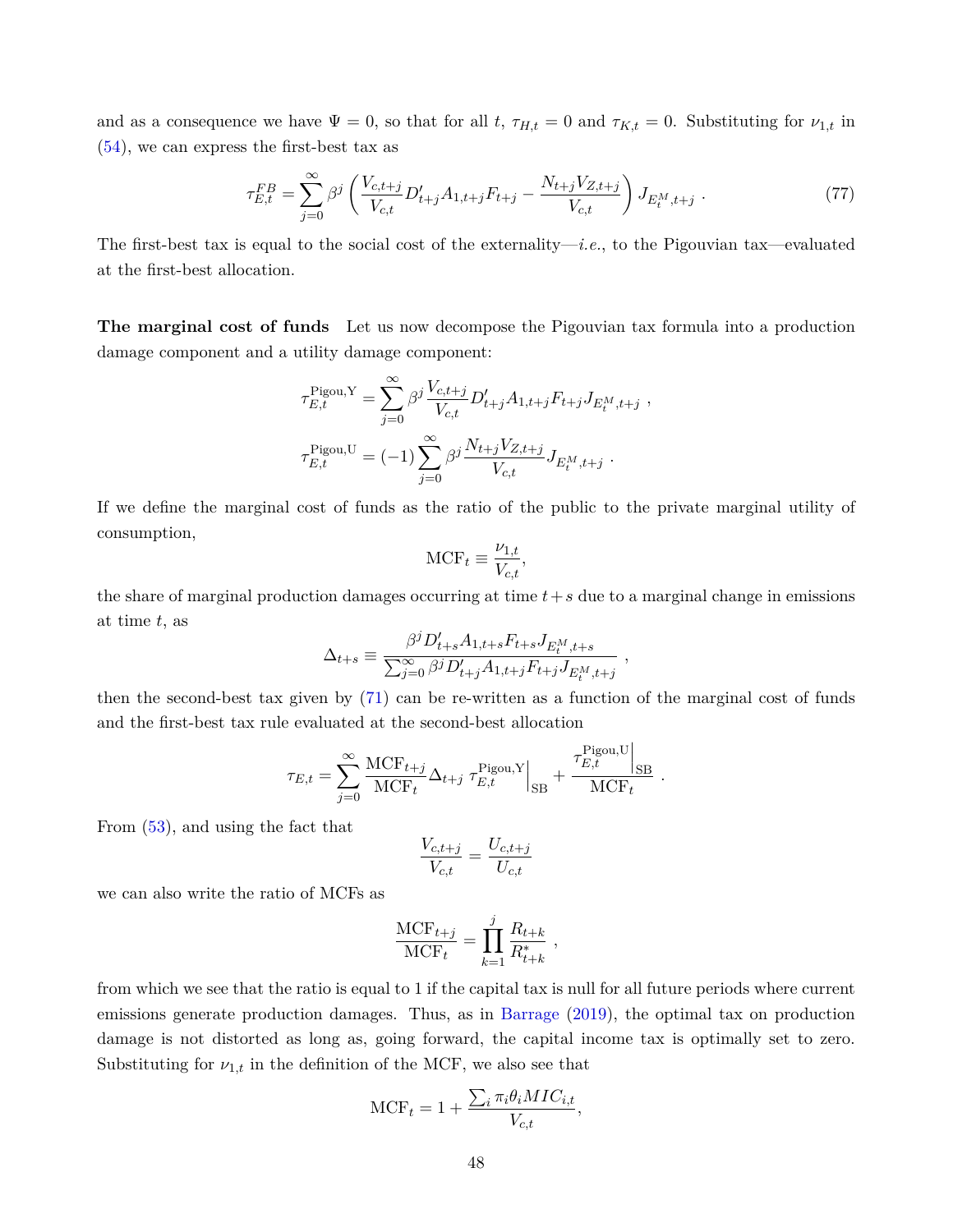and as a consequence we have $\Psi = 0$, so that for all $t$, $\tau_{H,t} = 0$ and $\tau_{K,t} = 0$. Substituting for $\nu_{1,t}$ in (54), we can express the first-best tax as

$$\tau_{E,t}^{FB} = \sum_{j=0}^{\infty} \beta^j \left( \frac{V_{c,t+j}}{V_{c,t}} D'_{t+j} A_{1,t+j} F_{t+j} - \frac{N_{t+j} V_{Z,t+j}}{V_{c,t}} \right) J_{E_t^M,t+j} \ . \tag{77}$$

The first-best tax is equal to the social cost of the externality—*i.e.*, to the Pigouvian tax—evaluated at the first-best allocation.

**The marginal cost of funds** Let us now decompose the Pigouvian tax formula into a production damage component and a utility damage component:

$$\tau_{E,t}^{\text{Pigou,Y}} = \sum_{j=0}^{\infty} \beta^j \frac{V_{c,t+j}}{V_{c,t}} D'_{t+j} A_{1,t+j} F_{t+j} J_{E_t^M,t+j} \ ,$$

$$\tau_{E,t}^{\text{Pigou,U}} = (-1) \sum_{j=0}^{\infty} \beta^j \frac{N_{t+j} V_{Z,t+j}}{V_{c,t}} J_{E_t^M,t+j} \ .$$

If we define the marginal cost of funds as the ratio of the public to the private marginal utility of consumption,

$$\text{MCF}_t \equiv \frac{\nu_{1,t}}{V_{c,t}},$$

the share of marginal production damages occurring at time $t+s$ due to a marginal change in emissions at time $t$, as

$$\Delta_{t+s} \equiv \frac{\beta^j D'_{t+s} A_{1,t+s} F_{t+s} J_{E_t^M,t+s}}{\sum_{j=0}^{\infty} \beta^j D'_{t+j} A_{1,t+j} F_{t+j} J_{E_t^M,t+j}} \ ,$$

then the second-best tax given by (71) can be re-written as a function of the marginal cost of funds and the first-best tax rule evaluated at the second-best allocation

$$\tau_{E,t} = \sum_{j=0}^{\infty} \frac{\text{MCF}_{t+j}}{\text{MCF}_t} \Delta_{t+j} \ \tau_{E,t}^{\text{Pigou,Y}}\Big|_{\text{SB}} + \frac{\tau_{E,t}^{\text{Pigou,U}}\Big|_{\text{SB}}}{\text{MCF}_t} \ .$$

From (53), and using the fact that

$$\frac{V_{c,t+j}}{V_{c,t}} = \frac{U_{c,t+j}}{U_{c,t}}$$

we can also write the ratio of MCFs as

$$\frac{\text{MCF}_{t+j}}{\text{MCF}_t} = \prod_{k=1}^{j} \frac{R_{t+k}}{R_{t+k}^*} \ ,$$

from which we see that the ratio is equal to 1 if the capital tax is null for all future periods where current emissions generate production damages. Thus, as in Barrage (2019), the optimal tax on production damage is not distorted as long as, going forward, the capital income tax is optimally set to zero. Substituting for $\nu_{1,t}$ in the definition of the MCF, we also see that

$$\text{MCF}_t = 1 + \frac{\sum_i \pi_i \theta_i MIC_{i,t}}{V_{c,t}},$$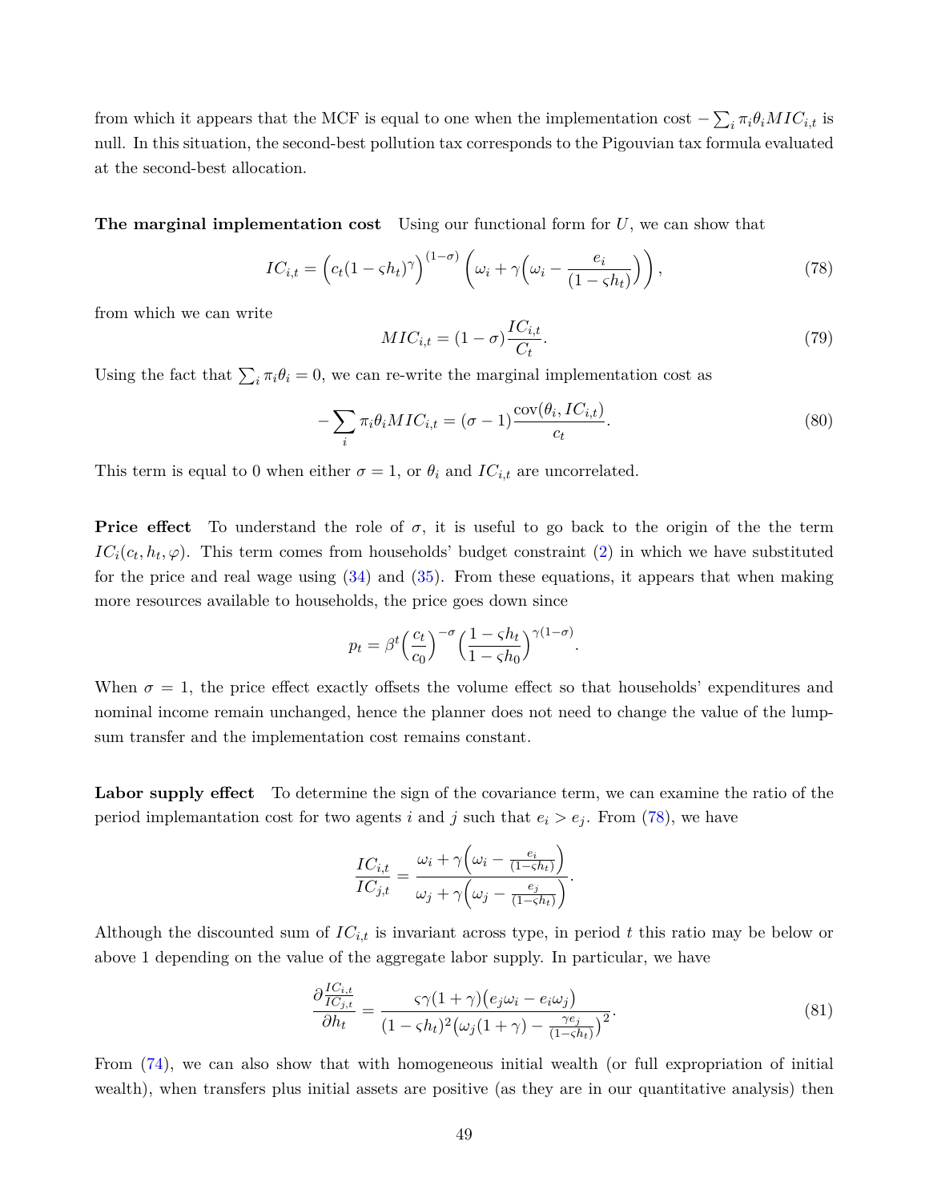from which it appears that the MCF is equal to one when the implementation cost $-\sum_i \pi_i \theta_i MIC_{i,t}$ is null. In this situation, the second-best pollution tax corresponds to the Pigouvian tax formula evaluated at the second-best allocation.

**The marginal implementation cost** Using our functional form for $U$, we can show that

$$IC_{i,t} = \Big(c_t(1-\varsigma h_t)^{\gamma}\Big)^{(1-\sigma)}\left(\omega_i + \gamma\Big(\omega_i - \frac{e_i}{(1-\varsigma h_t)}\Big)\right), \tag{78}$$

from which we can write

$$MIC_{i,t} = (1-\sigma)\frac{IC_{i,t}}{C_t}. \tag{79}$$

Using the fact that $\sum_i \pi_i \theta_i = 0$, we can re-write the marginal implementation cost as

$$-\sum_i \pi_i \theta_i MIC_{i,t} = (\sigma - 1)\frac{\mathrm{cov}(\theta_i, IC_{i,t})}{c_t}. \tag{80}$$

This term is equal to 0 when either $\sigma = 1$, or $\theta_i$ and $IC_{i,t}$ are uncorrelated.

**Price effect** To understand the role of $\sigma$, it is useful to go back to the origin of the the term $IC_i(c_t, h_t, \varphi)$. This term comes from households' budget constraint (2) in which we have substituted for the price and real wage using (34) and (35). From these equations, it appears that when making more resources available to households, the price goes down since

$$p_t = \beta^t \Big(\frac{c_t}{c_0}\Big)^{-\sigma}\Big(\frac{1-\varsigma h_t}{1-\varsigma h_0}\Big)^{\gamma(1-\sigma)}.$$

When $\sigma = 1$, the price effect exactly offsets the volume effect so that households' expenditures and nominal income remain unchanged, hence the planner does not need to change the value of the lump-sum transfer and the implementation cost remains constant.

**Labor supply effect** To determine the sign of the covariance term, we can examine the ratio of the period implemantation cost for two agents $i$ and $j$ such that $e_i > e_j$. From (78), we have

$$\frac{IC_{i,t}}{IC_{j,t}} = \frac{\omega_i + \gamma\Big(\omega_i - \frac{e_i}{(1-\varsigma h_t)}\Big)}{\omega_j + \gamma\Big(\omega_j - \frac{e_j}{(1-\varsigma h_t)}\Big)}.$$

Although the discounted sum of $IC_{i,t}$ is invariant across type, in period $t$ this ratio may be below or above 1 depending on the value of the aggregate labor supply. In particular, we have

$$\frac{\partial \frac{IC_{i,t}}{IC_{j,t}}}{\partial h_t} = \frac{\varsigma\gamma(1+\gamma)\big(e_j\omega_i - e_i\omega_j\big)}{(1-\varsigma h_t)^2\big(\omega_j(1+\gamma) - \frac{\gamma e_j}{(1-\varsigma h_t)}\big)^2}. \tag{81}$$

From (74), we can also show that with homogeneous initial wealth (or full expropriation of initial wealth), when transfers plus initial assets are positive (as they are in our quantitative analysis) then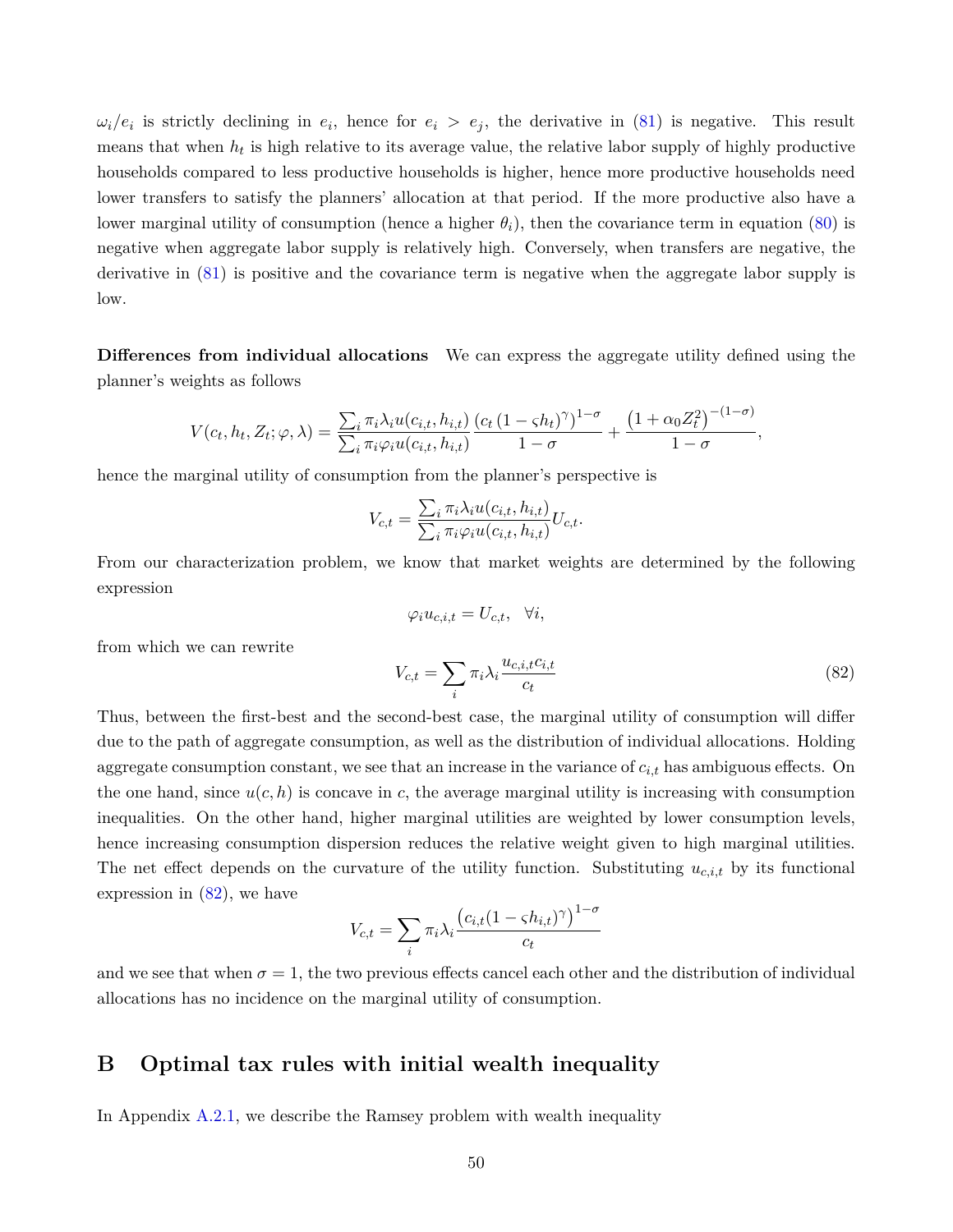$\omega_i/e_i$ is strictly declining in $e_i$, hence for $e_i > e_j$, the derivative in (81) is negative. This result means that when $h_t$ is high relative to its average value, the relative labor supply of highly productive households compared to less productive households is higher, hence more productive households need lower transfers to satisfy the planners' allocation at that period. If the more productive also have a lower marginal utility of consumption (hence a higher $\theta_i$), then the covariance term in equation (80) is negative when aggregate labor supply is relatively high. Conversely, when transfers are negative, the derivative in (81) is positive and the covariance term is negative when the aggregate labor supply is low.

**Differences from individual allocations** We can express the aggregate utility defined using the planner's weights as follows

$$V(c_t, h_t, Z_t; \varphi, \lambda) = \frac{\sum_i \pi_i \lambda_i u(c_{i,t}, h_{i,t})}{\sum_i \pi_i \varphi_i u(c_{i,t}, h_{i,t})} \frac{\left(c_t \left(1 - \varsigma h_t\right)^{\gamma}\right)^{1-\sigma}}{1-\sigma} + \frac{\left(1 + \alpha_0 Z_t^2\right)^{-(1-\sigma)}}{1-\sigma},$$

hence the marginal utility of consumption from the planner's perspective is

$$V_{c,t} = \frac{\sum_i \pi_i \lambda_i u(c_{i,t}, h_{i,t})}{\sum_i \pi_i \varphi_i u(c_{i,t}, h_{i,t})} U_{c,t}.$$

From our characterization problem, we know that market weights are determined by the following expression

$$\varphi_i u_{c,i,t} = U_{c,t}, \quad \forall i,$$

from which we can rewrite

$$V_{c,t} = \sum_i \pi_i \lambda_i \frac{u_{c,i,t} c_{i,t}}{c_t} \tag{82}$$

Thus, between the first-best and the second-best case, the marginal utility of consumption will differ due to the path of aggregate consumption, as well as the distribution of individual allocations. Holding aggregate consumption constant, we see that an increase in the variance of $c_{i,t}$ has ambiguous effects. On the one hand, since $u(c, h)$ is concave in $c$, the average marginal utility is increasing with consumption inequalities. On the other hand, higher marginal utilities are weighted by lower consumption levels, hence increasing consumption dispersion reduces the relative weight given to high marginal utilities. The net effect depends on the curvature of the utility function. Substituting $u_{c,i,t}$ by its functional expression in (82), we have

$$V_{c,t} = \sum_i \pi_i \lambda_i \frac{\left(c_{i,t}(1 - \varsigma h_{i,t})^{\gamma}\right)^{1-\sigma}}{c_t}$$

and we see that when $\sigma = 1$, the two previous effects cancel each other and the distribution of individual allocations has no incidence on the marginal utility of consumption.

# B Optimal tax rules with initial wealth inequality

In Appendix A.2.1, we describe the Ramsey problem with wealth inequality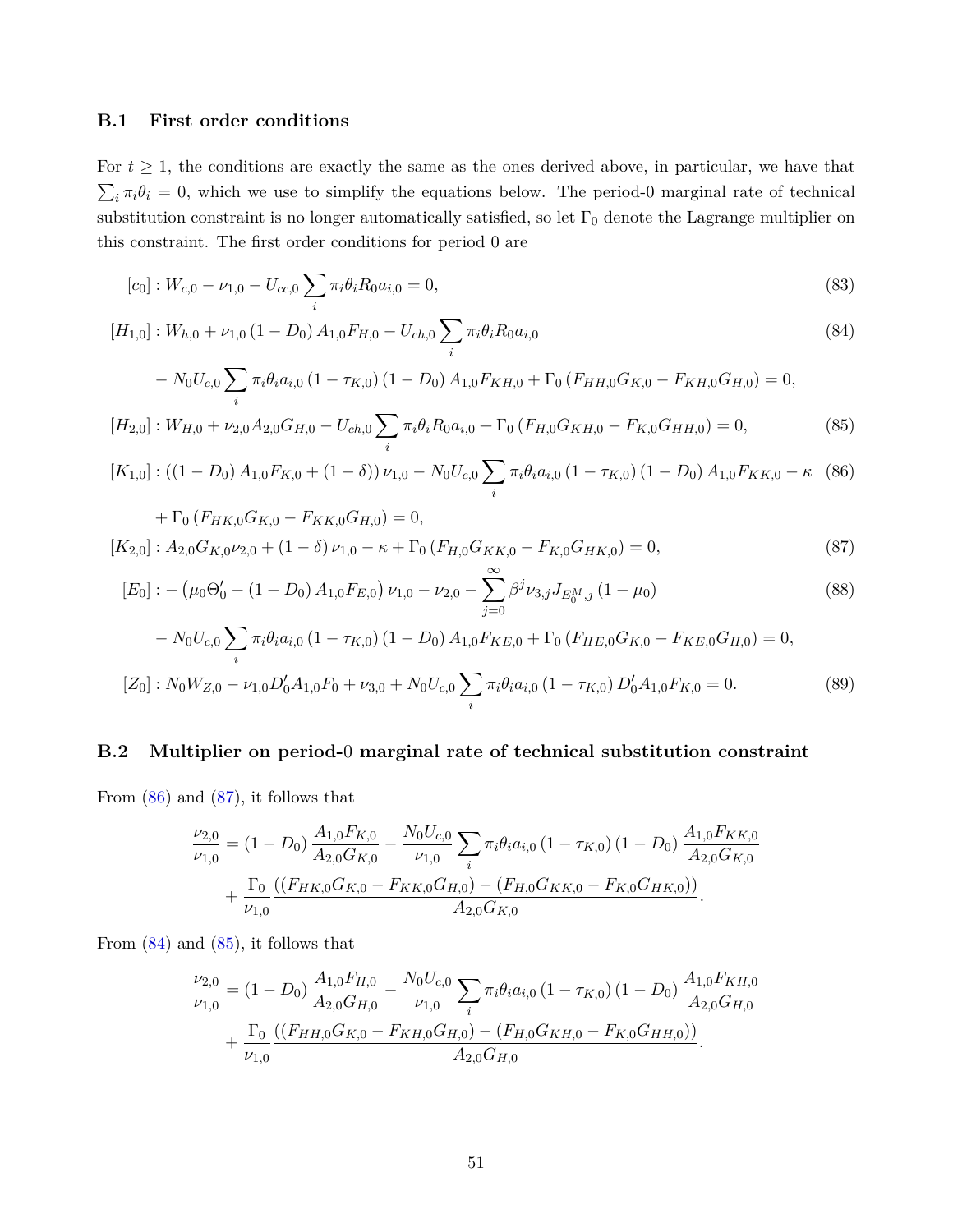### B.1 First order conditions

For $t \geq 1$, the conditions are exactly the same as the ones derived above, in particular, we have that $\sum_i \pi_i \theta_i = 0$, which we use to simplify the equations below. The period-0 marginal rate of technical substitution constraint is no longer automatically satisfied, so let $\Gamma_0$ denote the Lagrange multiplier on this constraint. The first order conditions for period 0 are

$$[c_0] : W_{c,0} - \nu_{1,0} - U_{cc,0} \sum_i \pi_i \theta_i R_0 a_{i,0} = 0, \tag{83}$$

$$\begin{aligned}[H_{1,0}] : W_{h,0} &+ \nu_{1,0} (1 - D_0) A_{1,0} F_{H,0} - U_{ch,0} \sum_i \pi_i \theta_i R_0 a_{i,0} \\ &- N_0 U_{c,0} \sum_i \pi_i \theta_i a_{i,0} (1 - \tau_{K,0}) (1 - D_0) A_{1,0} F_{KH,0} + \Gamma_0 (F_{HH,0} G_{K,0} - F_{KH,0} G_{H,0}) = 0,\end{aligned} \tag{84}$$

$$[H_{2,0}] : W_{H,0} + \nu_{2,0} A_{2,0} G_{H,0} - U_{ch,0} \sum_i \pi_i \theta_i R_0 a_{i,0} + \Gamma_0 (F_{H,0} G_{KH,0} - F_{K,0} G_{HH,0}) = 0, \tag{85}$$

$$\begin{aligned}[K_{1,0}] : ((1 - D_0) A_{1,0} F_{K,0} + (1 - \delta)) \nu_{1,0} &- N_0 U_{c,0} \sum_i \pi_i \theta_i a_{i,0} (1 - \tau_{K,0}) (1 - D_0) A_{1,0} F_{KK,0} - \kappa \\ &+ \Gamma_0 (F_{HK,0} G_{K,0} - F_{KK,0} G_{H,0}) = 0,\end{aligned} \tag{86}$$

$$[K_{2,0}] : A_{2,0} G_{K,0} \nu_{2,0} + (1 - \delta) \nu_{1,0} - \kappa + \Gamma_0 (F_{H,0} G_{KK,0} - F_{K,0} G_{HK,0}) = 0, \tag{87}$$

$$\begin{aligned}[E_0] : - \left(\mu_0 \Theta_0' - (1 - D_0) A_{1,0} F_{E,0}\right) \nu_{1,0} &- \nu_{2,0} - \sum_{j=0}^{\infty} \beta^j \nu_{3,j} J_{E_0^M, j} (1 - \mu_0) \\ &- N_0 U_{c,0} \sum_i \pi_i \theta_i a_{i,0} (1 - \tau_{K,0}) (1 - D_0) A_{1,0} F_{KE,0} + \Gamma_0 (F_{HE,0} G_{K,0} - F_{KE,0} G_{H,0}) = 0,\end{aligned} \tag{88}$$

$$[Z_0] : N_0 W_{Z,0} - \nu_{1,0} D_0' A_{1,0} F_0 + \nu_{3,0} + N_0 U_{c,0} \sum_i \pi_i \theta_i a_{i,0} (1 - \tau_{K,0}) D_0' A_{1,0} F_{K,0} = 0. \tag{89}$$

### B.2 Multiplier on period-0 marginal rate of technical substitution constraint

From (86) and (87), it follows that

$$\begin{aligned}\frac{\nu_{2,0}}{\nu_{1,0}} = (1 - D_0) \frac{A_{1,0} F_{K,0}}{A_{2,0} G_{K,0}} &- \frac{N_0 U_{c,0}}{\nu_{1,0}} \sum_i \pi_i \theta_i a_{i,0} (1 - \tau_{K,0}) (1 - D_0) \frac{A_{1,0} F_{KK,0}}{A_{2,0} G_{K,0}} \\ &+ \frac{\Gamma_0}{\nu_{1,0}} \frac{((F_{HK,0} G_{K,0} - F_{KK,0} G_{H,0}) - (F_{H,0} G_{KK,0} - F_{K,0} G_{HK,0}))}{A_{2,0} G_{K,0}}.\end{aligned}$$

From (84) and (85), it follows that

$$\begin{aligned}\frac{\nu_{2,0}}{\nu_{1,0}} = (1 - D_0) \frac{A_{1,0} F_{H,0}}{A_{2,0} G_{H,0}} &- \frac{N_0 U_{c,0}}{\nu_{1,0}} \sum_i \pi_i \theta_i a_{i,0} (1 - \tau_{K,0}) (1 - D_0) \frac{A_{1,0} F_{KH,0}}{A_{2,0} G_{H,0}} \\ &+ \frac{\Gamma_0}{\nu_{1,0}} \frac{((F_{HH,0} G_{K,0} - F_{KH,0} G_{H,0}) - (F_{H,0} G_{KH,0} - F_{K,0} G_{HH,0}))}{A_{2,0} G_{H,0}}.\end{aligned}$$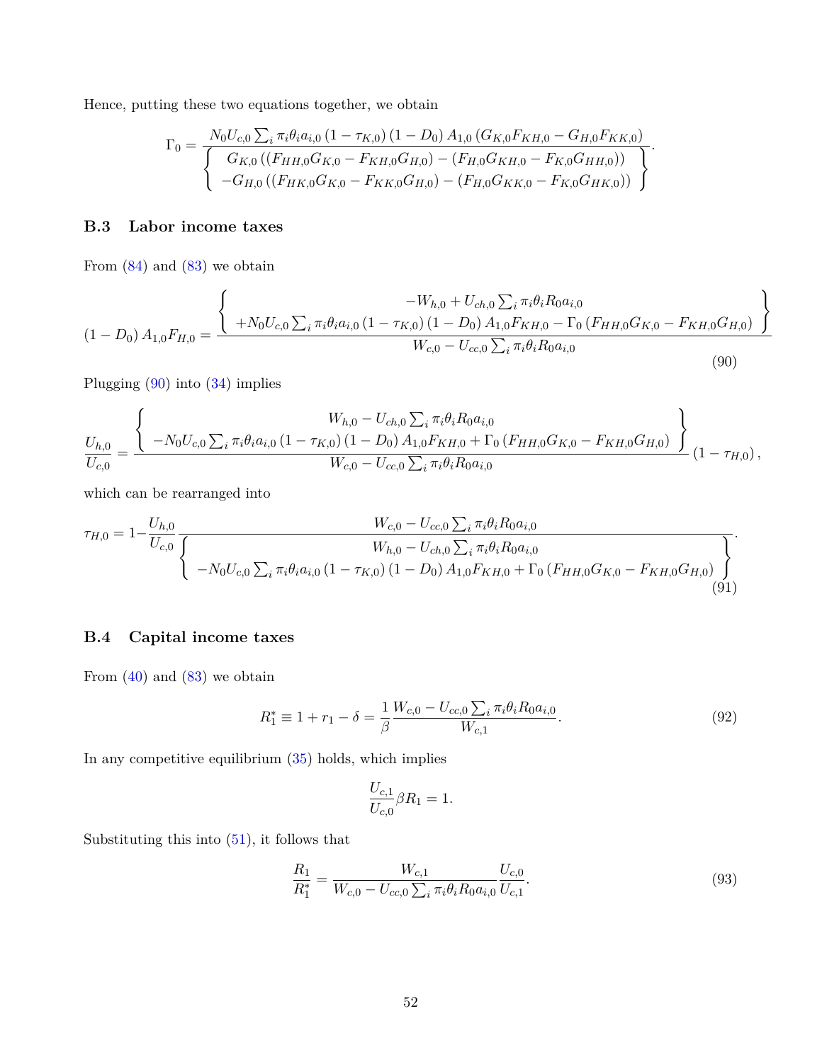Hence, putting these two equations together, we obtain

$$\Gamma_0 = \frac{N_0 U_{c,0} \sum_i \pi_i \theta_i a_{i,0} (1-\tau_{K,0})(1-D_0) A_{1,0} (G_{K,0} F_{KH,0} - G_{H,0} F_{KK,0})}{\left\{ \begin{array}{c} G_{K,0} \left( (F_{HH,0} G_{K,0} - F_{KH,0} G_{H,0}) - (F_{H,0} G_{KH,0} - F_{K,0} G_{HH,0}) \right) \\ -G_{H,0} \left( (F_{HK,0} G_{K,0} - F_{KK,0} G_{H,0}) - (F_{H,0} G_{KK,0} - F_{K,0} G_{HK,0}) \right) \end{array} \right\}}.$$

### B.3 Labor income taxes

From (84) and (83) we obtain

$$(1-D_0) A_{1,0} F_{H,0} = \frac{\left\{ \begin{array}{c} -W_{h,0} + U_{ch,0} \sum_i \pi_i \theta_i R_0 a_{i,0} \\ +N_0 U_{c,0} \sum_i \pi_i \theta_i a_{i,0} (1-\tau_{K,0})(1-D_0) A_{1,0} F_{KH,0} - \Gamma_0 (F_{HH,0} G_{K,0} - F_{KH,0} G_{H,0}) \end{array} \right\}}{W_{c,0} - U_{cc,0} \sum_i \pi_i \theta_i R_0 a_{i,0}} \tag{90}$$

Plugging (90) into (34) implies

$$\frac{U_{h,0}}{U_{c,0}} = \frac{\left\{ \begin{array}{c} W_{h,0} - U_{ch,0} \sum_i \pi_i \theta_i R_0 a_{i,0} \\ -N_0 U_{c,0} \sum_i \pi_i \theta_i a_{i,0} (1-\tau_{K,0})(1-D_0) A_{1,0} F_{KH,0} + \Gamma_0 (F_{HH,0} G_{K,0} - F_{KH,0} G_{H,0}) \end{array} \right\}}{W_{c,0} - U_{cc,0} \sum_i \pi_i \theta_i R_0 a_{i,0}} (1-\tau_{H,0}),$$

which can be rearranged into

$$\tau_{H,0} = 1 - \frac{U_{h,0}}{U_{c,0}} \frac{W_{c,0} - U_{cc,0} \sum_i \pi_i \theta_i R_0 a_{i,0}}{\left\{ \begin{array}{c} W_{h,0} - U_{ch,0} \sum_i \pi_i \theta_i R_0 a_{i,0} \\ -N_0 U_{c,0} \sum_i \pi_i \theta_i a_{i,0} (1-\tau_{K,0})(1-D_0) A_{1,0} F_{KH,0} + \Gamma_0 (F_{HH,0} G_{K,0} - F_{KH,0} G_{H,0}) \end{array} \right\}}. \tag{91}$$

### B.4 Capital income taxes

From (40) and (83) we obtain

$$R_1^* \equiv 1 + r_1 - \delta = \frac{1}{\beta} \frac{W_{c,0} - U_{cc,0} \sum_i \pi_i \theta_i R_0 a_{i,0}}{W_{c,1}}. \tag{92}$$

In any competitive equilibrium (35) holds, which implies

$$\frac{U_{c,1}}{U_{c,0}} \beta R_1 = 1.$$

Substituting this into (51), it follows that

$$\frac{R_1}{R_1^*} = \frac{W_{c,1}}{W_{c,0} - U_{cc,0} \sum_i \pi_i \theta_i R_0 a_{i,0}} \frac{U_{c,0}}{U_{c,1}}. \tag{93}$$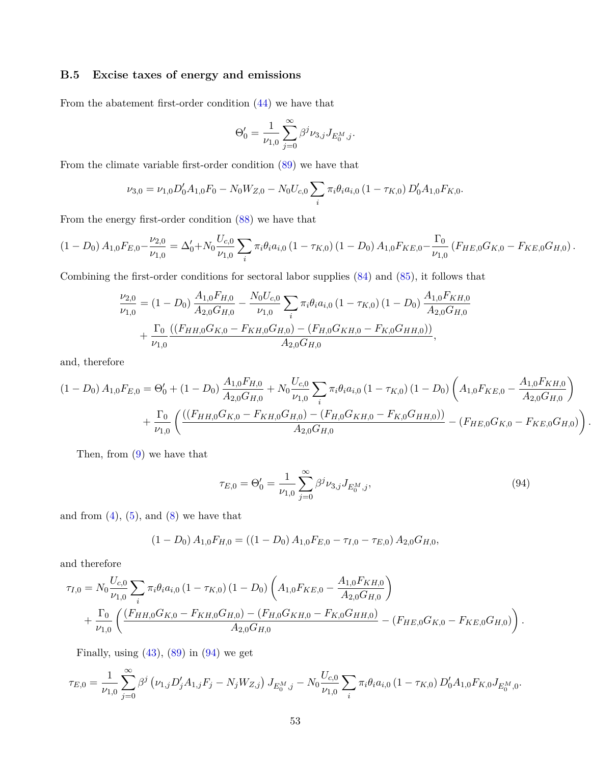### B.5 Excise taxes of energy and emissions

From the abatement first-order condition (44) we have that

$$\Theta_0' = \frac{1}{\nu_{1,0}} \sum_{j=0}^{\infty} \beta^j \nu_{3,j} J_{E_0^M,j}.$$

From the climate variable first-order condition (89) we have that

$$\nu_{3,0} = \nu_{1,0} D_0' A_{1,0} F_0 - N_0 W_{Z,0} - N_0 U_{c,0} \sum_i \pi_i \theta_i a_{i,0} \left(1 - \tau_{K,0}\right) D_0' A_{1,0} F_{K,0}.$$

From the energy first-order condition (88) we have that

$$\left(1 - D_0\right) A_{1,0} F_{E,0} - \frac{\nu_{2,0}}{\nu_{1,0}} = \Delta_0' + N_0 \frac{U_{c,0}}{\nu_{1,0}} \sum_i \pi_i \theta_i a_{i,0} \left(1 - \tau_{K,0}\right) \left(1 - D_0\right) A_{1,0} F_{KE,0} - \frac{\Gamma_0}{\nu_{1,0}} \left(F_{HE,0} G_{K,0} - F_{KE,0} G_{H,0}\right).$$

Combining the first-order conditions for sectoral labor supplies (84) and (85), it follows that

$$\begin{aligned}
\frac{\nu_{2,0}}{\nu_{1,0}} &= \left(1 - D_0\right) \frac{A_{1,0} F_{H,0}}{A_{2,0} G_{H,0}} - \frac{N_0 U_{c,0}}{\nu_{1,0}} \sum_i \pi_i \theta_i a_{i,0} \left(1 - \tau_{K,0}\right) \left(1 - D_0\right) \frac{A_{1,0} F_{KH,0}}{A_{2,0} G_{H,0}} \\
&\quad + \frac{\Gamma_0}{\nu_{1,0}} \frac{\left(\left(F_{HH,0} G_{K,0} - F_{KH,0} G_{H,0}\right) - \left(F_{H,0} G_{KH,0} - F_{K,0} G_{HH,0}\right)\right)}{A_{2,0} G_{H,0}},
\end{aligned}$$

and, therefore

$$\begin{aligned}
\left(1 - D_0\right) A_{1,0} F_{E,0} &= \Theta_0' + \left(1 - D_0\right) \frac{A_{1,0} F_{H,0}}{A_{2,0} G_{H,0}} + N_0 \frac{U_{c,0}}{\nu_{1,0}} \sum_i \pi_i \theta_i a_{i,0} \left(1 - \tau_{K,0}\right) \left(1 - D_0\right) \left(A_{1,0} F_{KE,0} - \frac{A_{1,0} F_{KH,0}}{A_{2,0} G_{H,0}}\right) \\
&\quad + \frac{\Gamma_0}{\nu_{1,0}} \left(\frac{\left(\left(F_{HH,0} G_{K,0} - F_{KH,0} G_{H,0}\right) - \left(F_{H,0} G_{KH,0} - F_{K,0} G_{HH,0}\right)\right)}{A_{2,0} G_{H,0}} - \left(F_{HE,0} G_{K,0} - F_{KE,0} G_{H,0}\right)\right).
\end{aligned}$$

Then, from (9) we have that

$$\tau_{E,0} = \Theta_0' = \frac{1}{\nu_{1,0}} \sum_{j=0}^{\infty} \beta^j \nu_{3,j} J_{E_0^M,j}, \tag{94}$$

and from (4), (5), and (8) we have that

$$\left(1 - D_0\right) A_{1,0} F_{H,0} = \left(\left(1 - D_0\right) A_{1,0} F_{E,0} - \tau_{I,0} - \tau_{E,0}\right) A_{2,0} G_{H,0},$$

and therefore

$$\begin{aligned}
\tau_{I,0} &= N_0 \frac{U_{c,0}}{\nu_{1,0}} \sum_i \pi_i \theta_i a_{i,0} \left(1 - \tau_{K,0}\right) \left(1 - D_0\right) \left(A_{1,0} F_{KE,0} - \frac{A_{1,0} F_{KH,0}}{A_{2,0} G_{H,0}}\right) \\
&\quad + \frac{\Gamma_0}{\nu_{1,0}} \left(\frac{\left(F_{HH,0} G_{K,0} - F_{KH,0} G_{H,0}\right) - \left(F_{H,0} G_{KH,0} - F_{K,0} G_{HH,0}\right)}{A_{2,0} G_{H,0}} - \left(F_{HE,0} G_{K,0} - F_{KE,0} G_{H,0}\right)\right).
\end{aligned}$$

Finally, using (43), (89) in (94) we get

$$\tau_{E,0} = \frac{1}{\nu_{1,0}} \sum_{j=0}^{\infty} \beta^j \left(\nu_{1,j} D_j' A_{1,j} F_j - N_j W_{Z,j}\right) J_{E_0^M,j} - N_0 \frac{U_{c,0}}{\nu_{1,0}} \sum_i \pi_i \theta_i a_{i,0} \left(1 - \tau_{K,0}\right) D_0' A_{1,0} F_{K,0} J_{E_0^M,0}.$$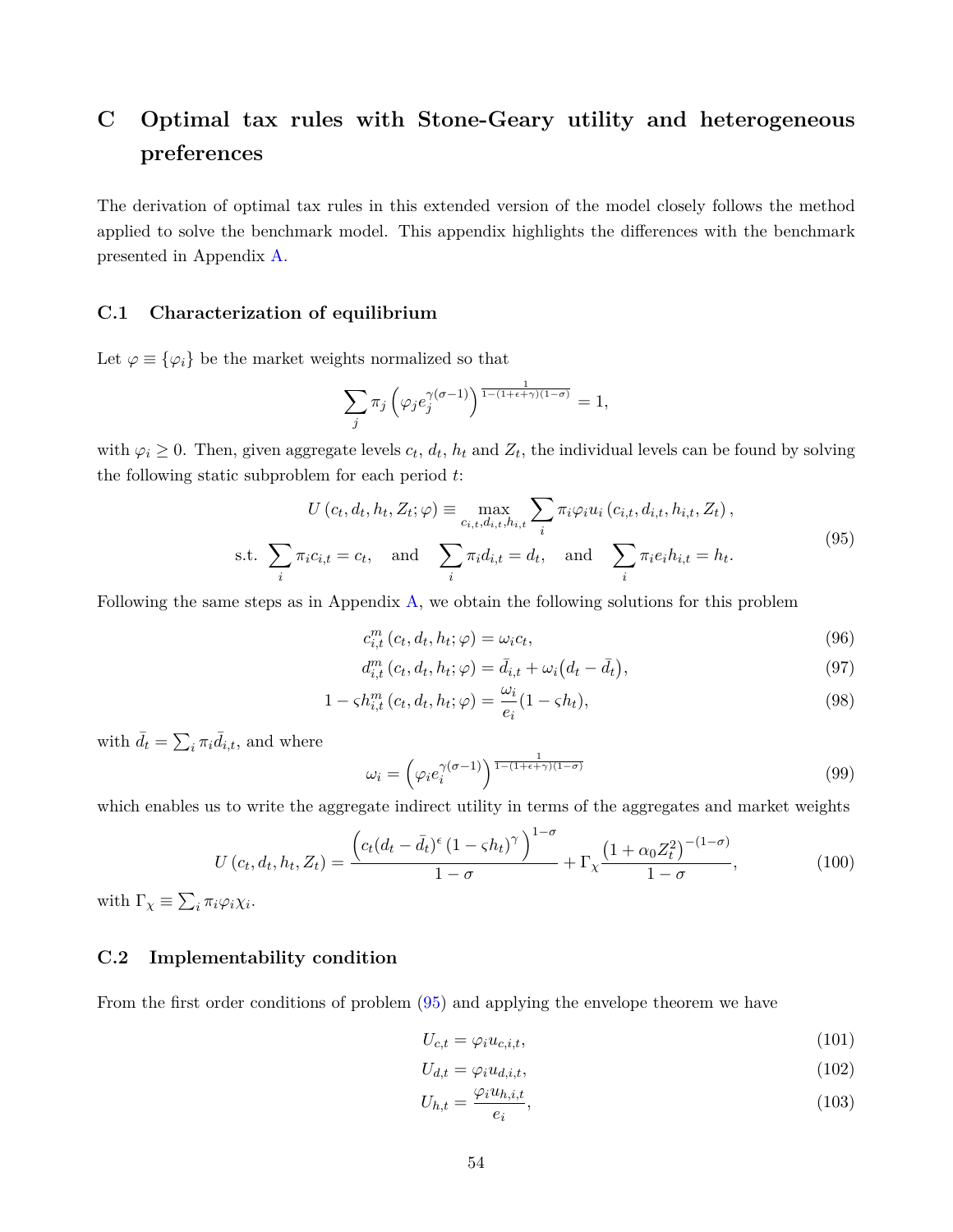# C Optimal tax rules with Stone-Geary utility and heterogeneous preferences

The derivation of optimal tax rules in this extended version of the model closely follows the method applied to solve the benchmark model. This appendix highlights the differences with the benchmark presented in Appendix A.

## C.1 Characterization of equilibrium

Let $\varphi \equiv \{\varphi_i\}$ be the market weights normalized so that

$$\sum_j \pi_j \left(\varphi_j e_j^{\gamma(\sigma-1)}\right)^{\frac{1}{1-(1+\epsilon+\gamma)(1-\sigma)}} = 1,$$

with $\varphi_i \geq 0$. Then, given aggregate levels $c_t$, $d_t$, $h_t$ and $Z_t$, the individual levels can be found by solving the following static subproblem for each period $t$:

$$\begin{aligned} U\left(c_t, d_t, h_t, Z_t; \varphi\right) \equiv \max_{c_{i,t}, d_{i,t}, h_{i,t}} \sum_i \pi_i \varphi_i u_i\left(c_{i,t}, d_{i,t}, h_{i,t}, Z_t\right), \\ \text{s.t.} \ \sum_i \pi_i c_{i,t} = c_t, \quad \text{and} \quad \sum_i \pi_i d_{i,t} = d_t, \quad \text{and} \quad \sum_i \pi_i e_i h_{i,t} = h_t. \end{aligned} \tag{95}$$

Following the same steps as in Appendix A, we obtain the following solutions for this problem

$$c_{i,t}^m\left(c_t, d_t, h_t; \varphi\right) = \omega_i c_t, \tag{96}$$

$$d_{i,t}^m\left(c_t, d_t, h_t; \varphi\right) = \bar{d}_{i,t} + \omega_i\big(d_t - \bar{d}_t\big), \tag{97}$$

$$1 - \varsigma h_{i,t}^m\left(c_t, d_t, h_t; \varphi\right) = \frac{\omega_i}{e_i}(1 - \varsigma h_t), \tag{98}$$

with $\bar{d}_t = \sum_i \pi_i \bar{d}_{i,t}$, and where

$$\omega_i = \left(\varphi_i e_i^{\gamma(\sigma-1)}\right)^{\frac{1}{1-(1+\epsilon+\gamma)(1-\sigma)}} \tag{99}$$

which enables us to write the aggregate indirect utility in terms of the aggregates and market weights

$$U\left(c_t, d_t, h_t, Z_t\right) = \frac{\left(c_t(d_t - \bar{d}_t)^\epsilon \left(1 - \varsigma h_t\right)^\gamma\right)^{1-\sigma}}{1-\sigma} + \Gamma_\chi \frac{\left(1 + \alpha_0 Z_t^2\right)^{-(1-\sigma)}}{1-\sigma}, \tag{100}$$

with $\Gamma_\chi \equiv \sum_i \pi_i \varphi_i \chi_i$.

## C.2 Implementability condition

From the first order conditions of problem (95) and applying the envelope theorem we have

$$U_{c,t} = \varphi_i u_{c,i,t}, \tag{101}$$

$$U_{d,t} = \varphi_i u_{d,i,t}, \tag{102}$$

$$U_{h,t} = \frac{\varphi_i u_{h,i,t}}{e_i}, \tag{103}$$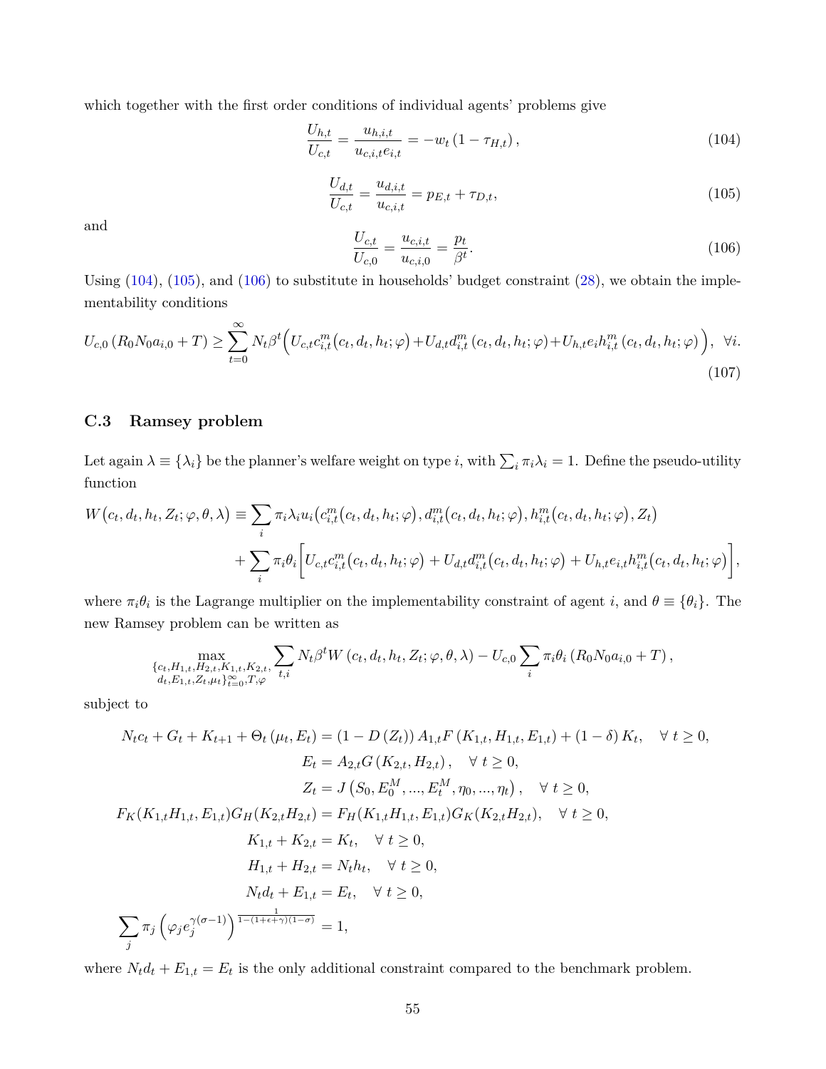which together with the first order conditions of individual agents' problems give

$$\frac{U_{h,t}}{U_{c,t}} = \frac{u_{h,i,t}}{u_{c,i,t} e_{i,t}} = -w_t \left(1 - \tau_{H,t}\right), \tag{104}$$

$$\frac{U_{d,t}}{U_{c,t}} = \frac{u_{d,i,t}}{u_{c,i,t}} = p_{E,t} + \tau_{D,t}, \tag{105}$$

and

$$\frac{U_{c,t}}{U_{c,0}} = \frac{u_{c,i,t}}{u_{c,i,0}} = \frac{p_t}{\beta^t}. \tag{106}$$

Using (104), (105), and (106) to substitute in households' budget constraint (28), we obtain the implementability conditions

$$U_{c,0} \left(R_0 N_0 a_{i,0} + T\right) \geq \sum_{t=0}^{\infty} N_t \beta^t \Big( U_{c,t} c^m_{i,t}\big(c_t, d_t, h_t; \varphi\big) + U_{d,t} d^m_{i,t}\left(c_t, d_t, h_t; \varphi\right) + U_{h,t} e_i h^m_{i,t}\left(c_t, d_t, h_t; \varphi\right) \Big), \quad \forall i. \tag{107}$$

### C.3 Ramsey problem

Let again $\lambda \equiv \{\lambda_i\}$ be the planner's welfare weight on type $i$, with $\sum_i \pi_i \lambda_i = 1$. Define the pseudo-utility function

$$\begin{aligned} W\big(c_t, d_t, h_t, Z_t; \varphi, \theta, \lambda\big) \equiv & \sum_i \pi_i \lambda_i u_i\big(c^m_{i,t}\big(c_t, d_t, h_t; \varphi\big), d^m_{i,t}\big(c_t, d_t, h_t; \varphi\big), h^m_{i,t}\big(c_t, d_t, h_t; \varphi\big), Z_t\big) \\ & + \sum_i \pi_i \theta_i \Big[ U_{c,t} c^m_{i,t}\big(c_t, d_t, h_t; \varphi\big) + U_{d,t} d^m_{i,t}\big(c_t, d_t, h_t; \varphi\big) + U_{h,t} e_{i,t} h^m_{i,t}\big(c_t, d_t, h_t; \varphi\big) \Big], \end{aligned}$$

where $\pi_i \theta_i$ is the Lagrange multiplier on the implementability constraint of agent $i$, and $\theta \equiv \{\theta_i\}$. The new Ramsey problem can be written as

$$\max_{\substack{\{c_t, H_{1,t}, H_{2,t}, K_{1,t}, K_{2,t}, \\ d_t, E_{1,t}, Z_t, \mu_t\}_{t=0}^{\infty}, T, \varphi}} \sum_{t,i} N_t \beta^t W\left(c_t, d_t, h_t, Z_t; \varphi, \theta, \lambda\right) - U_{c,0} \sum_i \pi_i \theta_i \left(R_0 N_0 a_{i,0} + T\right),$$

subject to

$$\begin{aligned} N_t c_t + G_t + K_{t+1} + \Theta_t\left(\mu_t, E_t\right) &= \left(1 - D\left(Z_t\right)\right) A_{1,t} F\left(K_{1,t}, H_{1,t}, E_{1,t}\right) + (1 - \delta) K_t, \quad \forall\, t \geq 0, \\ E_t &= A_{2,t} G\left(K_{2,t}, H_{2,t}\right), \quad \forall\, t \geq 0, \\ Z_t &= J\left(S_0, E^M_0, ..., E^M_t, \eta_0, ..., \eta_t\right), \quad \forall\, t \geq 0, \\ F_K(K_{1,t} H_{1,t}, E_{1,t}) G_H(K_{2,t} H_{2,t}) &= F_H(K_{1,t} H_{1,t}, E_{1,t}) G_K(K_{2,t} H_{2,t}), \quad \forall\, t \geq 0, \\ K_{1,t} + K_{2,t} &= K_t, \quad \forall\, t \geq 0, \\ H_{1,t} + H_{2,t} &= N_t h_t, \quad \forall\, t \geq 0, \\ N_t d_t + E_{1,t} &= E_t, \quad \forall\, t \geq 0, \\ \sum_j \pi_j \left(\varphi_j e_j^{\gamma(\sigma-1)}\right)^{\frac{1}{1-(1+\epsilon+\gamma)(1-\sigma)}} &= 1, \end{aligned}$$

where $N_t d_t + E_{1,t} = E_t$ is the only additional constraint compared to the benchmark problem.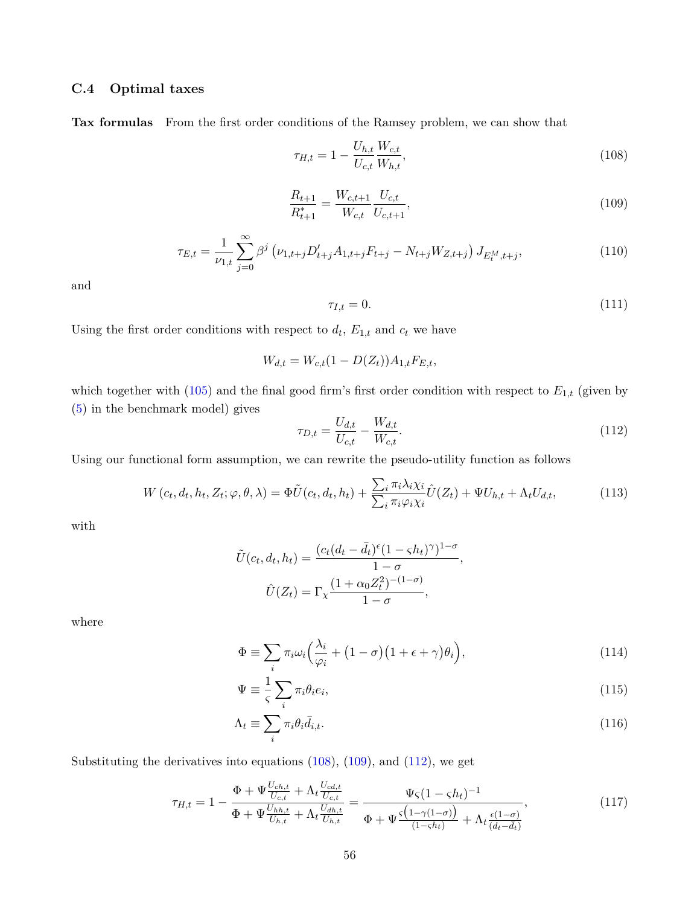### C.4 Optimal taxes

**Tax formulas** From the first order conditions of the Ramsey problem, we can show that

$$\tau_{H,t} = 1 - \frac{U_{h,t}}{U_{c,t}} \frac{W_{c,t}}{W_{h,t}}, \tag{108}$$

$$\frac{R_{t+1}}{R^*_{t+1}} = \frac{W_{c,t+1}}{W_{c,t}} \frac{U_{c,t}}{U_{c,t+1}}, \tag{109}$$

$$\tau_{E,t} = \frac{1}{\nu_{1,t}} \sum_{j=0}^{\infty} \beta^j \left( \nu_{1,t+j} D'_{t+j} A_{1,t+j} F_{t+j} - N_{t+j} W_{Z,t+j} \right) J_{E_t^M, t+j}, \tag{110}$$

and

$$\tau_{I,t} = 0. \tag{111}$$

Using the first order conditions with respect to $d_t$, $E_{1,t}$ and $c_t$ we have

$$W_{d,t} = W_{c,t}(1 - D(Z_t)) A_{1,t} F_{E,t},$$

which together with (105) and the final good firm's first order condition with respect to $E_{1,t}$ (given by (5) in the benchmark model) gives

$$\tau_{D,t} = \frac{U_{d,t}}{U_{c,t}} - \frac{W_{d,t}}{W_{c,t}}. \tag{112}$$

Using our functional form assumption, we can rewrite the pseudo-utility function as follows

$$W\left(c_t, d_t, h_t, Z_t; \varphi, \theta, \lambda\right) = \Phi \tilde{U}(c_t, d_t, h_t) + \frac{\sum_i \pi_i \lambda_i \chi_i}{\sum_i \pi_i \varphi_i \chi_i} \hat{U}(Z_t) + \Psi U_{h,t} + \Lambda_t U_{d,t}, \tag{113}$$

with

$$\tilde{U}(c_t, d_t, h_t) = \frac{(c_t (d_t - \bar{d}_t)^{\epsilon} (1 - \varsigma h_t)^{\gamma})^{1-\sigma}}{1-\sigma},$$

$$\hat{U}(Z_t) = \Gamma_{\chi} \frac{(1 + \alpha_0 Z_t^2)^{-(1-\sigma)}}{1-\sigma},$$

where

$$\Phi \equiv \sum_i \pi_i \omega_i \Big( \frac{\lambda_i}{\varphi_i} + \big(1-\sigma\big)\big(1+\epsilon+\gamma\big)\theta_i \Big), \tag{114}$$

$$\Psi \equiv \frac{1}{\varsigma} \sum_i \pi_i \theta_i e_i, \tag{115}$$

$$\Lambda_t \equiv \sum_i \pi_i \theta_i \bar{d}_{i,t}. \tag{116}$$

Substituting the derivatives into equations (108), (109), and (112), we get

$$\tau_{H,t} = 1 - \frac{\Phi + \Psi \frac{U_{ch,t}}{U_{c,t}} + \Lambda_t \frac{U_{cd,t}}{U_{c,t}}}{\Phi + \Psi \frac{U_{hh,t}}{U_{h,t}} + \Lambda_t \frac{U_{dh,t}}{U_{h,t}}} = \frac{\Psi \varsigma (1 - \varsigma h_t)^{-1}}{\Phi + \Psi \frac{\varsigma\left(1 - \gamma(1-\sigma)\right)}{(1 - \varsigma h_t)} + \Lambda_t \frac{\epsilon(1-\sigma)}{(d_t - \bar{d}_t)}}, \tag{117}$$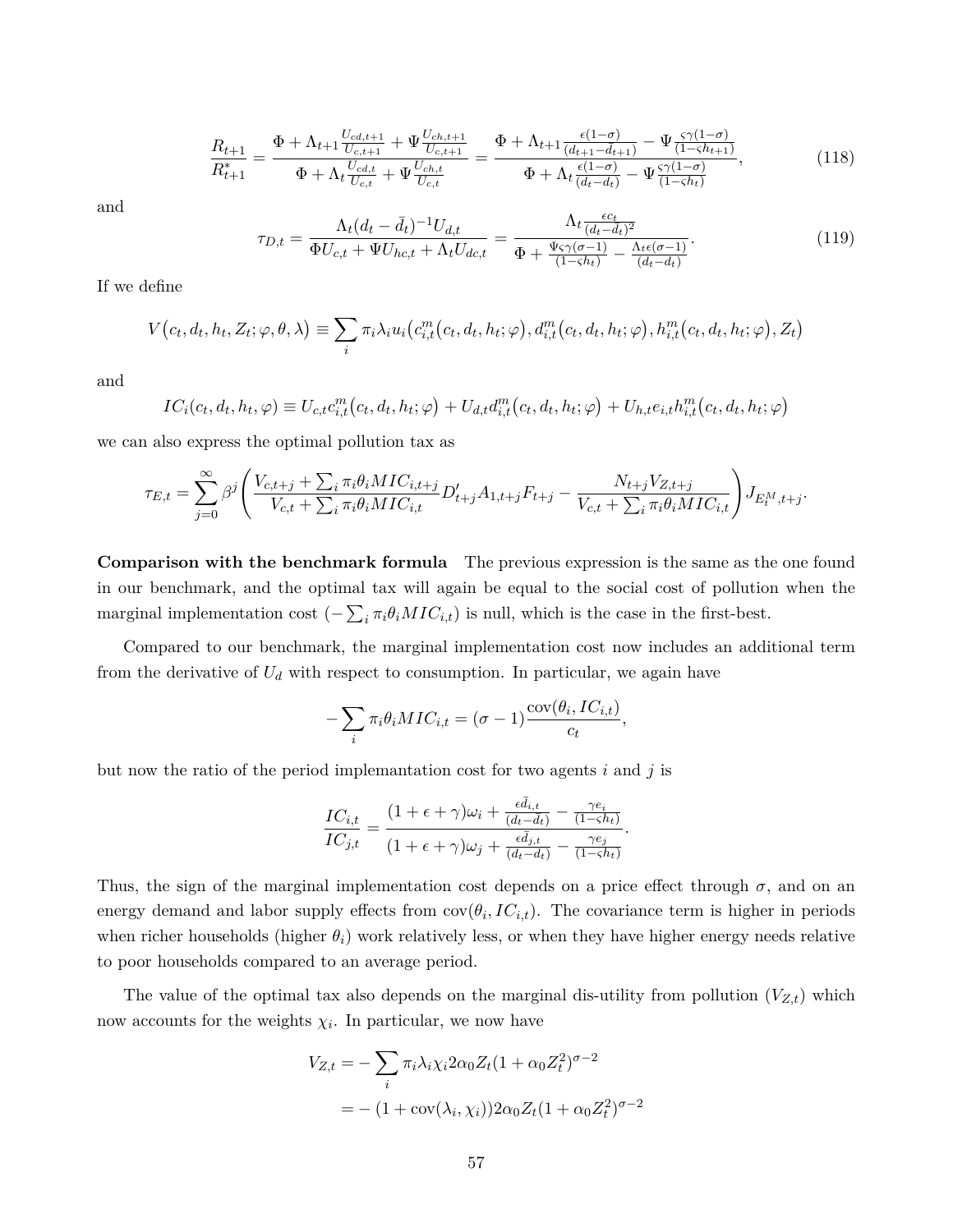$$
\frac{R_{t+1}}{R^*_{t+1}} = \frac{\Phi + \Lambda_{t+1}\frac{U_{cd,t+1}}{U_{c,t+1}} + \Psi\frac{U_{ch,t+1}}{U_{c,t+1}}}{\Phi + \Lambda_t\frac{U_{cd,t}}{U_{c,t}} + \Psi\frac{U_{ch,t}}{U_{c,t}}} = \frac{\Phi + \Lambda_{t+1}\frac{\epsilon(1-\sigma)}{(d_{t+1}-\bar{d}_{t+1})} - \Psi\frac{\varsigma\gamma(1-\sigma)}{(1-\varsigma h_{t+1})}}{\Phi + \Lambda_t\frac{\epsilon(1-\sigma)}{(d_t-\bar{d}_t)} - \Psi\frac{\varsigma\gamma(1-\sigma)}{(1-\varsigma h_t)}}, \tag{118}
$$

and

$$
\tau_{D,t} = \frac{\Lambda_t(d_t-\bar{d}_t)^{-1}U_{d,t}}{\Phi U_{c,t} + \Psi U_{hc,t} + \Lambda_t U_{dc,t}} = \frac{\Lambda_t\frac{\epsilon c_t}{(d_t-\bar{d}_t)^2}}{\Phi + \frac{\Psi\varsigma\gamma(\sigma-1)}{(1-\varsigma h_t)} - \frac{\Lambda_t\epsilon(\sigma-1)}{(d_t-\bar{d}_t)}}. \tag{119}
$$

If we define

$$
V\big(c_t, d_t, h_t, Z_t; \varphi, \theta, \lambda\big) \equiv \sum_i \pi_i\lambda_i u_i\big(c^m_{i,t}(c_t, d_t, h_t; \varphi), d^m_{i,t}(c_t, d_t, h_t; \varphi), h^m_{i,t}(c_t, d_t, h_t; \varphi), Z_t\big)
$$

and

$$
IC_i(c_t, d_t, h_t, \varphi) \equiv U_{c,t}c^m_{i,t}\big(c_t, d_t, h_t; \varphi\big) + U_{d,t}d^m_{i,t}\big(c_t, d_t, h_t; \varphi\big) + U_{h,t}e_{i,t}h^m_{i,t}\big(c_t, d_t, h_t; \varphi\big)
$$

we can also express the optimal pollution tax as

$$
\tau_{E,t} = \sum_{j=0}^{\infty}\beta^j\left(\frac{V_{c,t+j} + \sum_i \pi_i\theta_i MIC_{i,t+j}}{V_{c,t} + \sum_i \pi_i\theta_i MIC_{i,t}}D'_{t+j}A_{1,t+j}F_{t+j} - \frac{N_{t+j}V_{Z,t+j}}{V_{c,t} + \sum_i \pi_i\theta_i MIC_{i,t}}\right)J_{E^M_t,t+j}.
$$

**Comparison with the benchmark formula** The previous expression is the same as the one found in our benchmark, and the optimal tax will again be equal to the social cost of pollution when the marginal implementation cost ($-\sum_i \pi_i\theta_i MIC_{i,t}$) is null, which is the case in the first-best.

Compared to our benchmark, the marginal implementation cost now includes an additional term from the derivative of $U_d$ with respect to consumption. In particular, we again have

$$
-\sum_i \pi_i\theta_i MIC_{i,t} = (\sigma-1)\frac{\text{cov}(\theta_i, IC_{i,t})}{c_t},
$$

but now the ratio of the period implemantation cost for two agents $i$ and $j$ is

$$
\frac{IC_{i,t}}{IC_{j,t}} = \frac{(1+\epsilon+\gamma)\omega_i + \frac{\epsilon\bar{d}_{i,t}}{(d_t-\bar{d}_t)} - \frac{\gamma e_i}{(1-\varsigma h_t)}}{(1+\epsilon+\gamma)\omega_j + \frac{\epsilon\bar{d}_{j,t}}{(d_t-\bar{d}_t)} - \frac{\gamma e_j}{(1-\varsigma h_t)}}.
$$

Thus, the sign of the marginal implementation cost depends on a price effect through $\sigma$, and on an energy demand and labor supply effects from $\text{cov}(\theta_i, IC_{i,t})$. The covariance term is higher in periods when richer households (higher $\theta_i$) work relatively less, or when they have higher energy needs relative to poor households compared to an average period.

The value of the optimal tax also depends on the marginal dis-utility from pollution ($V_{Z,t}$) which now accounts for the weights $\chi_i$. In particular, we now have

$$
\begin{aligned}
V_{Z,t} &= -\sum_i \pi_i\lambda_i\chi_i 2\alpha_0 Z_t(1+\alpha_0 Z_t^2)^{\sigma-2} \\
&= -(1+\text{cov}(\lambda_i, \chi_i))2\alpha_0 Z_t(1+\alpha_0 Z_t^2)^{\sigma-2}
\end{aligned}
$$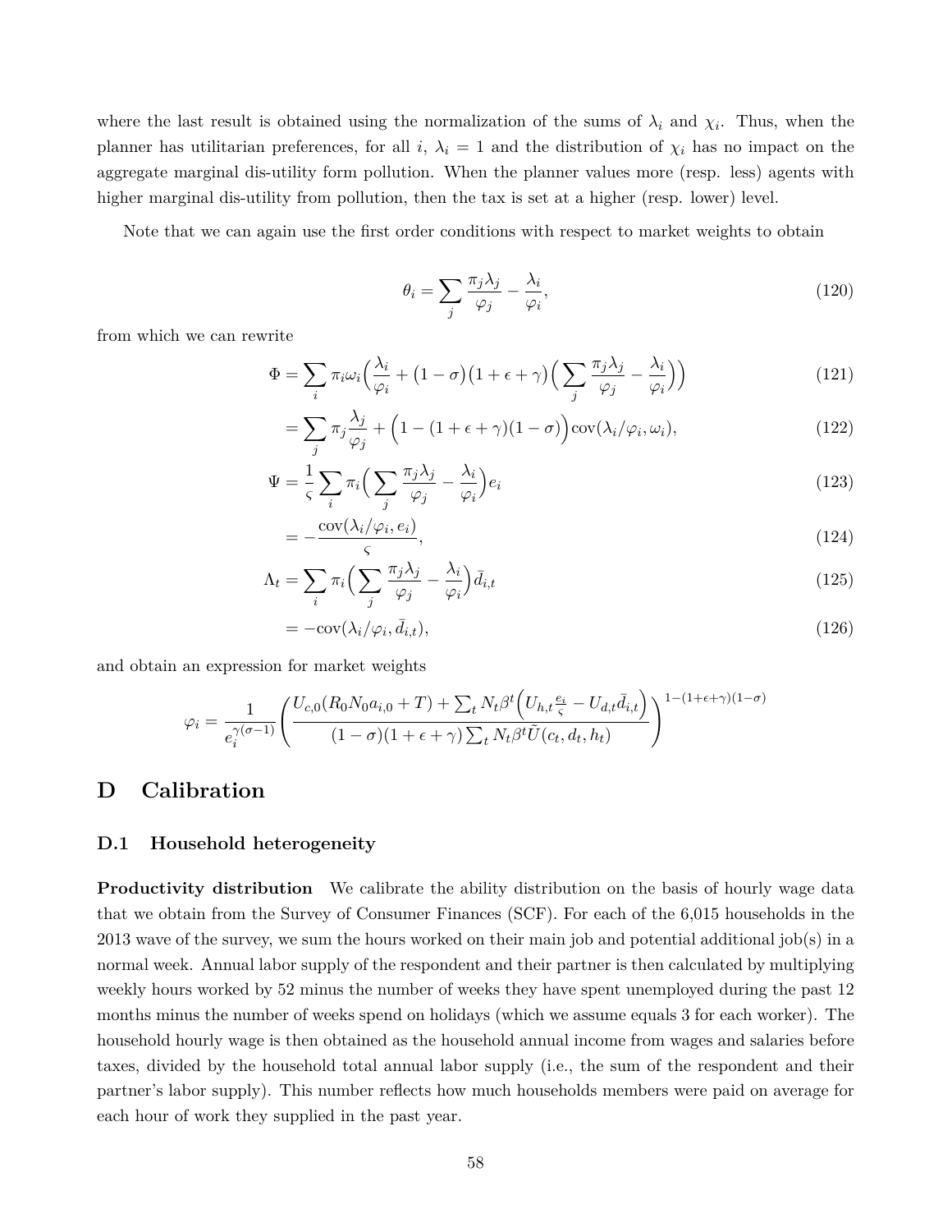where the last result is obtained using the normalization of the sums of $\lambda_i$ and $\chi_i$. Thus, when the planner has utilitarian preferences, for all $i$, $\lambda_i = 1$ and the distribution of $\chi_i$ has no impact on the aggregate marginal dis-utility form pollution. When the planner values more (resp. less) agents with higher marginal dis-utility from pollution, then the tax is set at a higher (resp. lower) level.

Note that we can again use the first order conditions with respect to market weights to obtain

$$\theta_i = \sum_j \frac{\pi_j \lambda_j}{\varphi_j} - \frac{\lambda_i}{\varphi_i}, \tag{120}$$

from which we can rewrite

$$\Phi = \sum_i \pi_i \omega_i \Big( \frac{\lambda_i}{\varphi_i} + \big(1-\sigma\big)\big(1+\epsilon+\gamma\big)\Big( \sum_j \frac{\pi_j \lambda_j}{\varphi_j} - \frac{\lambda_i}{\varphi_i}\Big)\Big) \tag{121}$$

$$= \sum_j \pi_j \frac{\lambda_j}{\varphi_j} + \Big(1 - (1+\epsilon+\gamma)(1-\sigma)\Big)\operatorname{cov}(\lambda_i/\varphi_i, \omega_i), \tag{122}$$

$$\Psi = \frac{1}{\varsigma}\sum_i \pi_i \Big( \sum_j \frac{\pi_j \lambda_j}{\varphi_j} - \frac{\lambda_i}{\varphi_i}\Big) e_i \tag{123}$$

$$= -\frac{\operatorname{cov}(\lambda_i/\varphi_i, e_i)}{\varsigma}, \tag{124}$$

$$\Lambda_t = \sum_i \pi_i \Big( \sum_j \frac{\pi_j \lambda_j}{\varphi_j} - \frac{\lambda_i}{\varphi_i}\Big) \bar{d}_{i,t} \tag{125}$$

$$= -\operatorname{cov}(\lambda_i/\varphi_i, \bar{d}_{i,t}), \tag{126}$$

and obtain an expression for market weights

$$\varphi_i = \frac{1}{e_i^{\gamma(\sigma-1)}} \left( \frac{U_{c,0}(R_0 N_0 a_{i,0} + T) + \sum_t N_t \beta^t \Big( U_{h,t}\frac{e_i}{\varsigma} - U_{d,t}\bar{d}_{i,t}\Big)}{(1-\sigma)(1+\epsilon+\gamma)\sum_t N_t \beta^t \tilde{U}(c_t, d_t, h_t)} \right)^{1-(1+\epsilon+\gamma)(1-\sigma)}$$

# D Calibration

## D.1 Household heterogeneity

**Productivity distribution** We calibrate the ability distribution on the basis of hourly wage data that we obtain from the Survey of Consumer Finances (SCF). For each of the 6,015 households in the 2013 wave of the survey, we sum the hours worked on their main job and potential additional job(s) in a normal week. Annual labor supply of the respondent and their partner is then calculated by multiplying weekly hours worked by 52 minus the number of weeks they have spent unemployed during the past 12 months minus the number of weeks spend on holidays (which we assume equals 3 for each worker). The household hourly wage is then obtained as the household annual income from wages and salaries before taxes, divided by the household total annual labor supply (i.e., the sum of the respondent and their partner's labor supply). This number reflects how much households members were paid on average for each hour of work they supplied in the past year.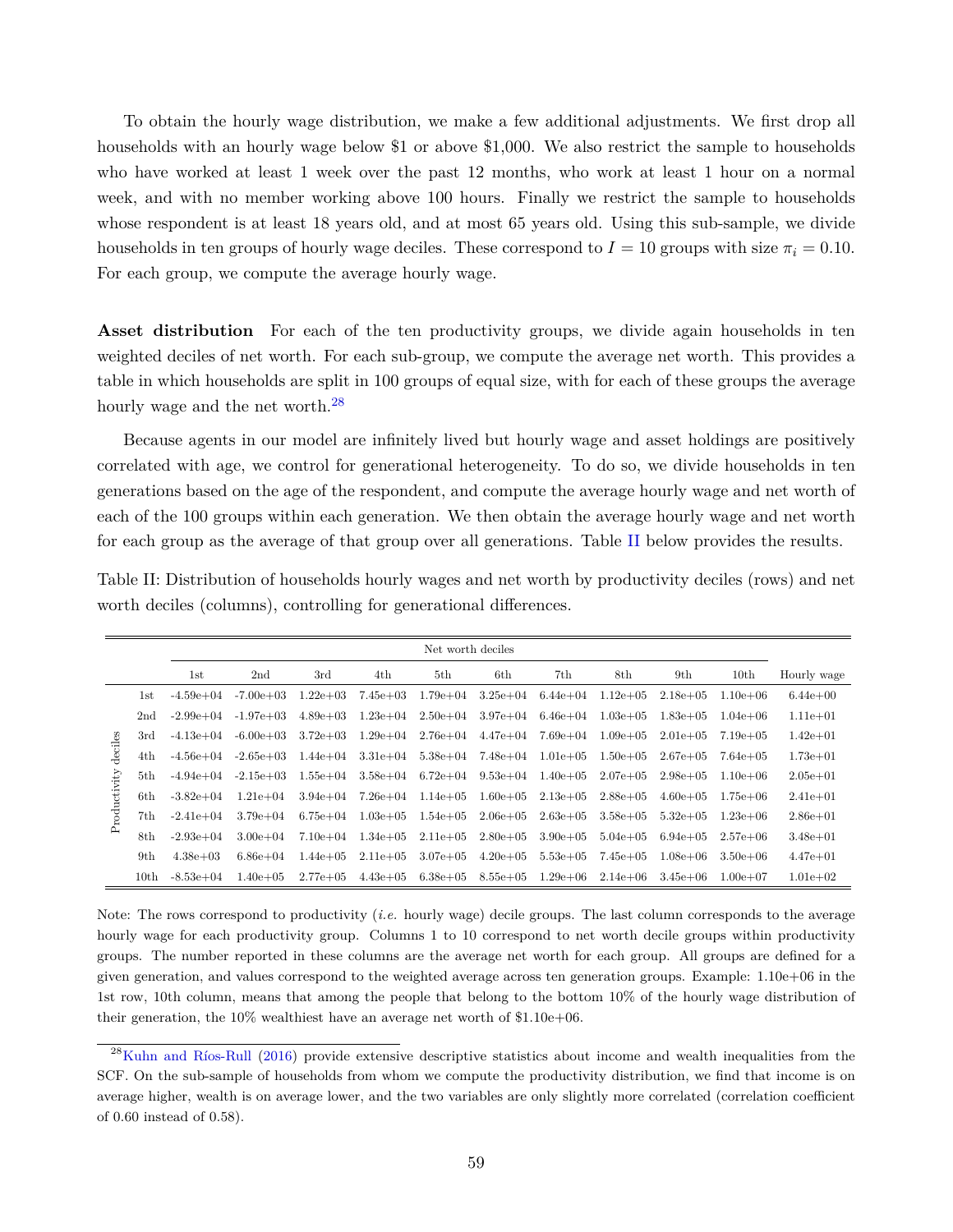To obtain the hourly wage distribution, we make a few additional adjustments. We first drop all households with an hourly wage below \$1 or above \$1,000. We also restrict the sample to households who have worked at least 1 week over the past 12 months, who work at least 1 hour on a normal week, and with no member working above 100 hours. Finally we restrict the sample to households whose respondent is at least 18 years old, and at most 65 years old. Using this sub-sample, we divide households in ten groups of hourly wage deciles. These correspond to $I = 10$ groups with size $\pi_i = 0.10$. For each group, we compute the average hourly wage.

**Asset distribution** For each of the ten productivity groups, we divide again households in ten weighted deciles of net worth. For each sub-group, we compute the average net worth. This provides a table in which households are split in 100 groups of equal size, with for each of these groups the average hourly wage and the net worth.[28]

Because agents in our model are infinitely lived but hourly wage and asset holdings are positively correlated with age, we control for generational heterogeneity. To do so, we divide households in ten generations based on the age of the respondent, and compute the average hourly wage and net worth of each of the 100 groups within each generation. We then obtain the average hourly wage and net worth for each group as the average of that group over all generations. Table II below provides the results.

Table II: Distribution of households hourly wages and net worth by productivity deciles (rows) and net worth deciles (columns), controlling for generational differences.

| | | Net worth deciles | | | | | | | | | | |
|---|---|---|---|---|---|---|---|---|---|---|---|---|
| | | 1st | 2nd | 3rd | 4th | 5th | 6th | 7th | 8th | 9th | 10th | Hourly wage |
| Productivity deciles | 1st | -4.59e+04 | -7.00e+03 | 1.22e+03 | 7.45e+03 | 1.79e+04 | 3.25e+04 | 6.44e+04 | 1.12e+05 | 2.18e+05 | 1.10e+06 | 6.44e+00 |
| | 2nd | -2.99e+04 | -1.97e+03 | 4.89e+03 | 1.23e+04 | 2.50e+04 | 3.97e+04 | 6.46e+04 | 1.03e+05 | 1.83e+05 | 1.04e+06 | 1.11e+01 |
| | 3rd | -4.13e+04 | -6.00e+03 | 3.72e+03 | 1.29e+04 | 2.76e+04 | 4.47e+04 | 7.69e+04 | 1.09e+05 | 2.01e+05 | 7.19e+05 | 1.42e+01 |
| | 4th | -4.56e+04 | -2.65e+03 | 1.44e+04 | 3.31e+04 | 5.38e+04 | 7.48e+04 | 1.01e+05 | 1.50e+05 | 2.67e+05 | 7.64e+05 | 1.73e+01 |
| | 5th | -4.94e+04 | -2.15e+03 | 1.55e+04 | 3.58e+04 | 6.72e+04 | 9.53e+04 | 1.40e+05 | 2.07e+05 | 2.98e+05 | 1.10e+06 | 2.05e+01 |
| | 6th | -3.82e+04 | 1.21e+04 | 3.94e+04 | 7.26e+04 | 1.14e+05 | 1.60e+05 | 2.13e+05 | 2.88e+05 | 4.60e+05 | 1.75e+06 | 2.41e+01 |
| | 7th | -2.41e+04 | 3.79e+04 | 6.75e+04 | 1.03e+05 | 1.54e+05 | 2.06e+05 | 2.63e+05 | 3.58e+05 | 5.32e+05 | 1.23e+06 | 2.86e+01 |
| | 8th | -2.93e+04 | 3.00e+04 | 7.10e+04 | 1.34e+05 | 2.11e+05 | 2.80e+05 | 3.90e+05 | 5.04e+05 | 6.94e+05 | 2.57e+06 | 3.48e+01 |
| | 9th | 4.38e+03 | 6.86e+04 | 1.44e+05 | 2.11e+05 | 3.07e+05 | 4.20e+05 | 5.53e+05 | 7.45e+05 | 1.08e+06 | 3.50e+06 | 4.47e+01 |
| | 10th | -8.53e+04 | 1.40e+05 | 2.77e+05 | 4.43e+05 | 6.38e+05 | 8.55e+05 | 1.29e+06 | 2.14e+06 | 3.45e+06 | 1.00e+07 | 1.01e+02 |

Note: The rows correspond to productivity (*i.e.* hourly wage) decile groups. The last column corresponds to the average hourly wage for each productivity group. Columns 1 to 10 correspond to net worth decile groups within productivity groups. The number reported in these columns are the average net worth for each group. All groups are defined for a given generation, and values correspond to the weighted average across ten generation groups. Example: 1.10e+06 in the 1st row, 10th column, means that among the people that belong to the bottom 10% of the hourly wage distribution of their generation, the 10% wealthiest have an average net worth of \$1.10e+06.

[28] Kuhn and Ríos-Rull (2016) provide extensive descriptive statistics about income and wealth inequalities from the SCF. On the sub-sample of households from whom we compute the productivity distribution, we find that income is on average higher, wealth is on average lower, and the two variables are only slightly more correlated (correlation coefficient of 0.60 instead of 0.58).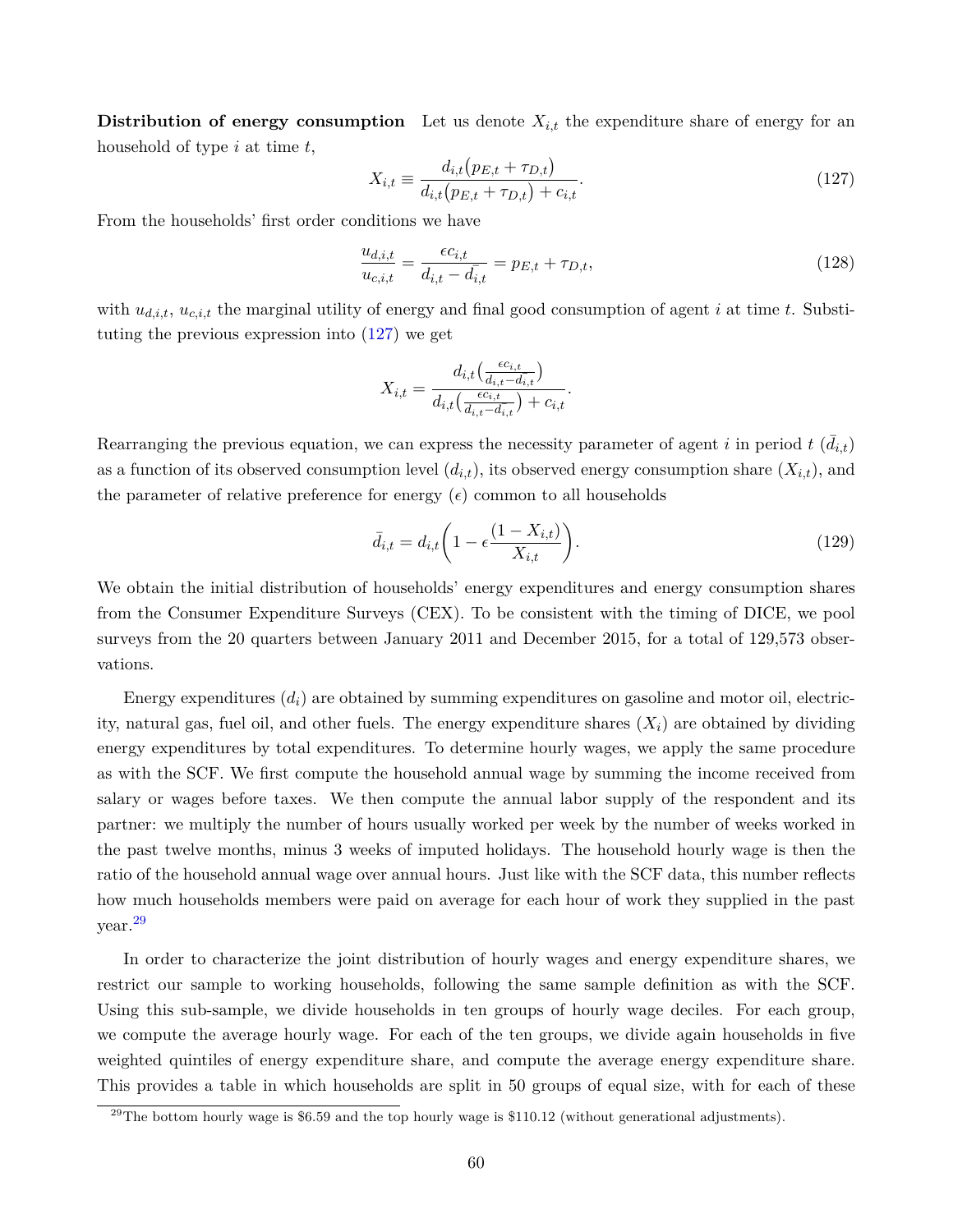**Distribution of energy consumption** Let us denote $X_{i,t}$ the expenditure share of energy for an household of type $i$ at time $t$,

$$X_{i,t} \equiv \frac{d_{i,t}(p_{E,t} + \tau_{D,t})}{d_{i,t}(p_{E,t} + \tau_{D,t}) + c_{i,t}}. \tag{127}$$

From the households' first order conditions we have

$$\frac{u_{d,i,t}}{u_{c,i,t}} = \frac{\epsilon c_{i,t}}{d_{i,t} - \bar{d_{i,t}}} = p_{E,t} + \tau_{D,t}, \tag{128}$$

with $u_{d,i,t}$, $u_{c,i,t}$ the marginal utility of energy and final good consumption of agent $i$ at time $t$. Substituting the previous expression into (127) we get

$$X_{i,t} = \frac{d_{i,t}\left(\frac{\epsilon c_{i,t}}{d_{i,t} - \bar{d_{i,t}}}\right)}{d_{i,t}\left(\frac{\epsilon c_{i,t}}{d_{i,t} - \bar{d_{i,t}}}\right) + c_{i,t}}.$$

Rearranging the previous equation, we can express the necessity parameter of agent $i$ in period $t$ ($\bar{d}_{i,t}$) as a function of its observed consumption level ($d_{i,t}$), its observed energy consumption share ($X_{i,t}$), and the parameter of relative preference for energy ($\epsilon$) common to all households

$$\bar{d}_{i,t} = d_{i,t}\left(1 - \epsilon \frac{(1 - X_{i,t})}{X_{i,t}}\right). \tag{129}$$

We obtain the initial distribution of households' energy expenditures and energy consumption shares from the Consumer Expenditure Surveys (CEX). To be consistent with the timing of DICE, we pool surveys from the 20 quarters between January 2011 and December 2015, for a total of 129,573 observations.

Energy expenditures ($d_i$) are obtained by summing expenditures on gasoline and motor oil, electricity, natural gas, fuel oil, and other fuels. The energy expenditure shares ($X_i$) are obtained by dividing energy expenditures by total expenditures. To determine hourly wages, we apply the same procedure as with the SCF. We first compute the household annual wage by summing the income received from salary or wages before taxes. We then compute the annual labor supply of the respondent and its partner: we multiply the number of hours usually worked per week by the number of weeks worked in the past twelve months, minus 3 weeks of imputed holidays. The household hourly wage is then the ratio of the household annual wage over annual hours. Just like with the SCF data, this number reflects how much households members were paid on average for each hour of work they supplied in the past year.[29]

In order to characterize the joint distribution of hourly wages and energy expenditure shares, we restrict our sample to working households, following the same sample definition as with the SCF. Using this sub-sample, we divide households in ten groups of hourly wage deciles. For each group, we compute the average hourly wage. For each of the ten groups, we divide again households in five weighted quintiles of energy expenditure share, and compute the average energy expenditure share. This provides a table in which households are split in 50 groups of equal size, with for each of these

[29]The bottom hourly wage is \$6.59 and the top hourly wage is \$110.12 (without generational adjustments).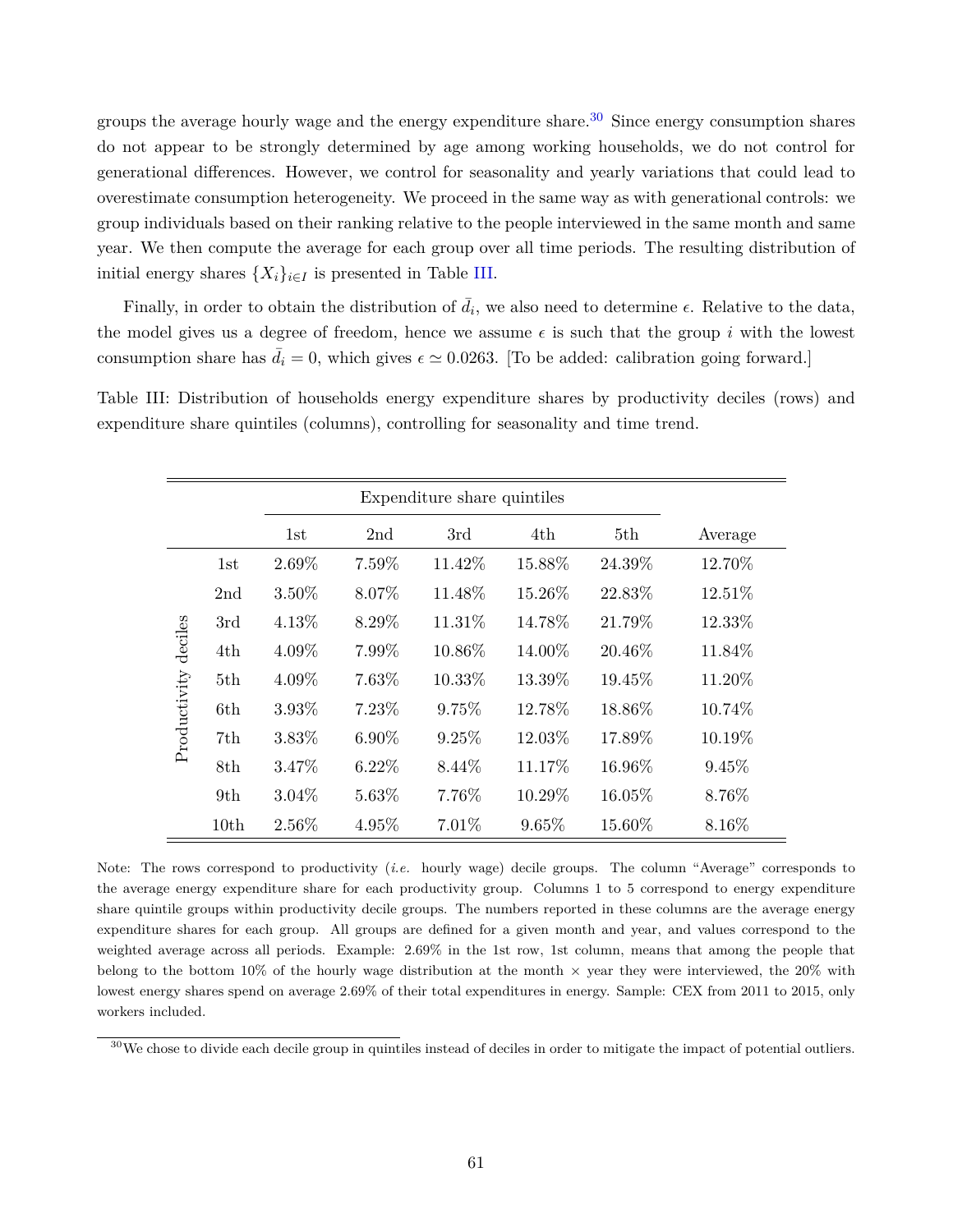groups the average hourly wage and the energy expenditure share.[30] Since energy consumption shares do not appear to be strongly determined by age among working households, we do not control for generational differences. However, we control for seasonality and yearly variations that could lead to overestimate consumption heterogeneity. We proceed in the same way as with generational controls: we group individuals based on their ranking relative to the people interviewed in the same month and same year. We then compute the average for each group over all time periods. The resulting distribution of initial energy shares $\{X_i\}_{i \in I}$ is presented in Table III.

Finally, in order to obtain the distribution of $\bar{d}_i$, we also need to determine $\epsilon$. Relative to the data, the model gives us a degree of freedom, hence we assume $\epsilon$ is such that the group $i$ with the lowest consumption share has $\bar{d}_i = 0$, which gives $\epsilon \simeq 0.0263$. [To be added: calibration going forward.]

Table III: Distribution of households energy expenditure shares by productivity deciles (rows) and expenditure share quintiles (columns), controlling for seasonality and time trend.

| | | Expenditure share quintiles | | | | | |
|---|---|---|---|---|---|---|---|
| | | 1st | 2nd | 3rd | 4th | 5th | Average |
| Productivity deciles | 1st | 2.69% | 7.59% | 11.42% | 15.88% | 24.39% | 12.70% |
| | 2nd | 3.50% | 8.07% | 11.48% | 15.26% | 22.83% | 12.51% |
| | 3rd | 4.13% | 8.29% | 11.31% | 14.78% | 21.79% | 12.33% |
| | 4th | 4.09% | 7.99% | 10.86% | 14.00% | 20.46% | 11.84% |
| | 5th | 4.09% | 7.63% | 10.33% | 13.39% | 19.45% | 11.20% |
| | 6th | 3.93% | 7.23% | 9.75% | 12.78% | 18.86% | 10.74% |
| | 7th | 3.83% | 6.90% | 9.25% | 12.03% | 17.89% | 10.19% |
| | 8th | 3.47% | 6.22% | 8.44% | 11.17% | 16.96% | 9.45% |
| | 9th | 3.04% | 5.63% | 7.76% | 10.29% | 16.05% | 8.76% |
| | 10th | 2.56% | 4.95% | 7.01% | 9.65% | 15.60% | 8.16% |

Note: The rows correspond to productivity (*i.e.* hourly wage) decile groups. The column "Average" corresponds to the average energy expenditure share for each productivity group. Columns 1 to 5 correspond to energy expenditure share quintile groups within productivity decile groups. The numbers reported in these columns are the average energy expenditure shares for each group. All groups are defined for a given month and year, and values correspond to the weighted average across all periods. Example: 2.69% in the 1st row, 1st column, means that among the people that belong to the bottom 10% of the hourly wage distribution at the month × year they were interviewed, the 20% with lowest energy shares spend on average 2.69% of their total expenditures in energy. Sample: CEX from 2011 to 2015, only workers included.

[30] We chose to divide each decile group in quintiles instead of deciles in order to mitigate the impact of potential outliers.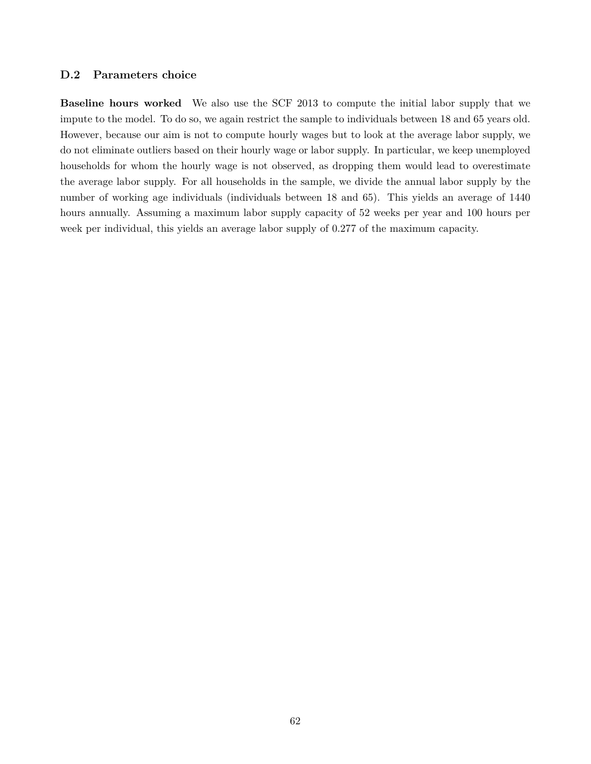### D.2 Parameters choice

**Baseline hours worked** We also use the SCF 2013 to compute the initial labor supply that we impute to the model. To do so, we again restrict the sample to individuals between 18 and 65 years old. However, because our aim is not to compute hourly wages but to look at the average labor supply, we do not eliminate outliers based on their hourly wage or labor supply. In particular, we keep unemployed households for whom the hourly wage is not observed, as dropping them would lead to overestimate the average labor supply. For all households in the sample, we divide the annual labor supply by the number of working age individuals (individuals between 18 and 65). This yields an average of 1440 hours annually. Assuming a maximum labor supply capacity of 52 weeks per year and 100 hours per week per individual, this yields an average labor supply of 0.277 of the maximum capacity.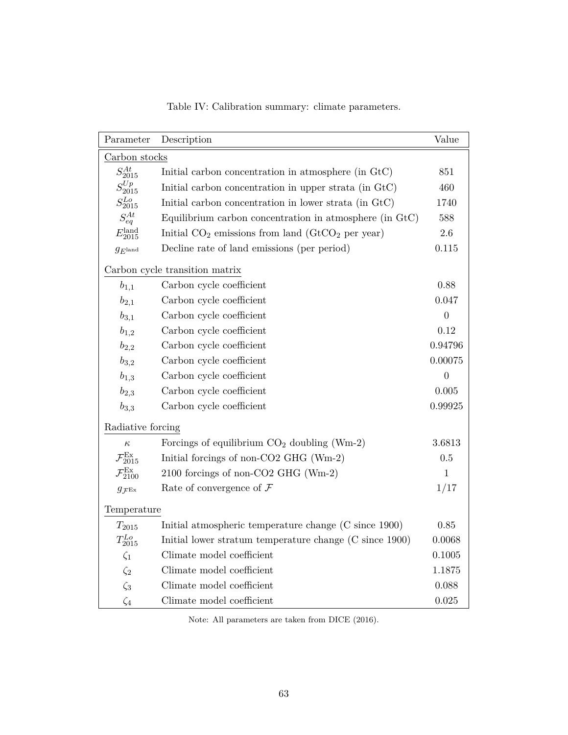Table IV: Calibration summary: climate parameters.

| Parameter | Description | Value |
|---|---|---|
| Carbon stocks | | |
| $S^{At}_{2015}$ | Initial carbon concentration in atmosphere (in GtC) | 851 |
| $S^{Up}_{2015}$ | Initial carbon concentration in upper strata (in GtC) | 460 |
| $S^{Lo}_{2015}$ | Initial carbon concentration in lower strata (in GtC) | 1740 |
| $S^{At}_{eq}$ | Equilibrium carbon concentration in atmosphere (in GtC) | 588 |
| $E^{\text{land}}_{2015}$ | Initial $CO_2$ emissions from land ($GtCO_2$ per year) | 2.6 |
| $g_{E^{\text{land}}}$ | Decline rate of land emissions (per period) | 0.115 |
| Carbon cycle transition matrix | | |
| $b_{1,1}$ | Carbon cycle coefficient | 0.88 |
| $b_{2,1}$ | Carbon cycle coefficient | 0.047 |
| $b_{3,1}$ | Carbon cycle coefficient | 0 |
| $b_{1,2}$ | Carbon cycle coefficient | 0.12 |
| $b_{2,2}$ | Carbon cycle coefficient | 0.94796 |
| $b_{3,2}$ | Carbon cycle coefficient | 0.00075 |
| $b_{1,3}$ | Carbon cycle coefficient | 0 |
| $b_{2,3}$ | Carbon cycle coefficient | 0.005 |
| $b_{3,3}$ | Carbon cycle coefficient | 0.99925 |
| Radiative forcing | | |
| $\kappa$ | Forcings of equilibrium $CO_2$ doubling (Wm-2) | 3.6813 |
| $\mathcal{F}^{\text{Ex}}_{2015}$ | Initial forcings of non-CO2 GHG (Wm-2) | 0.5 |
| $\mathcal{F}^{\text{Ex}}_{2100}$ | 2100 forcings of non-CO2 GHG (Wm-2) | 1 |
| $g_{\mathcal{F}^{\text{Ex}}}$ | Rate of convergence of $\mathcal{F}$ | 1/17 |
| Temperature | | |
| $T_{2015}$ | Initial atmospheric temperature change (C since 1900) | 0.85 |
| $T^{Lo}_{2015}$ | Initial lower stratum temperature change (C since 1900) | 0.0068 |
| $\zeta_1$ | Climate model coefficient | 0.1005 |
| $\zeta_2$ | Climate model coefficient | 1.1875 |
| $\zeta_3$ | Climate model coefficient | 0.088 |
| $\zeta_4$ | Climate model coefficient | 0.025 |

Note: All parameters are taken from DICE (2016).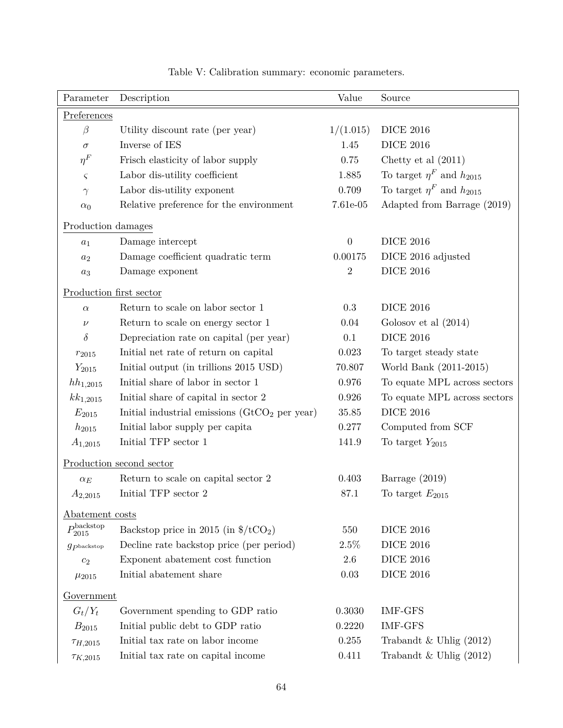Table V: Calibration summary: economic parameters.

| Parameter | Description | Value | Source |
|---|---|---|---|
| Preferences | | | |
| $\beta$ | Utility discount rate (per year) | $1/(1.015)$ | DICE 2016 |
| $\sigma$ | Inverse of IES | 1.45 | DICE 2016 |
| $\eta^F$ | Frisch elasticity of labor supply | 0.75 | Chetty et al (2011) |
| $\varsigma$ | Labor dis-utility coefficient | 1.885 | To target $\eta^F$ and $h_{2015}$ |
| $\gamma$ | Labor dis-utility exponent | 0.709 | To target $\eta^F$ and $h_{2015}$ |
| $\alpha_0$ | Relative preference for the environment | 7.61e-05 | Adapted from Barrage (2019) |
| Production damages | | | |
| $a_1$ | Damage intercept | 0 | DICE 2016 |
| $a_2$ | Damage coefficient quadratic term | 0.00175 | DICE 2016 adjusted |
| $a_3$ | Damage exponent | 2 | DICE 2016 |
| Production first sector | | | |
| $\alpha$ | Return to scale on labor sector 1 | 0.3 | DICE 2016 |
| $\nu$ | Return to scale on energy sector 1 | 0.04 | Golosov et al (2014) |
| $\delta$ | Depreciation rate on capital (per year) | 0.1 | DICE 2016 |
| $r_{2015}$ | Initial net rate of return on capital | 0.023 | To target steady state |
| $Y_{2015}$ | Initial output (in trillions 2015 USD) | 70.807 | World Bank (2011-2015) |
| $hh_{1,2015}$ | Initial share of labor in sector 1 | 0.976 | To equate MPL across sectors |
| $kk_{1,2015}$ | Initial share of capital in sector 2 | 0.926 | To equate MPL across sectors |
| $E_{2015}$ | Initial industrial emissions ($GtCO_2$ per year) | 35.85 | DICE 2016 |
| $h_{2015}$ | Initial labor supply per capita | 0.277 | Computed from SCF |
| $A_{1,2015}$ | Initial TFP sector 1 | 141.9 | To target $Y_{2015}$ |
| Production second sector | | | |
| $\alpha_E$ | Return to scale on capital sector 2 | 0.403 | Barrage (2019) |
| $A_{2,2015}$ | Initial TFP sector 2 | 87.1 | To target $E_{2015}$ |
| Abatement costs | | | |
| $P^{\text{backstop}}_{2015}$ | Backstop price in 2015 (in $/t$CO_2$) | 550 | DICE 2016 |
| $g_{P^{\text{backstop}}}$ | Decline rate backstop price (per period) | 2.5% | DICE 2016 |
| $c_2$ | Exponent abatement cost function | 2.6 | DICE 2016 |
| $\mu_{2015}$ | Initial abatement share | 0.03 | DICE 2016 |
| Government | | | |
| $G_t/Y_t$ | Government spending to GDP ratio | 0.3030 | IMF-GFS |
| $B_{2015}$ | Initial public debt to GDP ratio | 0.2220 | IMF-GFS |
| $\tau_{H,2015}$ | Initial tax rate on labor income | 0.255 | Trabandt & Uhlig (2012) |
| $\tau_{K,2015}$ | Initial tax rate on capital income | 0.411 | Trabandt & Uhlig (2012) |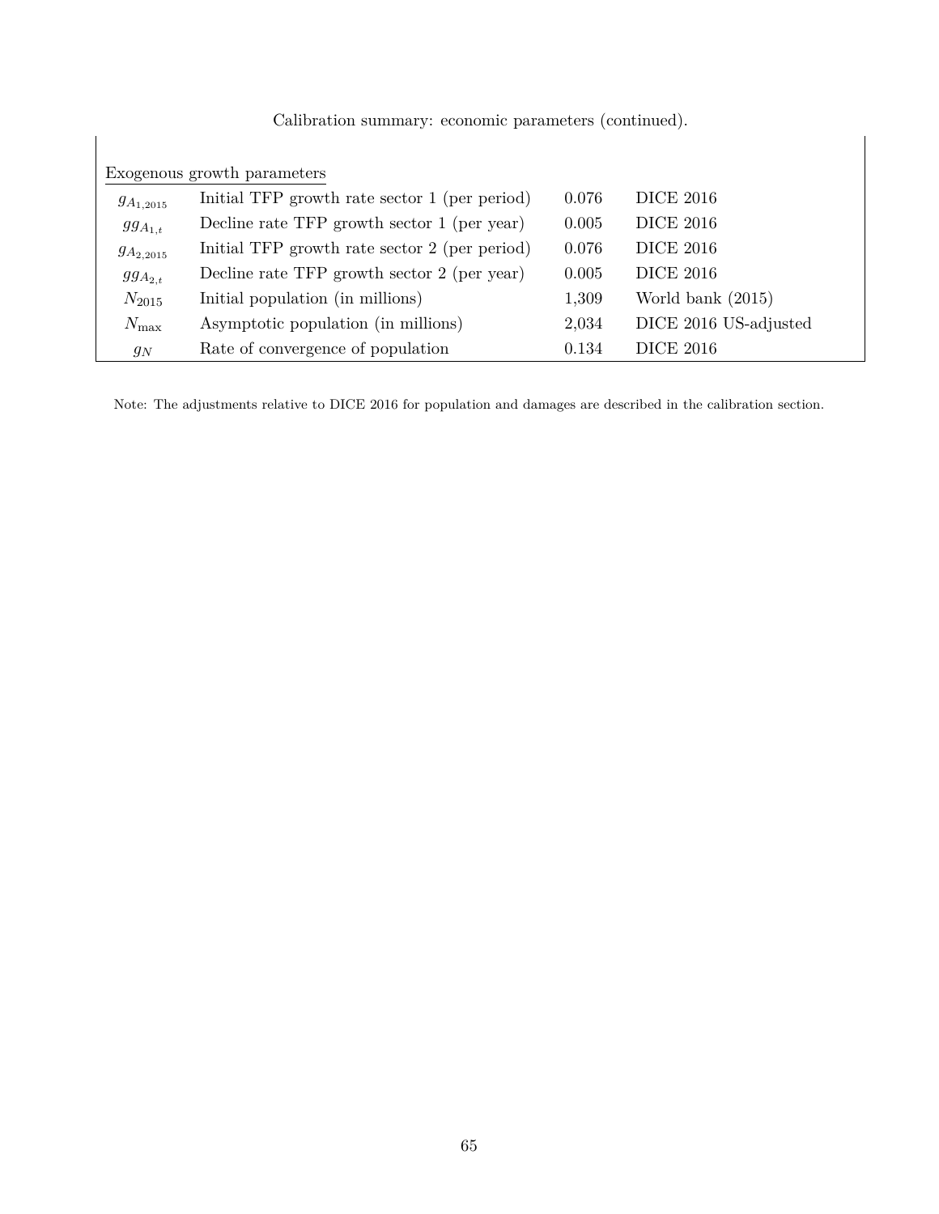Calibration summary: economic parameters (continued).

| Exogenous growth parameters | | | |
|---|---|---|---|
| $g_{A_{1,2015}}$ | Initial TFP growth rate sector 1 (per period) | 0.076 | DICE 2016 |
| $gg_{A_{1,t}}$ | Decline rate TFP growth sector 1 (per year) | 0.005 | DICE 2016 |
| $g_{A_{2,2015}}$ | Initial TFP growth rate sector 2 (per period) | 0.076 | DICE 2016 |
| $gg_{A_{2,t}}$ | Decline rate TFP growth sector 2 (per year) | 0.005 | DICE 2016 |
| $N_{2015}$ | Initial population (in millions) | 1,309 | World bank (2015) |
| $N_{\max}$ | Asymptotic population (in millions) | 2,034 | DICE 2016 US-adjusted |
| $g_N$ | Rate of convergence of population | 0.134 | DICE 2016 |

Note: The adjustments relative to DICE 2016 for population and damages are described in the calibration section.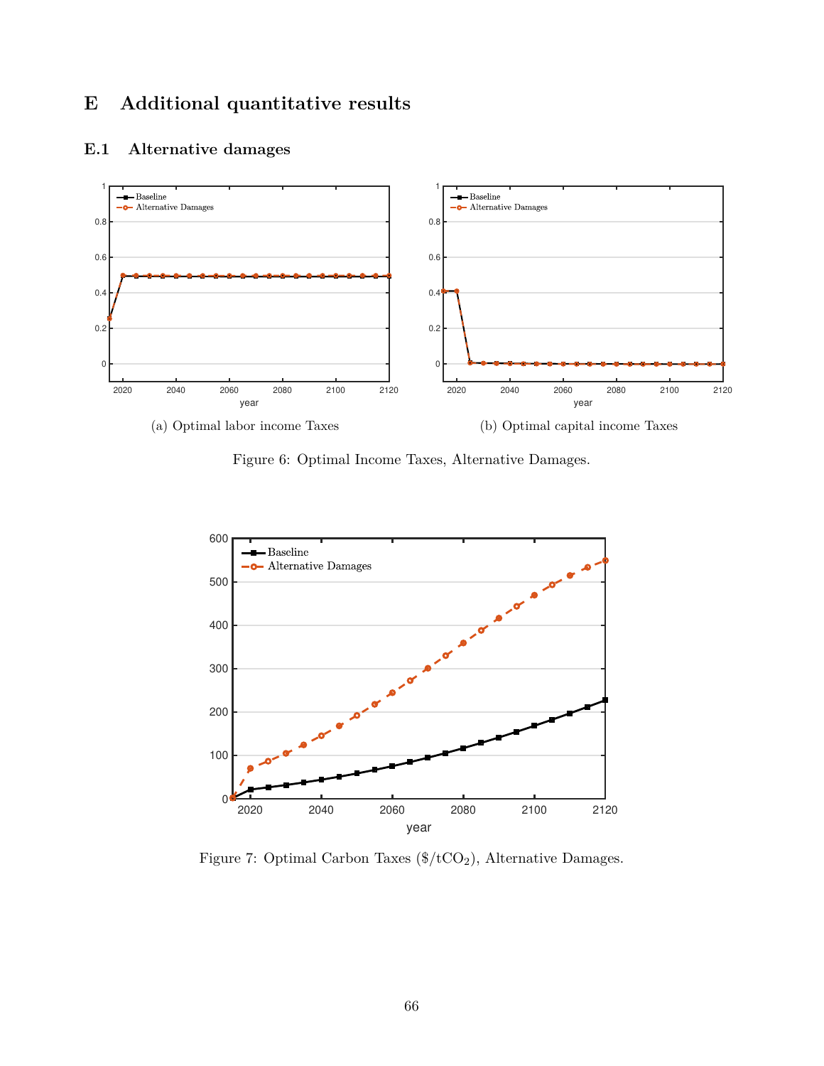# E Additional quantitative results

## E.1 Alternative damages

(a) Optimal labor income Taxes

(b) Optimal capital income Taxes

Figure 6: Optimal Income Taxes, Alternative Damages.

Figure 7: Optimal Carbon Taxes ($/t$CO_2$), Alternative Damages.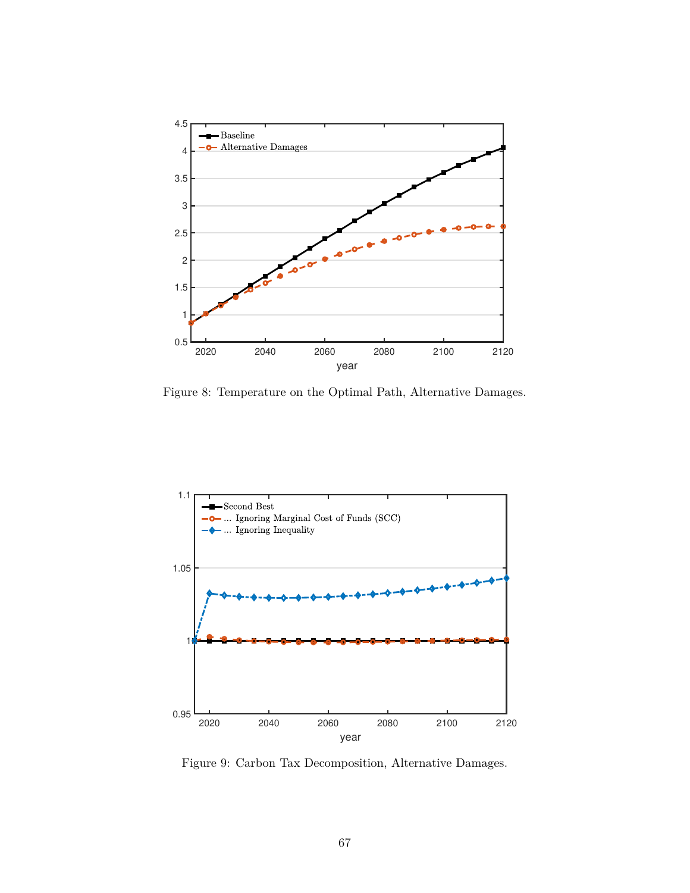Figure 8: Temperature on the Optimal Path, Alternative Damages.

Figure 9: Carbon Tax Decomposition, Alternative Damages.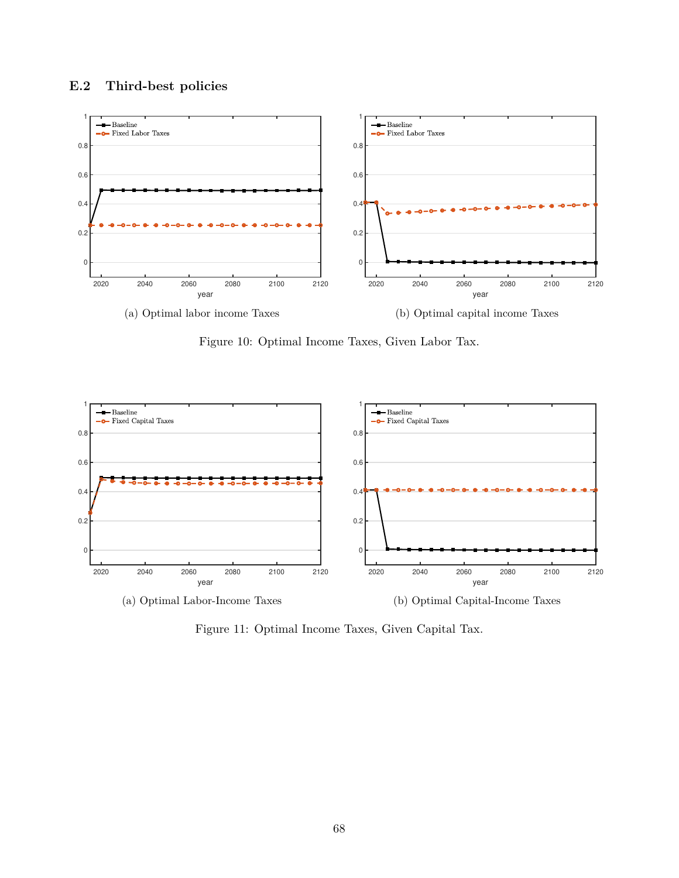## E.2 Third-best policies

(a) Optimal labor income Taxes

(b) Optimal capital income Taxes

Figure 10: Optimal Income Taxes, Given Labor Tax.

(a) Optimal Labor-Income Taxes

(b) Optimal Capital-Income Taxes

Figure 11: Optimal Income Taxes, Given Capital Tax.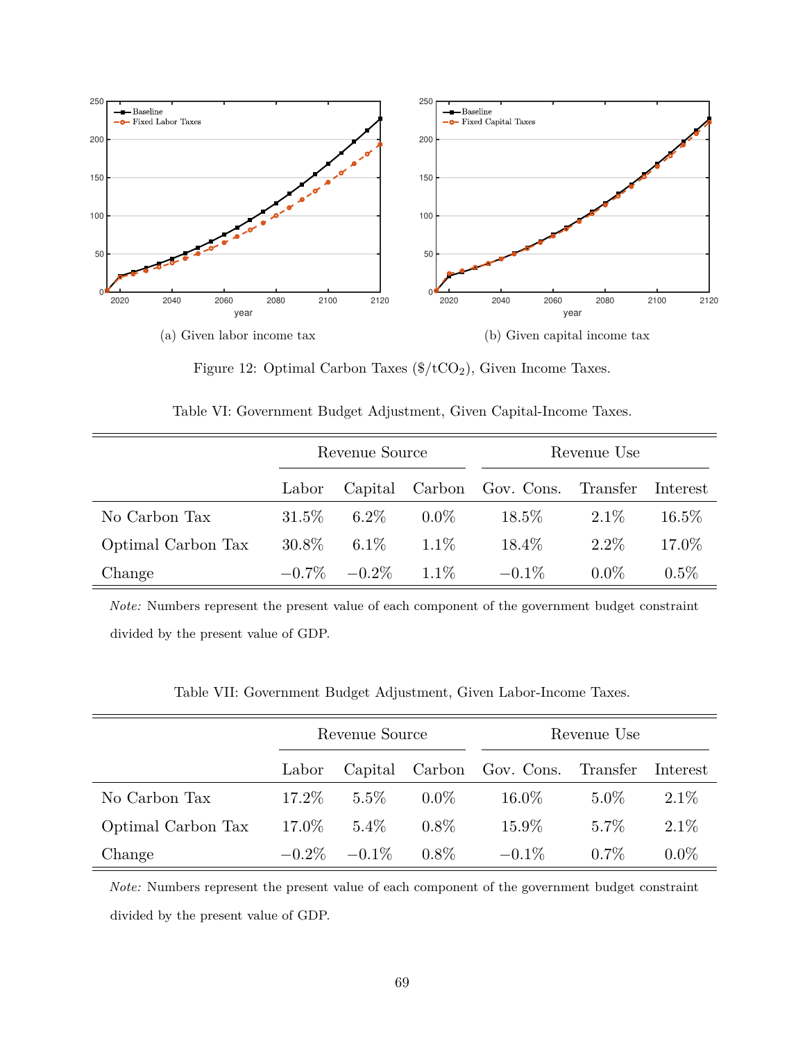(a) Given labor income tax

(b) Given capital income tax

Figure 12: Optimal Carbon Taxes ($\$/tCO_2$), Given Income Taxes.

Table VI: Government Budget Adjustment, Given Capital-Income Taxes.

| | Revenue Source | | | Revenue Use | | |
|---|---|---|---|---|---|---|
| | Labor | Capital | Carbon | Gov. Cons. | Transfer | Interest |
| No Carbon Tax | 31.5% | 6.2% | 0.0% | 18.5% | 2.1% | 16.5% |
| Optimal Carbon Tax | 30.8% | 6.1% | 1.1% | 18.4% | 2.2% | 17.0% |
| Change | −0.7% | −0.2% | 1.1% | −0.1% | 0.0% | 0.5% |

*Note:* Numbers represent the present value of each component of the government budget constraint divided by the present value of GDP.

Table VII: Government Budget Adjustment, Given Labor-Income Taxes.

| | Revenue Source | | | Revenue Use | | |
|---|---|---|---|---|---|---|
| | Labor | Capital | Carbon | Gov. Cons. | Transfer | Interest |
| No Carbon Tax | 17.2% | 5.5% | 0.0% | 16.0% | 5.0% | 2.1% |
| Optimal Carbon Tax | 17.0% | 5.4% | 0.8% | 15.9% | 5.7% | 2.1% |
| Change | −0.2% | −0.1% | 0.8% | −0.1% | 0.7% | 0.0% |

*Note:* Numbers represent the present value of each component of the government budget constraint divided by the present value of GDP.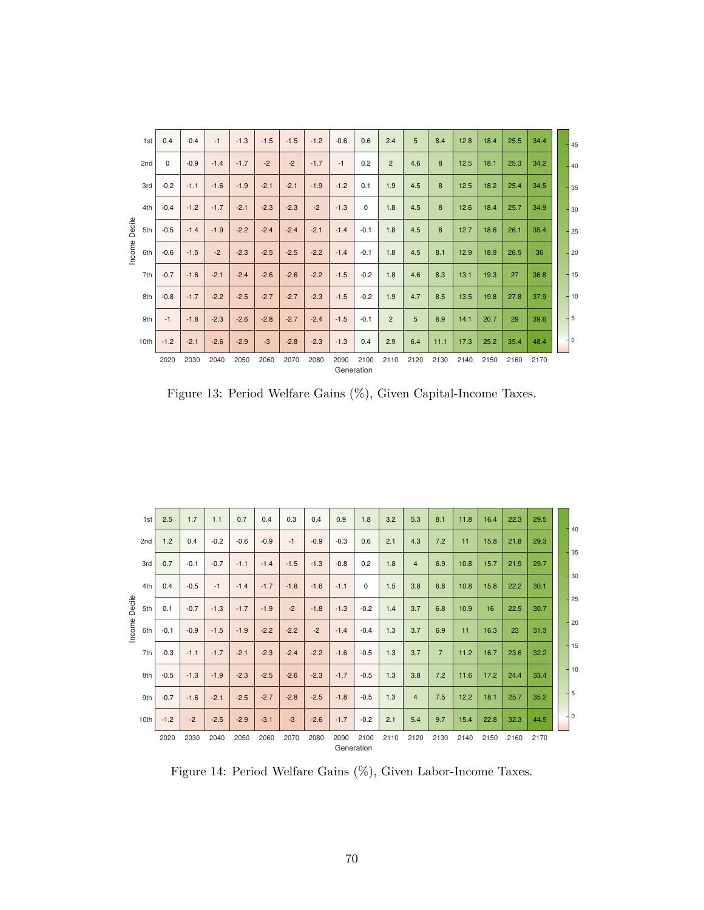| Income Decile | 2020 | 2030 | 2040 | 2050 | 2060 | 2070 | 2080 | 2090 | 2100 | 2110 | 2120 | 2130 | 2140 | 2150 | 2160 | 2170 |
|---|---|---|---|---|---|---|---|---|---|---|---|---|---|---|---|---|
| 1st | 0.4 | -0.4 | -1 | -1.3 | -1.5 | -1.5 | -1.2 | -0.6 | 0.6 | 2.4 | 5 | 8.4 | 12.8 | 18.4 | 25.5 | 34.4 |
| 2nd | 0 | -0.9 | -1.4 | -1.7 | -2 | -2 | -1.7 | -1 | 0.2 | 2 | 4.6 | 8 | 12.5 | 18.1 | 25.3 | 34.2 |
| 3rd | -0.2 | -1.1 | -1.6 | -1.9 | -2.1 | -2.1 | -1.9 | -1.2 | 0.1 | 1.9 | 4.5 | 8 | 12.5 | 18.2 | 25.4 | 34.5 |
| 4th | -0.4 | -1.2 | -1.7 | -2.1 | -2.3 | -2.3 | -2 | -1.3 | 0 | 1.8 | 4.5 | 8 | 12.6 | 18.4 | 25.7 | 34.9 |
| 5th | -0.5 | -1.4 | -1.9 | -2.2 | -2.4 | -2.4 | -2.1 | -1.4 | -0.1 | 1.8 | 4.5 | 8 | 12.7 | 18.6 | 26.1 | 35.4 |
| 6th | -0.6 | -1.5 | -2 | -2.3 | -2.5 | -2.5 | -2.2 | -1.4 | -0.1 | 1.8 | 4.5 | 8.1 | 12.9 | 18.9 | 26.5 | 36 |
| 7th | -0.7 | -1.6 | -2.1 | -2.4 | -2.6 | -2.6 | -2.2 | -1.5 | -0.2 | 1.8 | 4.6 | 8.3 | 13.1 | 19.3 | 27 | 36.8 |
| 8th | -0.8 | -1.7 | -2.2 | -2.5 | -2.7 | -2.7 | -2.3 | -1.5 | -0.2 | 1.9 | 4.7 | 8.5 | 13.5 | 19.8 | 27.8 | 37.9 |
| 9th | -1 | -1.8 | -2.3 | -2.6 | -2.8 | -2.7 | -2.4 | -1.5 | -0.1 | 2 | 5 | 8.9 | 14.1 | 20.7 | 29 | 39.6 |
| 10th | -1.2 | -2.1 | -2.6 | -2.9 | -3 | -2.8 | -2.3 | -1.3 | 0.4 | 2.9 | 6.4 | 11.1 | 17.3 | 25.2 | 35.4 | 48.4 |

Generation

Figure 13: Period Welfare Gains (%), Given Capital-Income Taxes.

| Income Decile | 2020 | 2030 | 2040 | 2050 | 2060 | 2070 | 2080 | 2090 | 2100 | 2110 | 2120 | 2130 | 2140 | 2150 | 2160 | 2170 |
|---|---|---|---|---|---|---|---|---|---|---|---|---|---|---|---|---|
| 1st | 2.5 | 1.7 | 1.1 | 0.7 | 0.4 | 0.3 | 0.4 | 0.9 | 1.8 | 3.2 | 5.3 | 8.1 | 11.8 | 16.4 | 22.3 | 29.5 |
| 2nd | 1.2 | 0.4 | -0.2 | -0.6 | -0.9 | -1 | -0.9 | -0.3 | 0.6 | 2.1 | 4.3 | 7.2 | 11 | 15.8 | 21.8 | 29.3 |
| 3rd | 0.7 | -0.1 | -0.7 | -1.1 | -1.4 | -1.5 | -1.3 | -0.8 | 0.2 | 1.8 | 4 | 6.9 | 10.8 | 15.7 | 21.9 | 29.7 |
| 4th | 0.4 | -0.5 | -1 | -1.4 | -1.7 | -1.8 | -1.6 | -1.1 | 0 | 1.5 | 3.8 | 6.8 | 10.8 | 15.8 | 22.2 | 30.1 |
| 5th | 0.1 | -0.7 | -1.3 | -1.7 | -1.9 | -2 | -1.8 | -1.3 | -0.2 | 1.4 | 3.7 | 6.8 | 10.9 | 16 | 22.5 | 30.7 |
| 6th | -0.1 | -0.9 | -1.5 | -1.9 | -2.2 | -2.2 | -2 | -1.4 | -0.4 | 1.3 | 3.7 | 6.9 | 11 | 16.3 | 23 | 31.3 |
| 7th | -0.3 | -1.1 | -1.7 | -2.1 | -2.3 | -2.4 | -2.2 | -1.6 | -0.5 | 1.3 | 3.7 | 7 | 11.2 | 16.7 | 23.6 | 32.2 |
| 8th | -0.5 | -1.3 | -1.9 | -2.3 | -2.5 | -2.6 | -2.3 | -1.7 | -0.5 | 1.3 | 3.8 | 7.2 | 11.6 | 17.2 | 24.4 | 33.4 |
| 9th | -0.7 | -1.6 | -2.1 | -2.5 | -2.7 | -2.8 | -2.5 | -1.8 | -0.5 | 1.3 | 4 | 7.5 | 12.2 | 18.1 | 25.7 | 35.2 |
| 10th | -1.2 | -2 | -2.5 | -2.9 | -3.1 | -3 | -2.6 | -1.7 | -0.2 | 2.1 | 5.4 | 9.7 | 15.4 | 22.8 | 32.3 | 44.5 |

Generation

Figure 14: Period Welfare Gains (%), Given Labor-Income Taxes.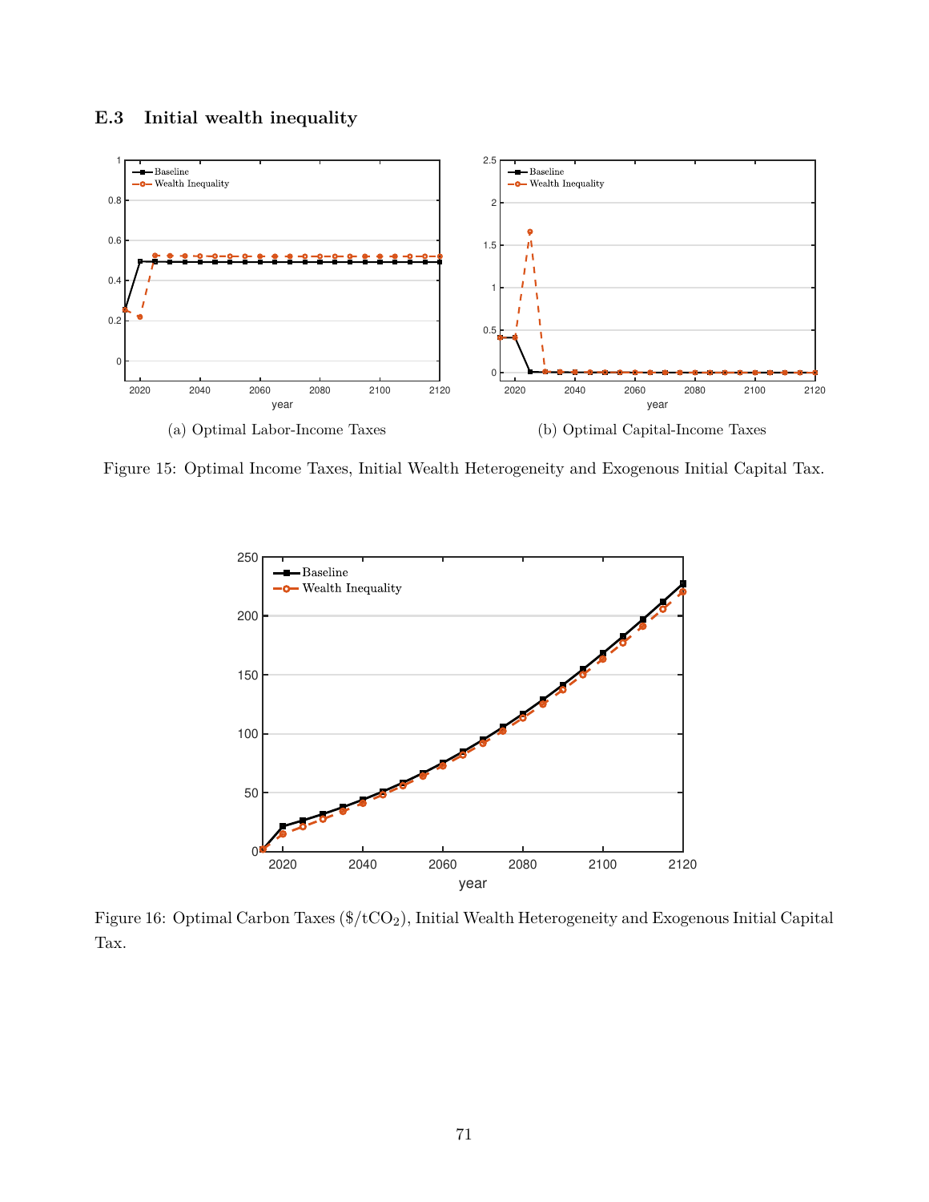### E.3 Initial wealth inequality

(a) Optimal Labor-Income Taxes

(b) Optimal Capital-Income Taxes

Figure 15: Optimal Income Taxes, Initial Wealth Heterogeneity and Exogenous Initial Capital Tax.

Figure 16: Optimal Carbon Taxes ($/t$CO_2$), Initial Wealth Heterogeneity and Exogenous Initial Capital Tax.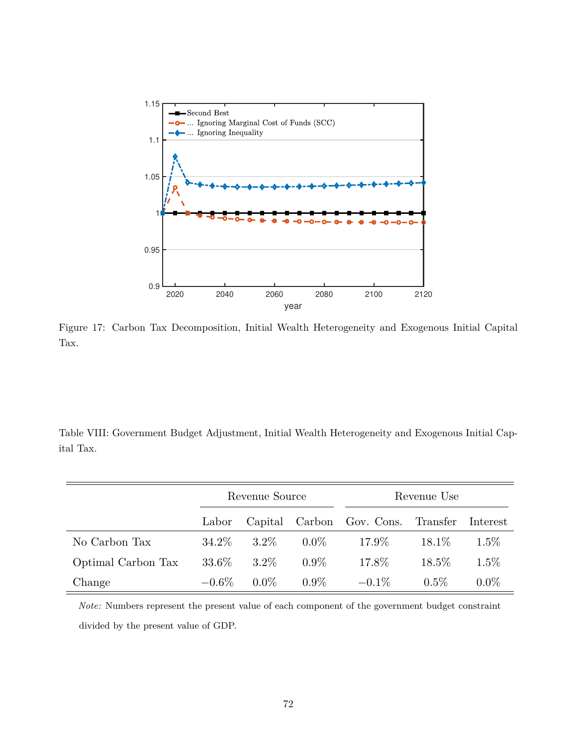Figure 17: Carbon Tax Decomposition, Initial Wealth Heterogeneity and Exogenous Initial Capital Tax.

Table VIII: Government Budget Adjustment, Initial Wealth Heterogeneity and Exogenous Initial Capital Tax.

| | Revenue Source | | | Revenue Use | | |
|---|---|---|---|---|---|---|
| | Labor | Capital | Carbon | Gov. Cons. | Transfer | Interest |
| No Carbon Tax | 34.2% | 3.2% | 0.0% | 17.9% | 18.1% | 1.5% |
| Optimal Carbon Tax | 33.6% | 3.2% | 0.9% | 17.8% | 18.5% | 1.5% |
| Change | −0.6% | 0.0% | 0.9% | −0.1% | 0.5% | 0.0% |

*Note:* Numbers represent the present value of each component of the government budget constraint divided by the present value of GDP.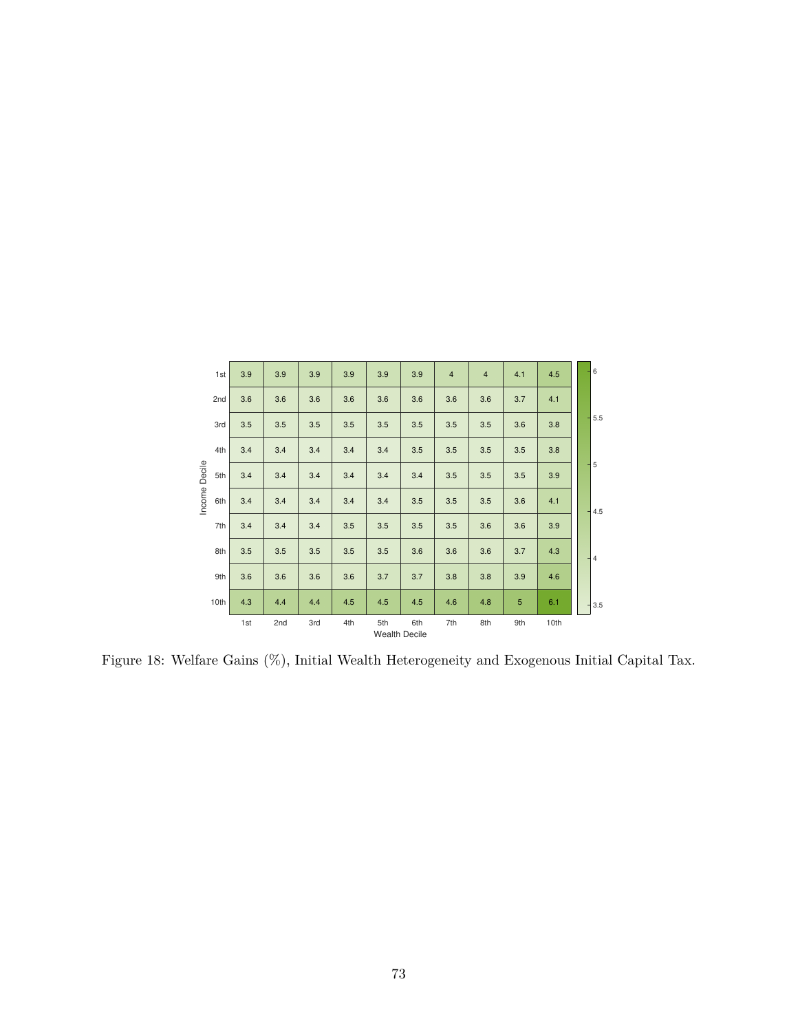Income Decile

1st 3.9 3.9 3.9 3.9 3.9 3.9 4 4 4.1 4.5

2nd 3.6 3.6 3.6 3.6 3.6 3.6 3.6 3.6 3.7 4.1

3rd 3.5 3.5 3.5 3.5 3.5 3.5 3.5 3.5 3.6 3.8

4th 3.4 3.4 3.4 3.4 3.4 3.5 3.5 3.5 3.5 3.8

5th 3.4 3.4 3.4 3.4 3.4 3.4 3.5 3.5 3.5 3.9

6th 3.4 3.4 3.4 3.4 3.4 3.5 3.5 3.5 3.6 4.1

7th 3.4 3.4 3.4 3.5 3.5 3.5 3.5 3.6 3.6 3.9

8th 3.5 3.5 3.5 3.5 3.5 3.6 3.6 3.6 3.7 4.3

9th 3.6 3.6 3.6 3.6 3.7 3.7 3.8 3.8 3.9 4.6

10th 4.3 4.4 4.4 4.5 4.5 4.5 4.6 4.8 5 6.1

1st 2nd 3rd 4th 5th 6th 7th 8th 9th 10th

Wealth Decile

6

5.5

5

4.5

4

3.5

Figure 18: Welfare Gains (%), Initial Wealth Heterogeneity and Exogenous Initial Capital Tax.